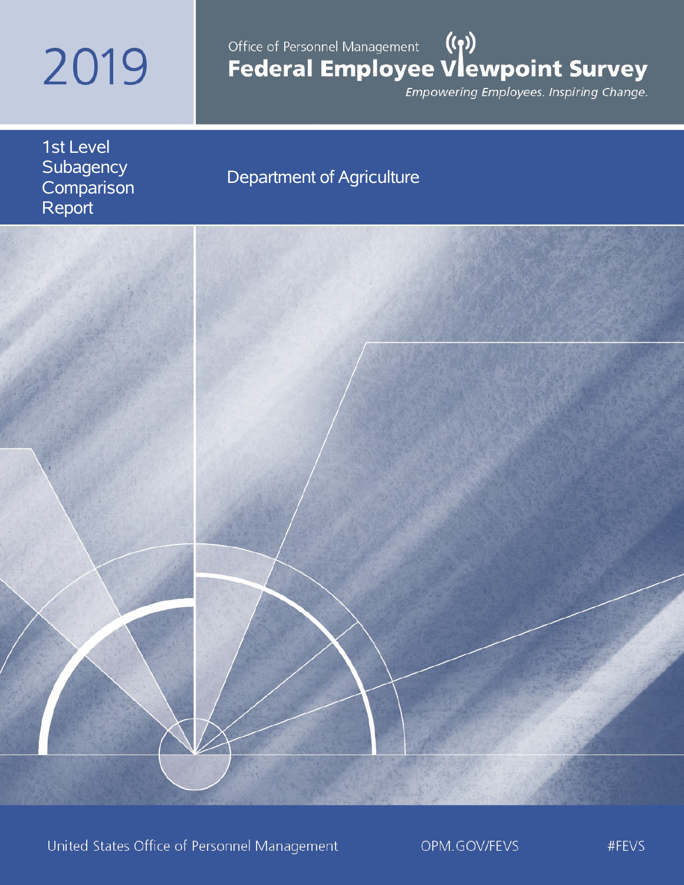# 2019

Office of Personnel Management

## Federal Employee Viewpoint Survey

*Empowering Employees. Inspiring Change.*

1st Level Subagency Comparison Report

Department of Agriculture

United States Office of Personnel Management

OPM.GOV/FEVS

#FEVS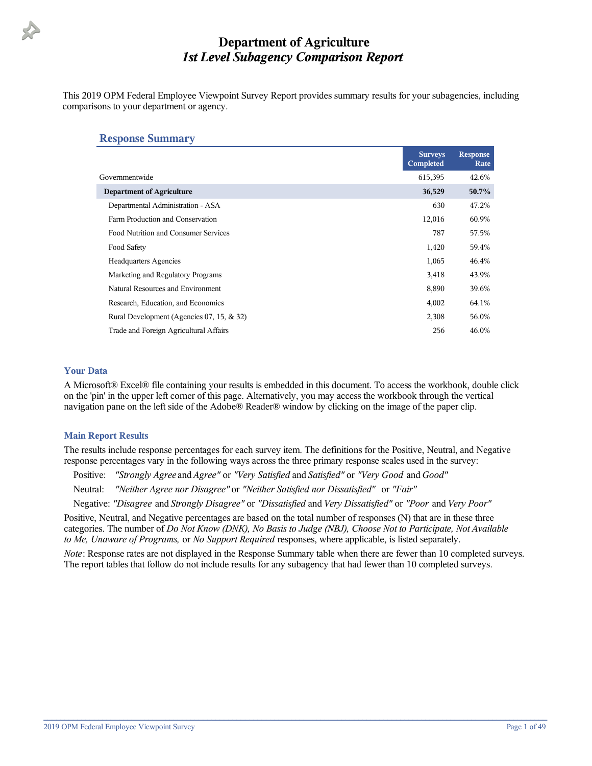# Department of Agriculture
## *1st Level Subagency Comparison Report*

This 2019 OPM Federal Employee Viewpoint Survey Report provides summary results for your subagencies, including comparisons to your department or agency.

### Response Summary

| | Surveys Completed | Response Rate |
|---|---|---|
| Governmentwide | 615,395 | 42.6% |
| **Department of Agriculture** | **36,529** | **50.7%** |
| Departmental Administration - ASA | 630 | 47.2% |
| Farm Production and Conservation | 12,016 | 60.9% |
| Food Nutrition and Consumer Services | 787 | 57.5% |
| Food Safety | 1,420 | 59.4% |
| Headquarters Agencies | 1,065 | 46.4% |
| Marketing and Regulatory Programs | 3,418 | 43.9% |
| Natural Resources and Environment | 8,890 | 39.6% |
| Research, Education, and Economics | 4,002 | 64.1% |
| Rural Development (Agencies 07, 15, & 32) | 2,308 | 56.0% |
| Trade and Foreign Agricultural Affairs | 256 | 46.0% |

### Your Data

A Microsoft® Excel® file containing your results is embedded in this document. To access the workbook, double click on the 'pin' in the upper left corner of this page. Alternatively, you may access the workbook through the vertical navigation pane on the left side of the Adobe® Reader® window by clicking on the image of the paper clip.

### Main Report Results

The results include response percentages for each survey item. The definitions for the Positive, Neutral, and Negative response percentages vary in the following ways across the three primary response scales used in the survey:

Positive: *"Strongly Agree* and *Agree"* or *"Very Satisfied* and *Satisfied"* or *"Very Good* and *Good"*

Neutral: *"Neither Agree nor Disagree"* or *"Neither Satisfied nor Dissatisfied"* or *"Fair"*

Negative: *"Disagree* and *Strongly Disagree"* or *"Dissatisfied* and *Very Dissatisfied"* or *"Poor* and *Very Poor"*

Positive, Neutral, and Negative percentages are based on the total number of responses (N) that are in these three categories. The number of *Do Not Know (DNK), No Basis to Judge (NBJ), Choose Not to Participate, Not Available to Me, Unaware of Programs,* or *No Support Required* responses, where applicable, is listed separately.

*Note*: Response rates are not displayed in the Response Summary table when there are fewer than 10 completed surveys. The report tables that follow do not include results for any subagency that had fewer than 10 completed surveys.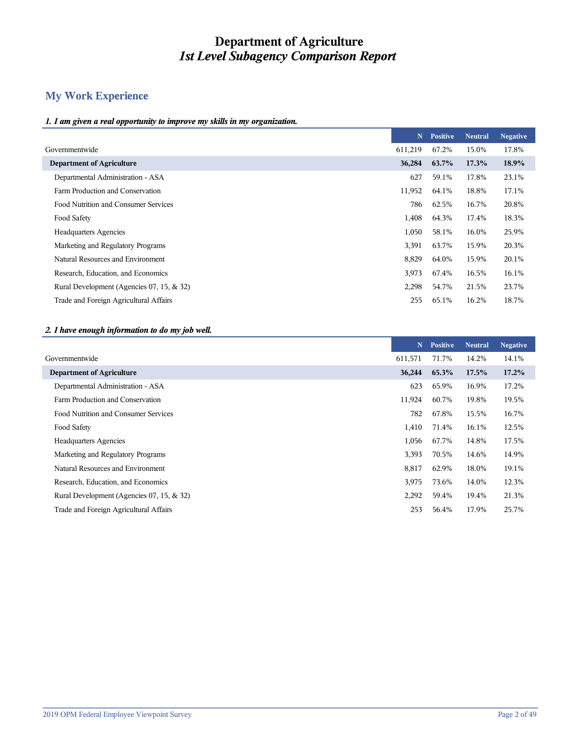# Department of Agriculture
# *1st Level Subagency Comparison Report*

## My Work Experience

### *1. I am given a real opportunity to improve my skills in my organization.*

| | N | Positive | Neutral | Negative |
|---|---|---|---|---|
| Governmentwide | 611,219 | 67.2% | 15.0% | 17.8% |
| **Department of Agriculture** | **36,284** | **63.7%** | **17.3%** | **18.9%** |
| Departmental Administration - ASA | 627 | 59.1% | 17.8% | 23.1% |
| Farm Production and Conservation | 11,952 | 64.1% | 18.8% | 17.1% |
| Food Nutrition and Consumer Services | 786 | 62.5% | 16.7% | 20.8% |
| Food Safety | 1,408 | 64.3% | 17.4% | 18.3% |
| Headquarters Agencies | 1,050 | 58.1% | 16.0% | 25.9% |
| Marketing and Regulatory Programs | 3,391 | 63.7% | 15.9% | 20.3% |
| Natural Resources and Environment | 8,829 | 64.0% | 15.9% | 20.1% |
| Research, Education, and Economics | 3,973 | 67.4% | 16.5% | 16.1% |
| Rural Development (Agencies 07, 15, & 32) | 2,298 | 54.7% | 21.5% | 23.7% |
| Trade and Foreign Agricultural Affairs | 255 | 65.1% | 16.2% | 18.7% |

### *2. I have enough information to do my job well.*

| | N | Positive | Neutral | Negative |
|---|---|---|---|---|
| Governmentwide | 611,571 | 71.7% | 14.2% | 14.1% |
| **Department of Agriculture** | **36,244** | **65.3%** | **17.5%** | **17.2%** |
| Departmental Administration - ASA | 623 | 65.9% | 16.9% | 17.2% |
| Farm Production and Conservation | 11,924 | 60.7% | 19.8% | 19.5% |
| Food Nutrition and Consumer Services | 782 | 67.8% | 15.5% | 16.7% |
| Food Safety | 1,410 | 71.4% | 16.1% | 12.5% |
| Headquarters Agencies | 1,056 | 67.7% | 14.8% | 17.5% |
| Marketing and Regulatory Programs | 3,393 | 70.5% | 14.6% | 14.9% |
| Natural Resources and Environment | 8,817 | 62.9% | 18.0% | 19.1% |
| Research, Education, and Economics | 3,975 | 73.6% | 14.0% | 12.3% |
| Rural Development (Agencies 07, 15, & 32) | 2,292 | 59.4% | 19.4% | 21.3% |
| Trade and Foreign Agricultural Affairs | 253 | 56.4% | 17.9% | 25.7% |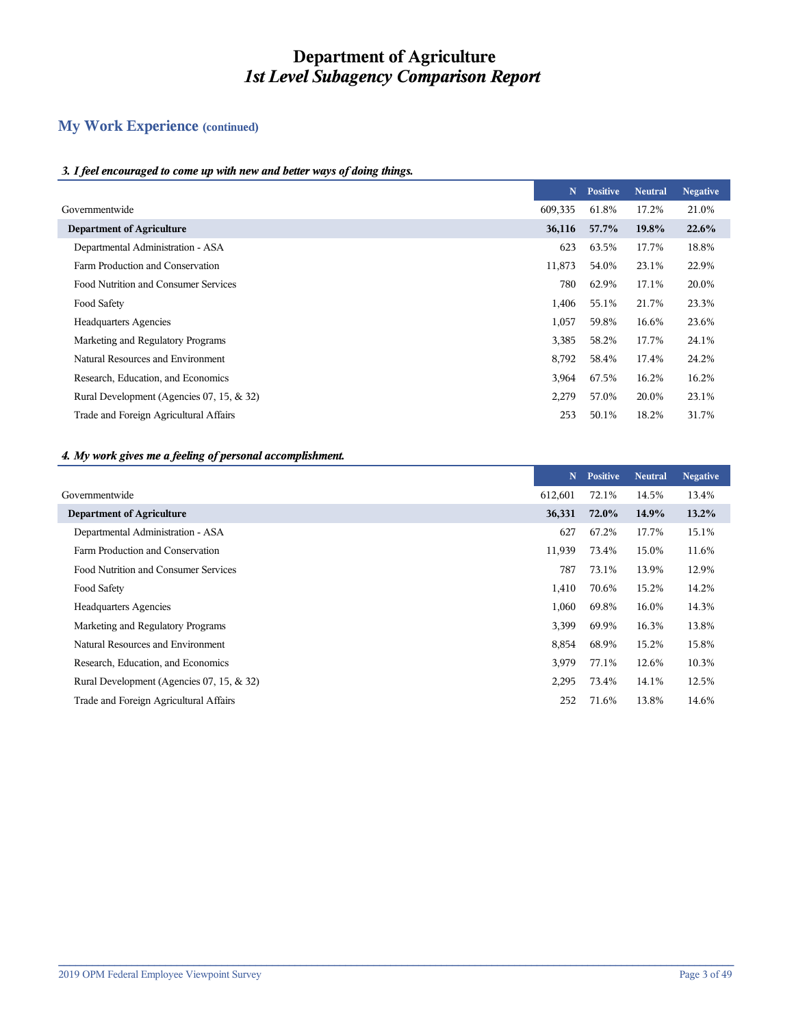# Department of Agriculture
## *1st Level Subagency Comparison Report*

## My Work Experience (continued)

### *3. I feel encouraged to come up with new and better ways of doing things.*

| | N | Positive | Neutral | Negative |
|---|---|---|---|---|
| Governmentwide | 609,335 | 61.8% | 17.2% | 21.0% |
| **Department of Agriculture** | **36,116** | **57.7%** | **19.8%** | **22.6%** |
| Departmental Administration - ASA | 623 | 63.5% | 17.7% | 18.8% |
| Farm Production and Conservation | 11,873 | 54.0% | 23.1% | 22.9% |
| Food Nutrition and Consumer Services | 780 | 62.9% | 17.1% | 20.0% |
| Food Safety | 1,406 | 55.1% | 21.7% | 23.3% |
| Headquarters Agencies | 1,057 | 59.8% | 16.6% | 23.6% |
| Marketing and Regulatory Programs | 3,385 | 58.2% | 17.7% | 24.1% |
| Natural Resources and Environment | 8,792 | 58.4% | 17.4% | 24.2% |
| Research, Education, and Economics | 3,964 | 67.5% | 16.2% | 16.2% |
| Rural Development (Agencies 07, 15, & 32) | 2,279 | 57.0% | 20.0% | 23.1% |
| Trade and Foreign Agricultural Affairs | 253 | 50.1% | 18.2% | 31.7% |

### *4. My work gives me a feeling of personal accomplishment.*

| | N | Positive | Neutral | Negative |
|---|---|---|---|---|
| Governmentwide | 612,601 | 72.1% | 14.5% | 13.4% |
| **Department of Agriculture** | **36,331** | **72.0%** | **14.9%** | **13.2%** |
| Departmental Administration - ASA | 627 | 67.2% | 17.7% | 15.1% |
| Farm Production and Conservation | 11,939 | 73.4% | 15.0% | 11.6% |
| Food Nutrition and Consumer Services | 787 | 73.1% | 13.9% | 12.9% |
| Food Safety | 1,410 | 70.6% | 15.2% | 14.2% |
| Headquarters Agencies | 1,060 | 69.8% | 16.0% | 14.3% |
| Marketing and Regulatory Programs | 3,399 | 69.9% | 16.3% | 13.8% |
| Natural Resources and Environment | 8,854 | 68.9% | 15.2% | 15.8% |
| Research, Education, and Economics | 3,979 | 77.1% | 12.6% | 10.3% |
| Rural Development (Agencies 07, 15, & 32) | 2,295 | 73.4% | 14.1% | 12.5% |
| Trade and Foreign Agricultural Affairs | 252 | 71.6% | 13.8% | 14.6% |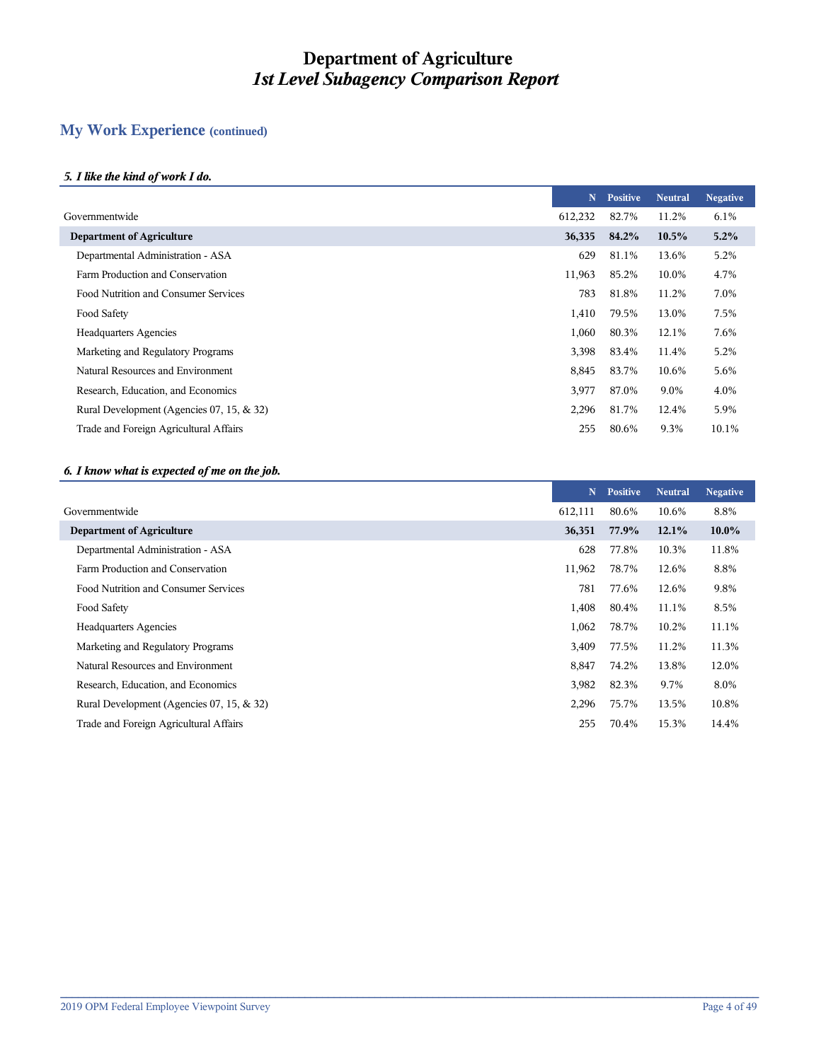# Department of Agriculture
## *1st Level Subagency Comparison Report*

## My Work Experience (continued)

### *5. I like the kind of work I do.*

| | N | Positive | Neutral | Negative |
|---|---|---|---|---|
| Governmentwide | 612,232 | 82.7% | 11.2% | 6.1% |
| **Department of Agriculture** | **36,335** | **84.2%** | **10.5%** | **5.2%** |
| Departmental Administration - ASA | 629 | 81.1% | 13.6% | 5.2% |
| Farm Production and Conservation | 11,963 | 85.2% | 10.0% | 4.7% |
| Food Nutrition and Consumer Services | 783 | 81.8% | 11.2% | 7.0% |
| Food Safety | 1,410 | 79.5% | 13.0% | 7.5% |
| Headquarters Agencies | 1,060 | 80.3% | 12.1% | 7.6% |
| Marketing and Regulatory Programs | 3,398 | 83.4% | 11.4% | 5.2% |
| Natural Resources and Environment | 8,845 | 83.7% | 10.6% | 5.6% |
| Research, Education, and Economics | 3,977 | 87.0% | 9.0% | 4.0% |
| Rural Development (Agencies 07, 15, & 32) | 2,296 | 81.7% | 12.4% | 5.9% |
| Trade and Foreign Agricultural Affairs | 255 | 80.6% | 9.3% | 10.1% |

### *6. I know what is expected of me on the job.*

| | N | Positive | Neutral | Negative |
|---|---|---|---|---|
| Governmentwide | 612,111 | 80.6% | 10.6% | 8.8% |
| **Department of Agriculture** | **36,351** | **77.9%** | **12.1%** | **10.0%** |
| Departmental Administration - ASA | 628 | 77.8% | 10.3% | 11.8% |
| Farm Production and Conservation | 11,962 | 78.7% | 12.6% | 8.8% |
| Food Nutrition and Consumer Services | 781 | 77.6% | 12.6% | 9.8% |
| Food Safety | 1,408 | 80.4% | 11.1% | 8.5% |
| Headquarters Agencies | 1,062 | 78.7% | 10.2% | 11.1% |
| Marketing and Regulatory Programs | 3,409 | 77.5% | 11.2% | 11.3% |
| Natural Resources and Environment | 8,847 | 74.2% | 13.8% | 12.0% |
| Research, Education, and Economics | 3,982 | 82.3% | 9.7% | 8.0% |
| Rural Development (Agencies 07, 15, & 32) | 2,296 | 75.7% | 13.5% | 10.8% |
| Trade and Foreign Agricultural Affairs | 255 | 70.4% | 15.3% | 14.4% |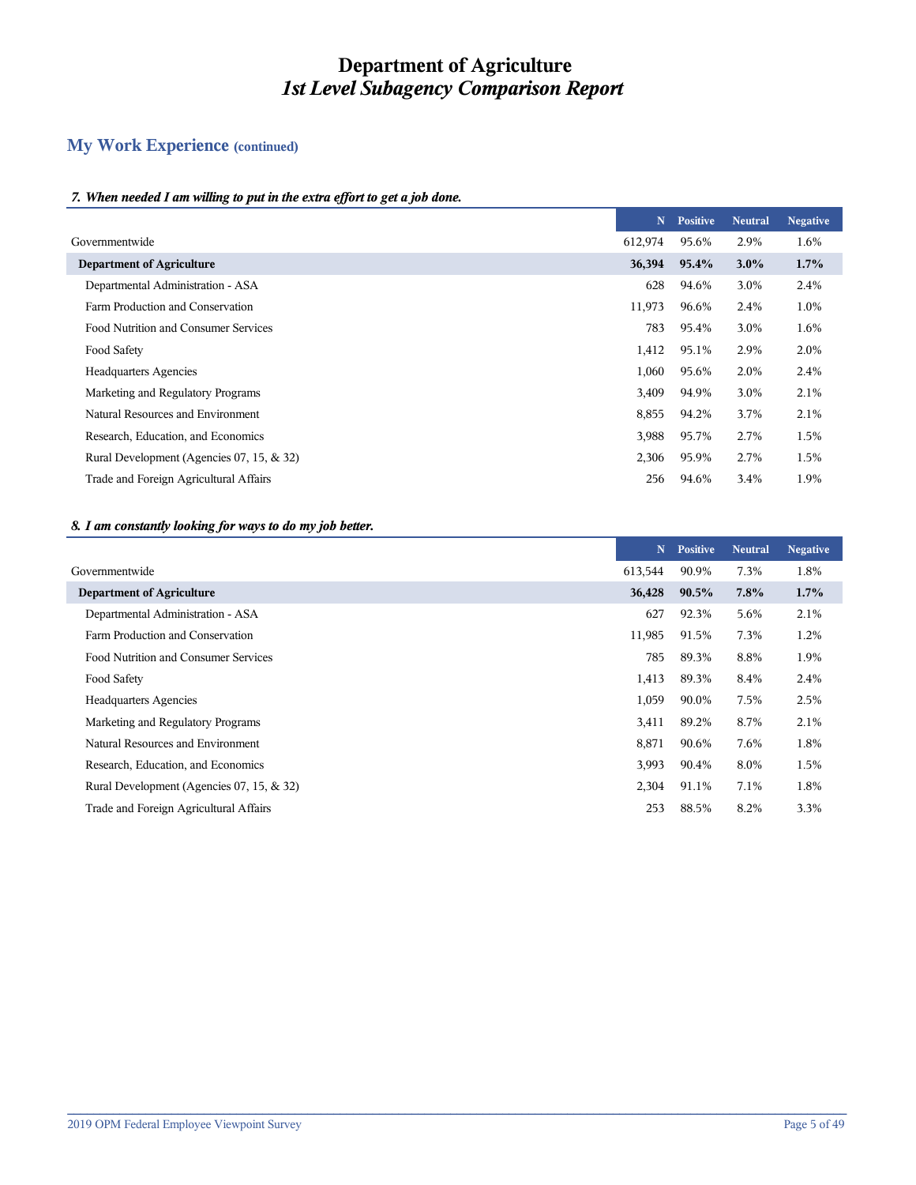# Department of Agriculture
## *1st Level Subagency Comparison Report*

## My Work Experience (continued)

### *7. When needed I am willing to put in the extra effort to get a job done.*

| | N | Positive | Neutral | Negative |
|---|---|---|---|---|
| Governmentwide | 612,974 | 95.6% | 2.9% | 1.6% |
| **Department of Agriculture** | **36,394** | **95.4%** | **3.0%** | **1.7%** |
| Departmental Administration - ASA | 628 | 94.6% | 3.0% | 2.4% |
| Farm Production and Conservation | 11,973 | 96.6% | 2.4% | 1.0% |
| Food Nutrition and Consumer Services | 783 | 95.4% | 3.0% | 1.6% |
| Food Safety | 1,412 | 95.1% | 2.9% | 2.0% |
| Headquarters Agencies | 1,060 | 95.6% | 2.0% | 2.4% |
| Marketing and Regulatory Programs | 3,409 | 94.9% | 3.0% | 2.1% |
| Natural Resources and Environment | 8,855 | 94.2% | 3.7% | 2.1% |
| Research, Education, and Economics | 3,988 | 95.7% | 2.7% | 1.5% |
| Rural Development (Agencies 07, 15, & 32) | 2,306 | 95.9% | 2.7% | 1.5% |
| Trade and Foreign Agricultural Affairs | 256 | 94.6% | 3.4% | 1.9% |

### *8. I am constantly looking for ways to do my job better.*

| | N | Positive | Neutral | Negative |
|---|---|---|---|---|
| Governmentwide | 613,544 | 90.9% | 7.3% | 1.8% |
| **Department of Agriculture** | **36,428** | **90.5%** | **7.8%** | **1.7%** |
| Departmental Administration - ASA | 627 | 92.3% | 5.6% | 2.1% |
| Farm Production and Conservation | 11,985 | 91.5% | 7.3% | 1.2% |
| Food Nutrition and Consumer Services | 785 | 89.3% | 8.8% | 1.9% |
| Food Safety | 1,413 | 89.3% | 8.4% | 2.4% |
| Headquarters Agencies | 1,059 | 90.0% | 7.5% | 2.5% |
| Marketing and Regulatory Programs | 3,411 | 89.2% | 8.7% | 2.1% |
| Natural Resources and Environment | 8,871 | 90.6% | 7.6% | 1.8% |
| Research, Education, and Economics | 3,993 | 90.4% | 8.0% | 1.5% |
| Rural Development (Agencies 07, 15, & 32) | 2,304 | 91.1% | 7.1% | 1.8% |
| Trade and Foreign Agricultural Affairs | 253 | 88.5% | 8.2% | 3.3% |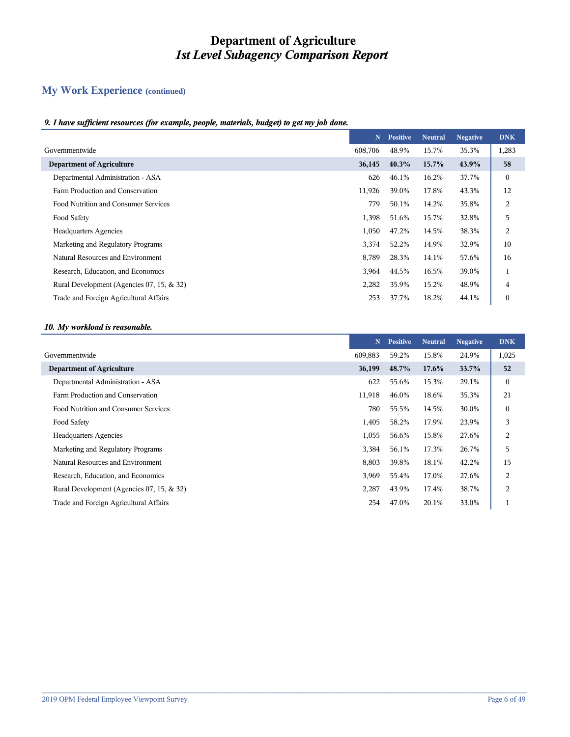# Department of Agriculture
## *1st Level Subagency Comparison Report*

## My Work Experience (continued)

### *9. I have sufficient resources (for example, people, materials, budget) to get my job done.*

| | N | Positive | Neutral | Negative | DNK |
|---|---|---|---|---|---|
| Governmentwide | 608,706 | 48.9% | 15.7% | 35.3% | 1,283 |
| **Department of Agriculture** | **36,145** | **40.3%** | **15.7%** | **43.9%** | **58** |
| Departmental Administration - ASA | 626 | 46.1% | 16.2% | 37.7% | 0 |
| Farm Production and Conservation | 11,926 | 39.0% | 17.8% | 43.3% | 12 |
| Food Nutrition and Consumer Services | 779 | 50.1% | 14.2% | 35.8% | 2 |
| Food Safety | 1,398 | 51.6% | 15.7% | 32.8% | 5 |
| Headquarters Agencies | 1,050 | 47.2% | 14.5% | 38.3% | 2 |
| Marketing and Regulatory Programs | 3,374 | 52.2% | 14.9% | 32.9% | 10 |
| Natural Resources and Environment | 8,789 | 28.3% | 14.1% | 57.6% | 16 |
| Research, Education, and Economics | 3,964 | 44.5% | 16.5% | 39.0% | 1 |
| Rural Development (Agencies 07, 15, & 32) | 2,282 | 35.9% | 15.2% | 48.9% | 4 |
| Trade and Foreign Agricultural Affairs | 253 | 37.7% | 18.2% | 44.1% | 0 |

### *10. My workload is reasonable.*

| | N | Positive | Neutral | Negative | DNK |
|---|---|---|---|---|---|
| Governmentwide | 609,883 | 59.2% | 15.8% | 24.9% | 1,025 |
| **Department of Agriculture** | **36,199** | **48.7%** | **17.6%** | **33.7%** | **52** |
| Departmental Administration - ASA | 622 | 55.6% | 15.3% | 29.1% | 0 |
| Farm Production and Conservation | 11,918 | 46.0% | 18.6% | 35.3% | 21 |
| Food Nutrition and Consumer Services | 780 | 55.5% | 14.5% | 30.0% | 0 |
| Food Safety | 1,405 | 58.2% | 17.9% | 23.9% | 3 |
| Headquarters Agencies | 1,055 | 56.6% | 15.8% | 27.6% | 2 |
| Marketing and Regulatory Programs | 3,384 | 56.1% | 17.3% | 26.7% | 5 |
| Natural Resources and Environment | 8,803 | 39.8% | 18.1% | 42.2% | 15 |
| Research, Education, and Economics | 3,969 | 55.4% | 17.0% | 27.6% | 2 |
| Rural Development (Agencies 07, 15, & 32) | 2,287 | 43.9% | 17.4% | 38.7% | 2 |
| Trade and Foreign Agricultural Affairs | 254 | 47.0% | 20.1% | 33.0% | 1 |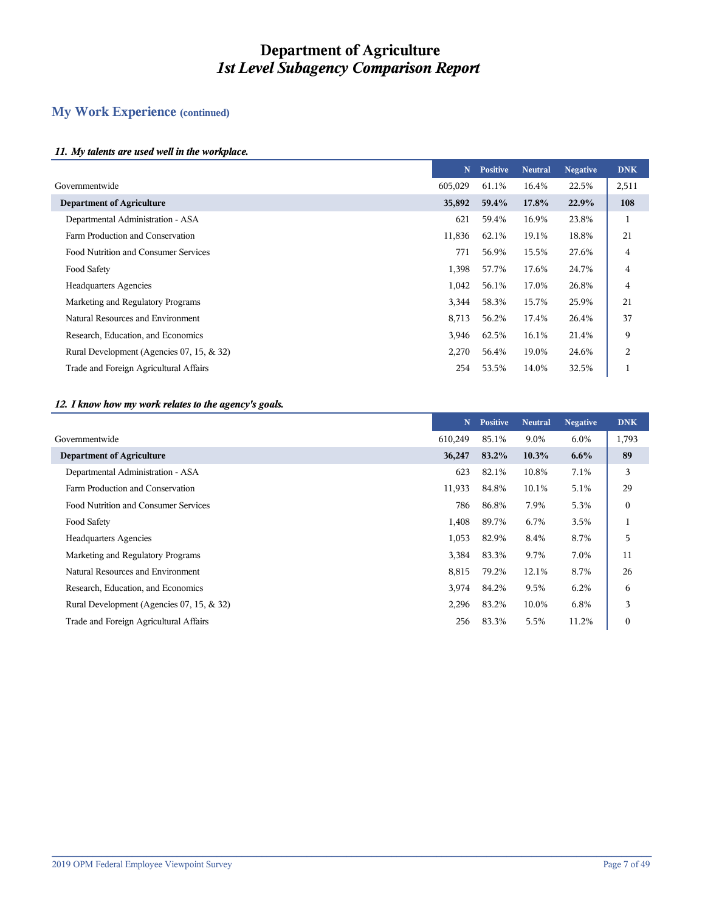# Department of Agriculture
## *1st Level Subagency Comparison Report*

## My Work Experience (continued)

### *11. My talents are used well in the workplace.*

| | N | Positive | Neutral | Negative | DNK |
|---|---|---|---|---|---|
| Governmentwide | 605,029 | 61.1% | 16.4% | 22.5% | 2,511 |
| **Department of Agriculture** | **35,892** | **59.4%** | **17.8%** | **22.9%** | **108** |
| Departmental Administration - ASA | 621 | 59.4% | 16.9% | 23.8% | 1 |
| Farm Production and Conservation | 11,836 | 62.1% | 19.1% | 18.8% | 21 |
| Food Nutrition and Consumer Services | 771 | 56.9% | 15.5% | 27.6% | 4 |
| Food Safety | 1,398 | 57.7% | 17.6% | 24.7% | 4 |
| Headquarters Agencies | 1,042 | 56.1% | 17.0% | 26.8% | 4 |
| Marketing and Regulatory Programs | 3,344 | 58.3% | 15.7% | 25.9% | 21 |
| Natural Resources and Environment | 8,713 | 56.2% | 17.4% | 26.4% | 37 |
| Research, Education, and Economics | 3,946 | 62.5% | 16.1% | 21.4% | 9 |
| Rural Development (Agencies 07, 15, & 32) | 2,270 | 56.4% | 19.0% | 24.6% | 2 |
| Trade and Foreign Agricultural Affairs | 254 | 53.5% | 14.0% | 32.5% | 1 |

### *12. I know how my work relates to the agency's goals.*

| | N | Positive | Neutral | Negative | DNK |
|---|---|---|---|---|---|
| Governmentwide | 610,249 | 85.1% | 9.0% | 6.0% | 1,793 |
| **Department of Agriculture** | **36,247** | **83.2%** | **10.3%** | **6.6%** | **89** |
| Departmental Administration - ASA | 623 | 82.1% | 10.8% | 7.1% | 3 |
| Farm Production and Conservation | 11,933 | 84.8% | 10.1% | 5.1% | 29 |
| Food Nutrition and Consumer Services | 786 | 86.8% | 7.9% | 5.3% | 0 |
| Food Safety | 1,408 | 89.7% | 6.7% | 3.5% | 1 |
| Headquarters Agencies | 1,053 | 82.9% | 8.4% | 8.7% | 5 |
| Marketing and Regulatory Programs | 3,384 | 83.3% | 9.7% | 7.0% | 11 |
| Natural Resources and Environment | 8,815 | 79.2% | 12.1% | 8.7% | 26 |
| Research, Education, and Economics | 3,974 | 84.2% | 9.5% | 6.2% | 6 |
| Rural Development (Agencies 07, 15, & 32) | 2,296 | 83.2% | 10.0% | 6.8% | 3 |
| Trade and Foreign Agricultural Affairs | 256 | 83.3% | 5.5% | 11.2% | 0 |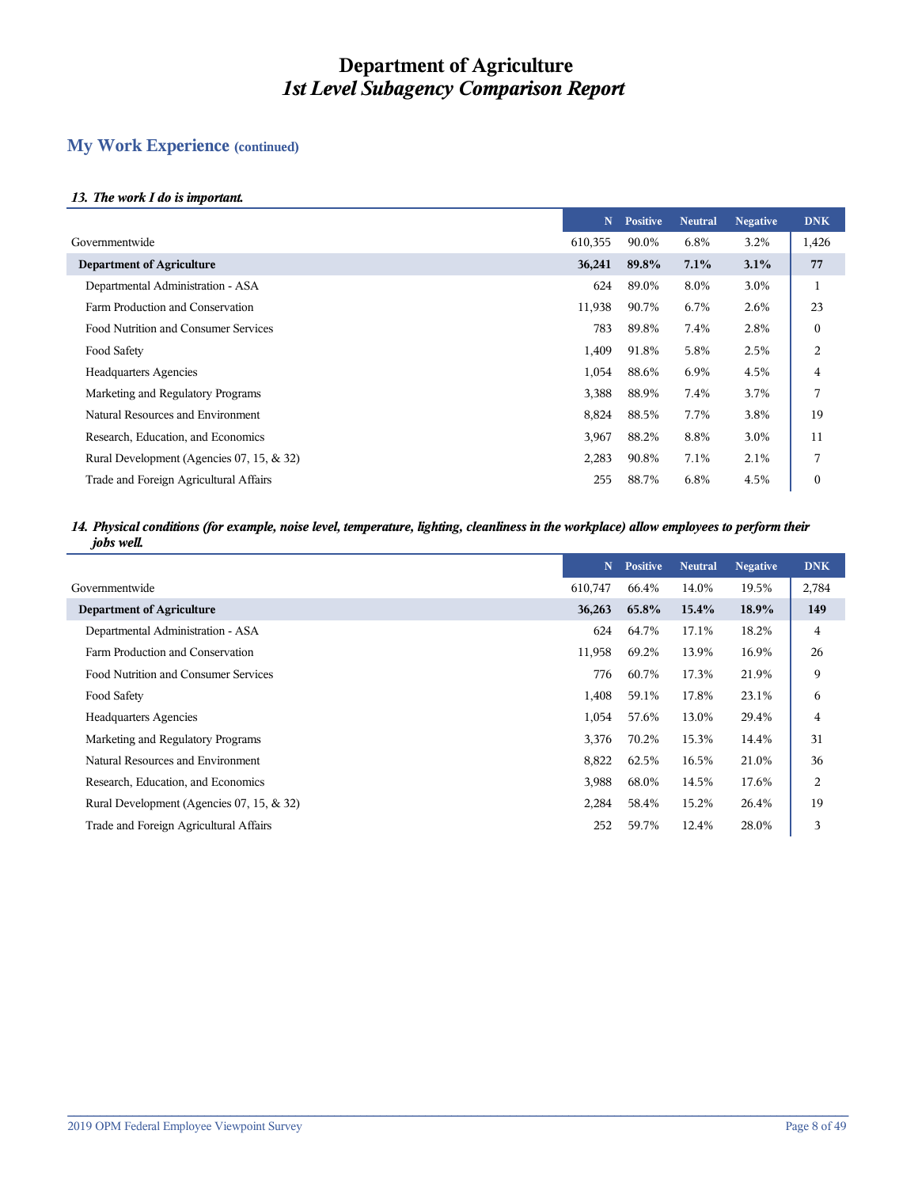# Department of Agriculture
## *1st Level Subagency Comparison Report*

## My Work Experience (continued)

### *13. The work I do is important.*

| | N | Positive | Neutral | Negative | DNK |
|---|---|---|---|---|---|
| Governmentwide | 610,355 | 90.0% | 6.8% | 3.2% | 1,426 |
| **Department of Agriculture** | **36,241** | **89.8%** | **7.1%** | **3.1%** | **77** |
| Departmental Administration - ASA | 624 | 89.0% | 8.0% | 3.0% | 1 |
| Farm Production and Conservation | 11,938 | 90.7% | 6.7% | 2.6% | 23 |
| Food Nutrition and Consumer Services | 783 | 89.8% | 7.4% | 2.8% | 0 |
| Food Safety | 1,409 | 91.8% | 5.8% | 2.5% | 2 |
| Headquarters Agencies | 1,054 | 88.6% | 6.9% | 4.5% | 4 |
| Marketing and Regulatory Programs | 3,388 | 88.9% | 7.4% | 3.7% | 7 |
| Natural Resources and Environment | 8,824 | 88.5% | 7.7% | 3.8% | 19 |
| Research, Education, and Economics | 3,967 | 88.2% | 8.8% | 3.0% | 11 |
| Rural Development (Agencies 07, 15, & 32) | 2,283 | 90.8% | 7.1% | 2.1% | 7 |
| Trade and Foreign Agricultural Affairs | 255 | 88.7% | 6.8% | 4.5% | 0 |

### *14. Physical conditions (for example, noise level, temperature, lighting, cleanliness in the workplace) allow employees to perform their jobs well.*

| | N | Positive | Neutral | Negative | DNK |
|---|---|---|---|---|---|
| Governmentwide | 610,747 | 66.4% | 14.0% | 19.5% | 2,784 |
| **Department of Agriculture** | **36,263** | **65.8%** | **15.4%** | **18.9%** | **149** |
| Departmental Administration - ASA | 624 | 64.7% | 17.1% | 18.2% | 4 |
| Farm Production and Conservation | 11,958 | 69.2% | 13.9% | 16.9% | 26 |
| Food Nutrition and Consumer Services | 776 | 60.7% | 17.3% | 21.9% | 9 |
| Food Safety | 1,408 | 59.1% | 17.8% | 23.1% | 6 |
| Headquarters Agencies | 1,054 | 57.6% | 13.0% | 29.4% | 4 |
| Marketing and Regulatory Programs | 3,376 | 70.2% | 15.3% | 14.4% | 31 |
| Natural Resources and Environment | 8,822 | 62.5% | 16.5% | 21.0% | 36 |
| Research, Education, and Economics | 3,988 | 68.0% | 14.5% | 17.6% | 2 |
| Rural Development (Agencies 07, 15, & 32) | 2,284 | 58.4% | 15.2% | 26.4% | 19 |
| Trade and Foreign Agricultural Affairs | 252 | 59.7% | 12.4% | 28.0% | 3 |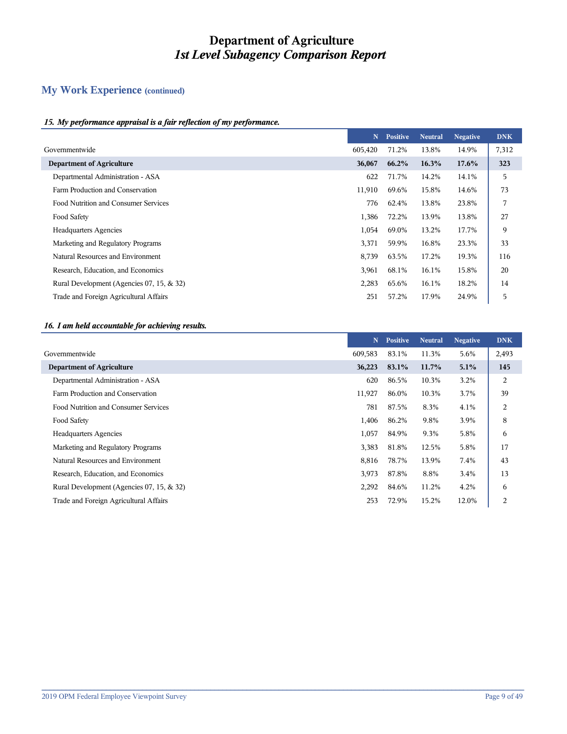# Department of Agriculture
## *1st Level Subagency Comparison Report*

## My Work Experience (continued)

### *15. My performance appraisal is a fair reflection of my performance.*

| | N | Positive | Neutral | Negative | DNK |
|---|---|---|---|---|---|
| Governmentwide | 605,420 | 71.2% | 13.8% | 14.9% | 7,312 |
| **Department of Agriculture** | **36,067** | **66.2%** | **16.3%** | **17.6%** | **323** |
| Departmental Administration - ASA | 622 | 71.7% | 14.2% | 14.1% | 5 |
| Farm Production and Conservation | 11,910 | 69.6% | 15.8% | 14.6% | 73 |
| Food Nutrition and Consumer Services | 776 | 62.4% | 13.8% | 23.8% | 7 |
| Food Safety | 1,386 | 72.2% | 13.9% | 13.8% | 27 |
| Headquarters Agencies | 1,054 | 69.0% | 13.2% | 17.7% | 9 |
| Marketing and Regulatory Programs | 3,371 | 59.9% | 16.8% | 23.3% | 33 |
| Natural Resources and Environment | 8,739 | 63.5% | 17.2% | 19.3% | 116 |
| Research, Education, and Economics | 3,961 | 68.1% | 16.1% | 15.8% | 20 |
| Rural Development (Agencies 07, 15, & 32) | 2,283 | 65.6% | 16.1% | 18.2% | 14 |
| Trade and Foreign Agricultural Affairs | 251 | 57.2% | 17.9% | 24.9% | 5 |

### *16. I am held accountable for achieving results.*

| | N | Positive | Neutral | Negative | DNK |
|---|---|---|---|---|---|
| Governmentwide | 609,583 | 83.1% | 11.3% | 5.6% | 2,493 |
| **Department of Agriculture** | **36,223** | **83.1%** | **11.7%** | **5.1%** | **145** |
| Departmental Administration - ASA | 620 | 86.5% | 10.3% | 3.2% | 2 |
| Farm Production and Conservation | 11,927 | 86.0% | 10.3% | 3.7% | 39 |
| Food Nutrition and Consumer Services | 781 | 87.5% | 8.3% | 4.1% | 2 |
| Food Safety | 1,406 | 86.2% | 9.8% | 3.9% | 8 |
| Headquarters Agencies | 1,057 | 84.9% | 9.3% | 5.8% | 6 |
| Marketing and Regulatory Programs | 3,383 | 81.8% | 12.5% | 5.8% | 17 |
| Natural Resources and Environment | 8,816 | 78.7% | 13.9% | 7.4% | 43 |
| Research, Education, and Economics | 3,973 | 87.8% | 8.8% | 3.4% | 13 |
| Rural Development (Agencies 07, 15, & 32) | 2,292 | 84.6% | 11.2% | 4.2% | 6 |
| Trade and Foreign Agricultural Affairs | 253 | 72.9% | 15.2% | 12.0% | 2 |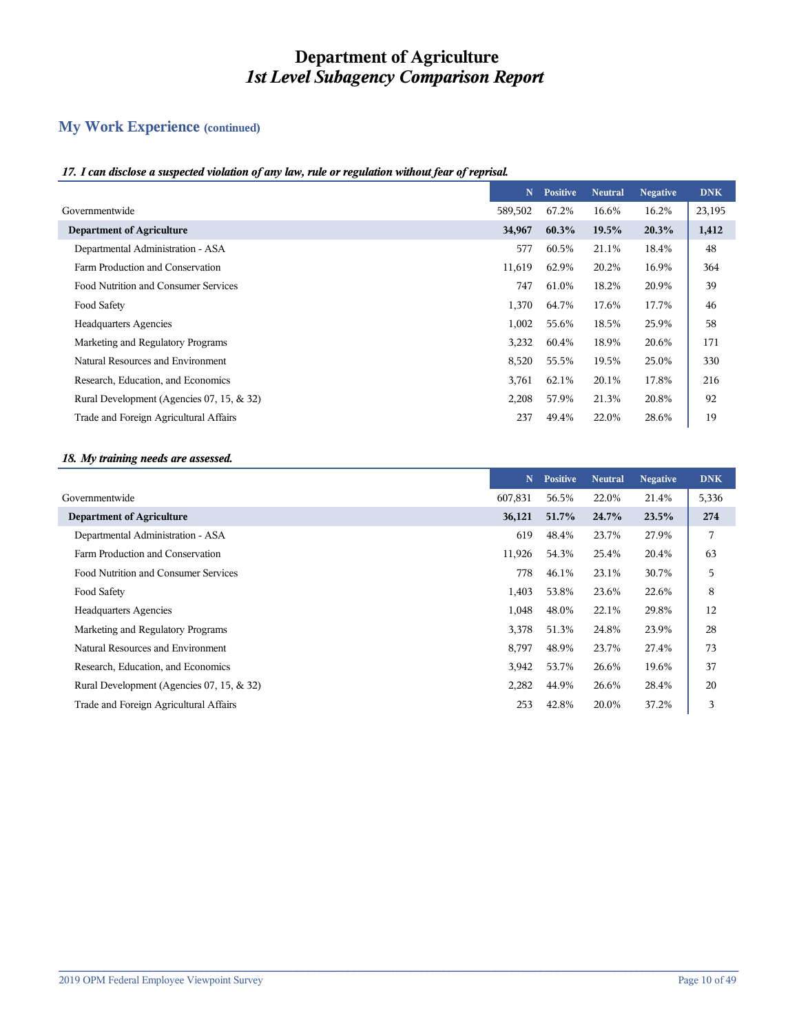# Department of Agriculture
## *1st Level Subagency Comparison Report*

## My Work Experience (continued)

### *17. I can disclose a suspected violation of any law, rule or regulation without fear of reprisal.*

| | N | Positive | Neutral | Negative | DNK |
|---|---|---|---|---|---|
| Governmentwide | 589,502 | 67.2% | 16.6% | 16.2% | 23,195 |
| **Department of Agriculture** | **34,967** | **60.3%** | **19.5%** | **20.3%** | **1,412** |
| Departmental Administration - ASA | 577 | 60.5% | 21.1% | 18.4% | 48 |
| Farm Production and Conservation | 11,619 | 62.9% | 20.2% | 16.9% | 364 |
| Food Nutrition and Consumer Services | 747 | 61.0% | 18.2% | 20.9% | 39 |
| Food Safety | 1,370 | 64.7% | 17.6% | 17.7% | 46 |
| Headquarters Agencies | 1,002 | 55.6% | 18.5% | 25.9% | 58 |
| Marketing and Regulatory Programs | 3,232 | 60.4% | 18.9% | 20.6% | 171 |
| Natural Resources and Environment | 8,520 | 55.5% | 19.5% | 25.0% | 330 |
| Research, Education, and Economics | 3,761 | 62.1% | 20.1% | 17.8% | 216 |
| Rural Development (Agencies 07, 15, & 32) | 2,208 | 57.9% | 21.3% | 20.8% | 92 |
| Trade and Foreign Agricultural Affairs | 237 | 49.4% | 22.0% | 28.6% | 19 |

### *18. My training needs are assessed.*

| | N | Positive | Neutral | Negative | DNK |
|---|---|---|---|---|---|
| Governmentwide | 607,831 | 56.5% | 22.0% | 21.4% | 5,336 |
| **Department of Agriculture** | **36,121** | **51.7%** | **24.7%** | **23.5%** | **274** |
| Departmental Administration - ASA | 619 | 48.4% | 23.7% | 27.9% | 7 |
| Farm Production and Conservation | 11,926 | 54.3% | 25.4% | 20.4% | 63 |
| Food Nutrition and Consumer Services | 778 | 46.1% | 23.1% | 30.7% | 5 |
| Food Safety | 1,403 | 53.8% | 23.6% | 22.6% | 8 |
| Headquarters Agencies | 1,048 | 48.0% | 22.1% | 29.8% | 12 |
| Marketing and Regulatory Programs | 3,378 | 51.3% | 24.8% | 23.9% | 28 |
| Natural Resources and Environment | 8,797 | 48.9% | 23.7% | 27.4% | 73 |
| Research, Education, and Economics | 3,942 | 53.7% | 26.6% | 19.6% | 37 |
| Rural Development (Agencies 07, 15, & 32) | 2,282 | 44.9% | 26.6% | 28.4% | 20 |
| Trade and Foreign Agricultural Affairs | 253 | 42.8% | 20.0% | 37.2% | 3 |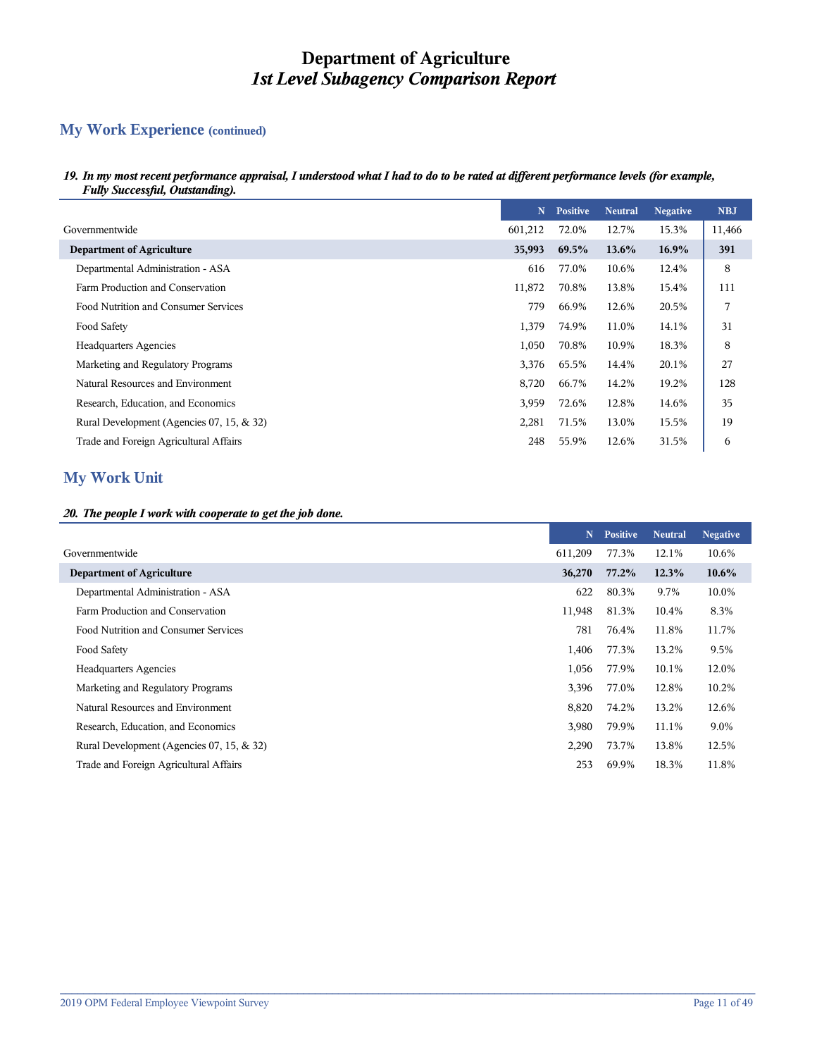# Department of Agriculture
## *1st Level Subagency Comparison Report*

## My Work Experience (continued)

***19. In my most recent performance appraisal, I understood what I had to do to be rated at different performance levels (for example, Fully Successful, Outstanding).***

| | N | Positive | Neutral | Negative | NBJ |
|---|---|---|---|---|---|
| Governmentwide | 601,212 | 72.0% | 12.7% | 15.3% | 11,466 |
| **Department of Agriculture** | **35,993** | **69.5%** | **13.6%** | **16.9%** | **391** |
| Departmental Administration - ASA | 616 | 77.0% | 10.6% | 12.4% | 8 |
| Farm Production and Conservation | 11,872 | 70.8% | 13.8% | 15.4% | 111 |
| Food Nutrition and Consumer Services | 779 | 66.9% | 12.6% | 20.5% | 7 |
| Food Safety | 1,379 | 74.9% | 11.0% | 14.1% | 31 |
| Headquarters Agencies | 1,050 | 70.8% | 10.9% | 18.3% | 8 |
| Marketing and Regulatory Programs | 3,376 | 65.5% | 14.4% | 20.1% | 27 |
| Natural Resources and Environment | 8,720 | 66.7% | 14.2% | 19.2% | 128 |
| Research, Education, and Economics | 3,959 | 72.6% | 12.8% | 14.6% | 35 |
| Rural Development (Agencies 07, 15, & 32) | 2,281 | 71.5% | 13.0% | 15.5% | 19 |
| Trade and Foreign Agricultural Affairs | 248 | 55.9% | 12.6% | 31.5% | 6 |

## My Work Unit

***20. The people I work with cooperate to get the job done.***

| | N | Positive | Neutral | Negative |
|---|---|---|---|---|
| Governmentwide | 611,209 | 77.3% | 12.1% | 10.6% |
| **Department of Agriculture** | **36,270** | **77.2%** | **12.3%** | **10.6%** |
| Departmental Administration - ASA | 622 | 80.3% | 9.7% | 10.0% |
| Farm Production and Conservation | 11,948 | 81.3% | 10.4% | 8.3% |
| Food Nutrition and Consumer Services | 781 | 76.4% | 11.8% | 11.7% |
| Food Safety | 1,406 | 77.3% | 13.2% | 9.5% |
| Headquarters Agencies | 1,056 | 77.9% | 10.1% | 12.0% |
| Marketing and Regulatory Programs | 3,396 | 77.0% | 12.8% | 10.2% |
| Natural Resources and Environment | 8,820 | 74.2% | 13.2% | 12.6% |
| Research, Education, and Economics | 3,980 | 79.9% | 11.1% | 9.0% |
| Rural Development (Agencies 07, 15, & 32) | 2,290 | 73.7% | 13.8% | 12.5% |
| Trade and Foreign Agricultural Affairs | 253 | 69.9% | 18.3% | 11.8% |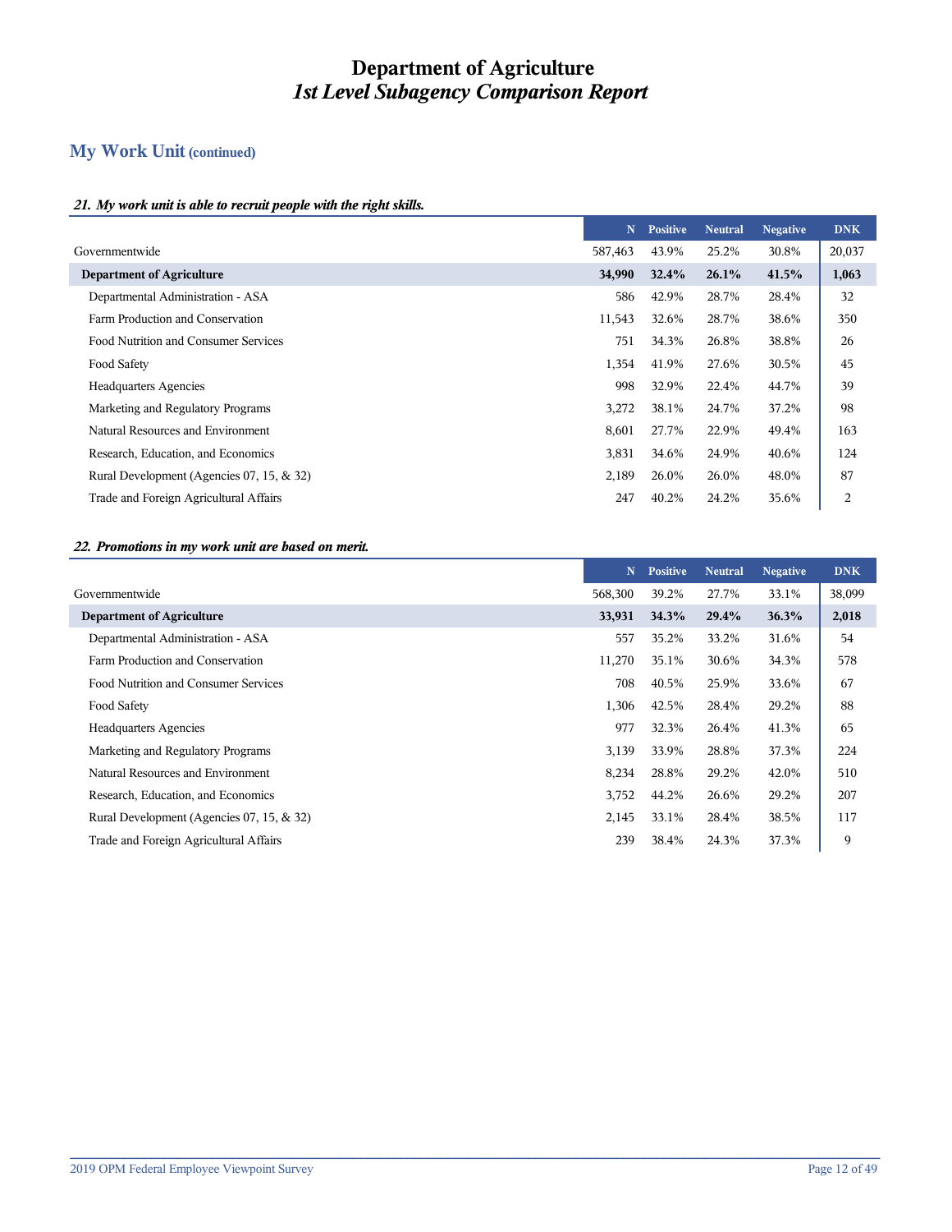# Department of Agriculture
## *1st Level Subagency Comparison Report*

## My Work Unit (continued)

### *21. My work unit is able to recruit people with the right skills.*

| | N | Positive | Neutral | Negative | DNK |
|---|---|---|---|---|---|
| Governmentwide | 587,463 | 43.9% | 25.2% | 30.8% | 20,037 |
| **Department of Agriculture** | **34,990** | **32.4%** | **26.1%** | **41.5%** | **1,063** |
| Departmental Administration - ASA | 586 | 42.9% | 28.7% | 28.4% | 32 |
| Farm Production and Conservation | 11,543 | 32.6% | 28.7% | 38.6% | 350 |
| Food Nutrition and Consumer Services | 751 | 34.3% | 26.8% | 38.8% | 26 |
| Food Safety | 1,354 | 41.9% | 27.6% | 30.5% | 45 |
| Headquarters Agencies | 998 | 32.9% | 22.4% | 44.7% | 39 |
| Marketing and Regulatory Programs | 3,272 | 38.1% | 24.7% | 37.2% | 98 |
| Natural Resources and Environment | 8,601 | 27.7% | 22.9% | 49.4% | 163 |
| Research, Education, and Economics | 3,831 | 34.6% | 24.9% | 40.6% | 124 |
| Rural Development (Agencies 07, 15, & 32) | 2,189 | 26.0% | 26.0% | 48.0% | 87 |
| Trade and Foreign Agricultural Affairs | 247 | 40.2% | 24.2% | 35.6% | 2 |

### *22. Promotions in my work unit are based on merit.*

| | N | Positive | Neutral | Negative | DNK |
|---|---|---|---|---|---|
| Governmentwide | 568,300 | 39.2% | 27.7% | 33.1% | 38,099 |
| **Department of Agriculture** | **33,931** | **34.3%** | **29.4%** | **36.3%** | **2,018** |
| Departmental Administration - ASA | 557 | 35.2% | 33.2% | 31.6% | 54 |
| Farm Production and Conservation | 11,270 | 35.1% | 30.6% | 34.3% | 578 |
| Food Nutrition and Consumer Services | 708 | 40.5% | 25.9% | 33.6% | 67 |
| Food Safety | 1,306 | 42.5% | 28.4% | 29.2% | 88 |
| Headquarters Agencies | 977 | 32.3% | 26.4% | 41.3% | 65 |
| Marketing and Regulatory Programs | 3,139 | 33.9% | 28.8% | 37.3% | 224 |
| Natural Resources and Environment | 8,234 | 28.8% | 29.2% | 42.0% | 510 |
| Research, Education, and Economics | 3,752 | 44.2% | 26.6% | 29.2% | 207 |
| Rural Development (Agencies 07, 15, & 32) | 2,145 | 33.1% | 28.4% | 38.5% | 117 |
| Trade and Foreign Agricultural Affairs | 239 | 38.4% | 24.3% | 37.3% | 9 |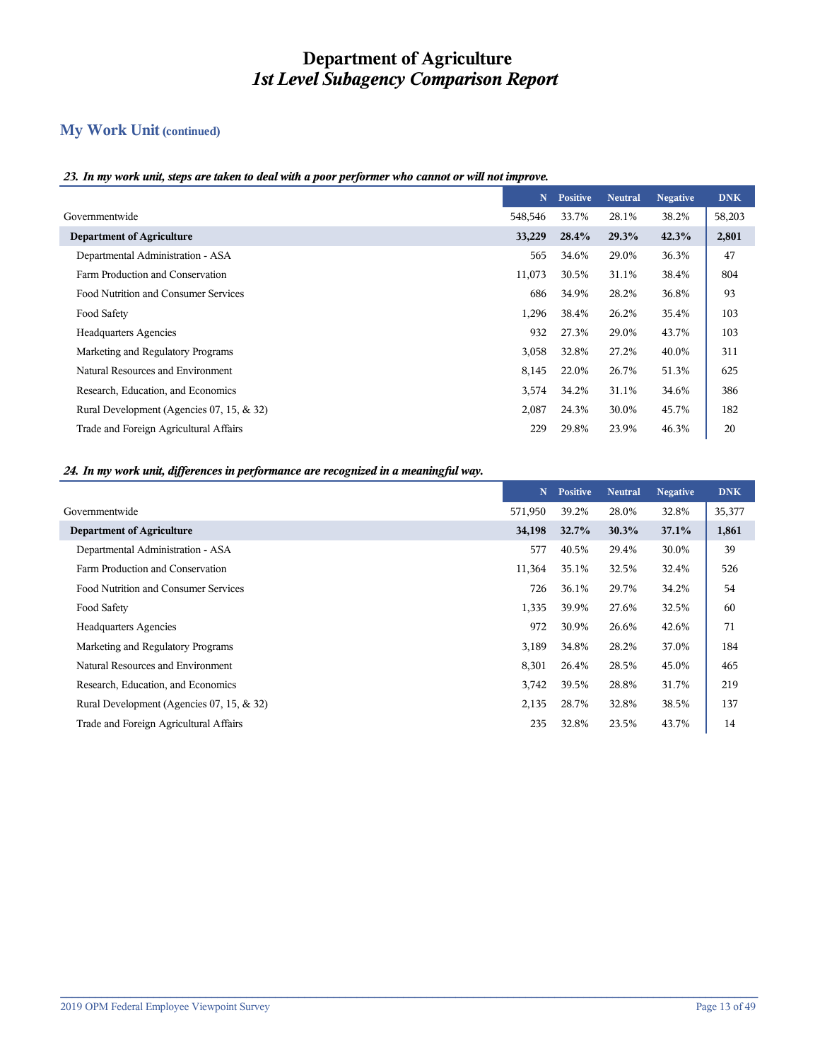# Department of Agriculture
## *1st Level Subagency Comparison Report*

## My Work Unit (continued)

***23. In my work unit, steps are taken to deal with a poor performer who cannot or will not improve.***

| | N | Positive | Neutral | Negative | DNK |
|---|---|---|---|---|---|
| Governmentwide | 548,546 | 33.7% | 28.1% | 38.2% | 58,203 |
| **Department of Agriculture** | **33,229** | **28.4%** | **29.3%** | **42.3%** | **2,801** |
| Departmental Administration - ASA | 565 | 34.6% | 29.0% | 36.3% | 47 |
| Farm Production and Conservation | 11,073 | 30.5% | 31.1% | 38.4% | 804 |
| Food Nutrition and Consumer Services | 686 | 34.9% | 28.2% | 36.8% | 93 |
| Food Safety | 1,296 | 38.4% | 26.2% | 35.4% | 103 |
| Headquarters Agencies | 932 | 27.3% | 29.0% | 43.7% | 103 |
| Marketing and Regulatory Programs | 3,058 | 32.8% | 27.2% | 40.0% | 311 |
| Natural Resources and Environment | 8,145 | 22.0% | 26.7% | 51.3% | 625 |
| Research, Education, and Economics | 3,574 | 34.2% | 31.1% | 34.6% | 386 |
| Rural Development (Agencies 07, 15, & 32) | 2,087 | 24.3% | 30.0% | 45.7% | 182 |
| Trade and Foreign Agricultural Affairs | 229 | 29.8% | 23.9% | 46.3% | 20 |

***24. In my work unit, differences in performance are recognized in a meaningful way.***

| | N | Positive | Neutral | Negative | DNK |
|---|---|---|---|---|---|
| Governmentwide | 571,950 | 39.2% | 28.0% | 32.8% | 35,377 |
| **Department of Agriculture** | **34,198** | **32.7%** | **30.3%** | **37.1%** | **1,861** |
| Departmental Administration - ASA | 577 | 40.5% | 29.4% | 30.0% | 39 |
| Farm Production and Conservation | 11,364 | 35.1% | 32.5% | 32.4% | 526 |
| Food Nutrition and Consumer Services | 726 | 36.1% | 29.7% | 34.2% | 54 |
| Food Safety | 1,335 | 39.9% | 27.6% | 32.5% | 60 |
| Headquarters Agencies | 972 | 30.9% | 26.6% | 42.6% | 71 |
| Marketing and Regulatory Programs | 3,189 | 34.8% | 28.2% | 37.0% | 184 |
| Natural Resources and Environment | 8,301 | 26.4% | 28.5% | 45.0% | 465 |
| Research, Education, and Economics | 3,742 | 39.5% | 28.8% | 31.7% | 219 |
| Rural Development (Agencies 07, 15, & 32) | 2,135 | 28.7% | 32.8% | 38.5% | 137 |
| Trade and Foreign Agricultural Affairs | 235 | 32.8% | 23.5% | 43.7% | 14 |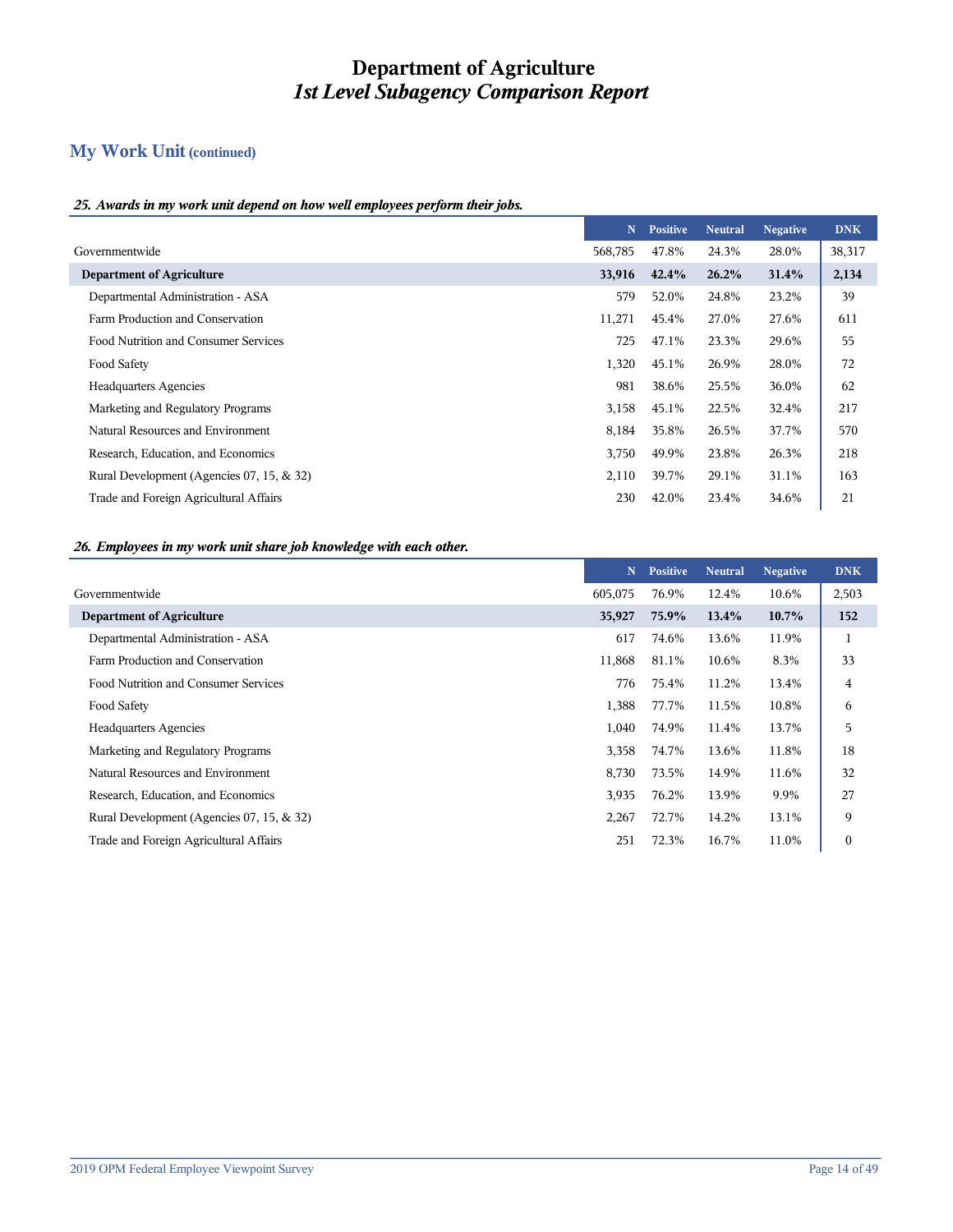# Department of Agriculture
## *1st Level Subagency Comparison Report*

## My Work Unit (continued)

### *25. Awards in my work unit depend on how well employees perform their jobs.*

| | N | Positive | Neutral | Negative | DNK |
|---|---|---|---|---|---|
| Governmentwide | 568,785 | 47.8% | 24.3% | 28.0% | 38,317 |
| **Department of Agriculture** | **33,916** | **42.4%** | **26.2%** | **31.4%** | **2,134** |
| Departmental Administration - ASA | 579 | 52.0% | 24.8% | 23.2% | 39 |
| Farm Production and Conservation | 11,271 | 45.4% | 27.0% | 27.6% | 611 |
| Food Nutrition and Consumer Services | 725 | 47.1% | 23.3% | 29.6% | 55 |
| Food Safety | 1,320 | 45.1% | 26.9% | 28.0% | 72 |
| Headquarters Agencies | 981 | 38.6% | 25.5% | 36.0% | 62 |
| Marketing and Regulatory Programs | 3,158 | 45.1% | 22.5% | 32.4% | 217 |
| Natural Resources and Environment | 8,184 | 35.8% | 26.5% | 37.7% | 570 |
| Research, Education, and Economics | 3,750 | 49.9% | 23.8% | 26.3% | 218 |
| Rural Development (Agencies 07, 15, & 32) | 2,110 | 39.7% | 29.1% | 31.1% | 163 |
| Trade and Foreign Agricultural Affairs | 230 | 42.0% | 23.4% | 34.6% | 21 |

### *26. Employees in my work unit share job knowledge with each other.*

| | N | Positive | Neutral | Negative | DNK |
|---|---|---|---|---|---|
| Governmentwide | 605,075 | 76.9% | 12.4% | 10.6% | 2,503 |
| **Department of Agriculture** | **35,927** | **75.9%** | **13.4%** | **10.7%** | **152** |
| Departmental Administration - ASA | 617 | 74.6% | 13.6% | 11.9% | 1 |
| Farm Production and Conservation | 11,868 | 81.1% | 10.6% | 8.3% | 33 |
| Food Nutrition and Consumer Services | 776 | 75.4% | 11.2% | 13.4% | 4 |
| Food Safety | 1,388 | 77.7% | 11.5% | 10.8% | 6 |
| Headquarters Agencies | 1,040 | 74.9% | 11.4% | 13.7% | 5 |
| Marketing and Regulatory Programs | 3,358 | 74.7% | 13.6% | 11.8% | 18 |
| Natural Resources and Environment | 8,730 | 73.5% | 14.9% | 11.6% | 32 |
| Research, Education, and Economics | 3,935 | 76.2% | 13.9% | 9.9% | 27 |
| Rural Development (Agencies 07, 15, & 32) | 2,267 | 72.7% | 14.2% | 13.1% | 9 |
| Trade and Foreign Agricultural Affairs | 251 | 72.3% | 16.7% | 11.0% | 0 |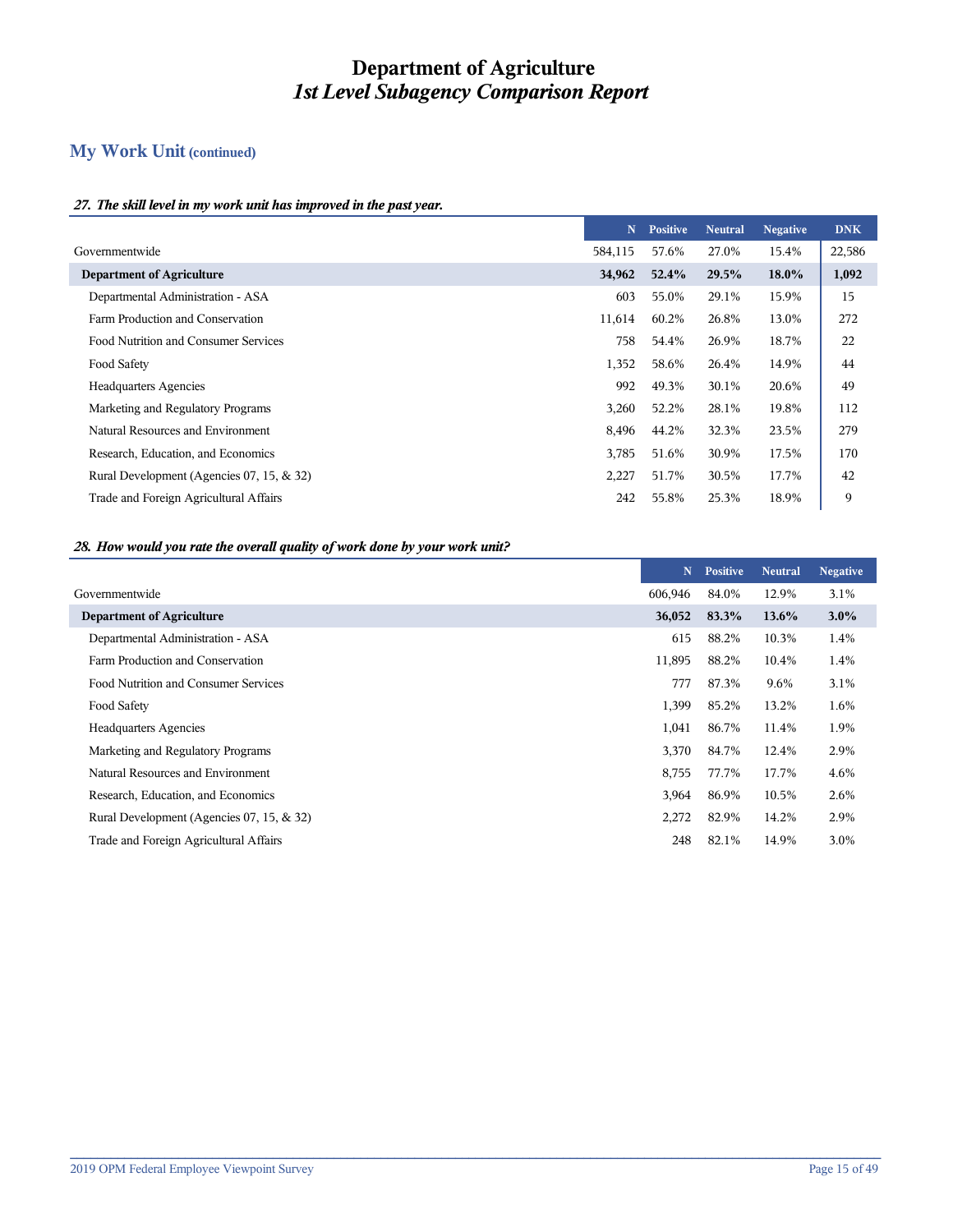# Department of Agriculture
## *1st Level Subagency Comparison Report*

## My Work Unit (continued)

### *27. The skill level in my work unit has improved in the past year.*

| | N | Positive | Neutral | Negative | DNK |
|---|---|---|---|---|---|
| Governmentwide | 584,115 | 57.6% | 27.0% | 15.4% | 22,586 |
| **Department of Agriculture** | **34,962** | **52.4%** | **29.5%** | **18.0%** | **1,092** |
| Departmental Administration - ASA | 603 | 55.0% | 29.1% | 15.9% | 15 |
| Farm Production and Conservation | 11,614 | 60.2% | 26.8% | 13.0% | 272 |
| Food Nutrition and Consumer Services | 758 | 54.4% | 26.9% | 18.7% | 22 |
| Food Safety | 1,352 | 58.6% | 26.4% | 14.9% | 44 |
| Headquarters Agencies | 992 | 49.3% | 30.1% | 20.6% | 49 |
| Marketing and Regulatory Programs | 3,260 | 52.2% | 28.1% | 19.8% | 112 |
| Natural Resources and Environment | 8,496 | 44.2% | 32.3% | 23.5% | 279 |
| Research, Education, and Economics | 3,785 | 51.6% | 30.9% | 17.5% | 170 |
| Rural Development (Agencies 07, 15, & 32) | 2,227 | 51.7% | 30.5% | 17.7% | 42 |
| Trade and Foreign Agricultural Affairs | 242 | 55.8% | 25.3% | 18.9% | 9 |

### *28. How would you rate the overall quality of work done by your work unit?*

| | N | Positive | Neutral | Negative |
|---|---|---|---|---|
| Governmentwide | 606,946 | 84.0% | 12.9% | 3.1% |
| **Department of Agriculture** | **36,052** | **83.3%** | **13.6%** | **3.0%** |
| Departmental Administration - ASA | 615 | 88.2% | 10.3% | 1.4% |
| Farm Production and Conservation | 11,895 | 88.2% | 10.4% | 1.4% |
| Food Nutrition and Consumer Services | 777 | 87.3% | 9.6% | 3.1% |
| Food Safety | 1,399 | 85.2% | 13.2% | 1.6% |
| Headquarters Agencies | 1,041 | 86.7% | 11.4% | 1.9% |
| Marketing and Regulatory Programs | 3,370 | 84.7% | 12.4% | 2.9% |
| Natural Resources and Environment | 8,755 | 77.7% | 17.7% | 4.6% |
| Research, Education, and Economics | 3,964 | 86.9% | 10.5% | 2.6% |
| Rural Development (Agencies 07, 15, & 32) | 2,272 | 82.9% | 14.2% | 2.9% |
| Trade and Foreign Agricultural Affairs | 248 | 82.1% | 14.9% | 3.0% |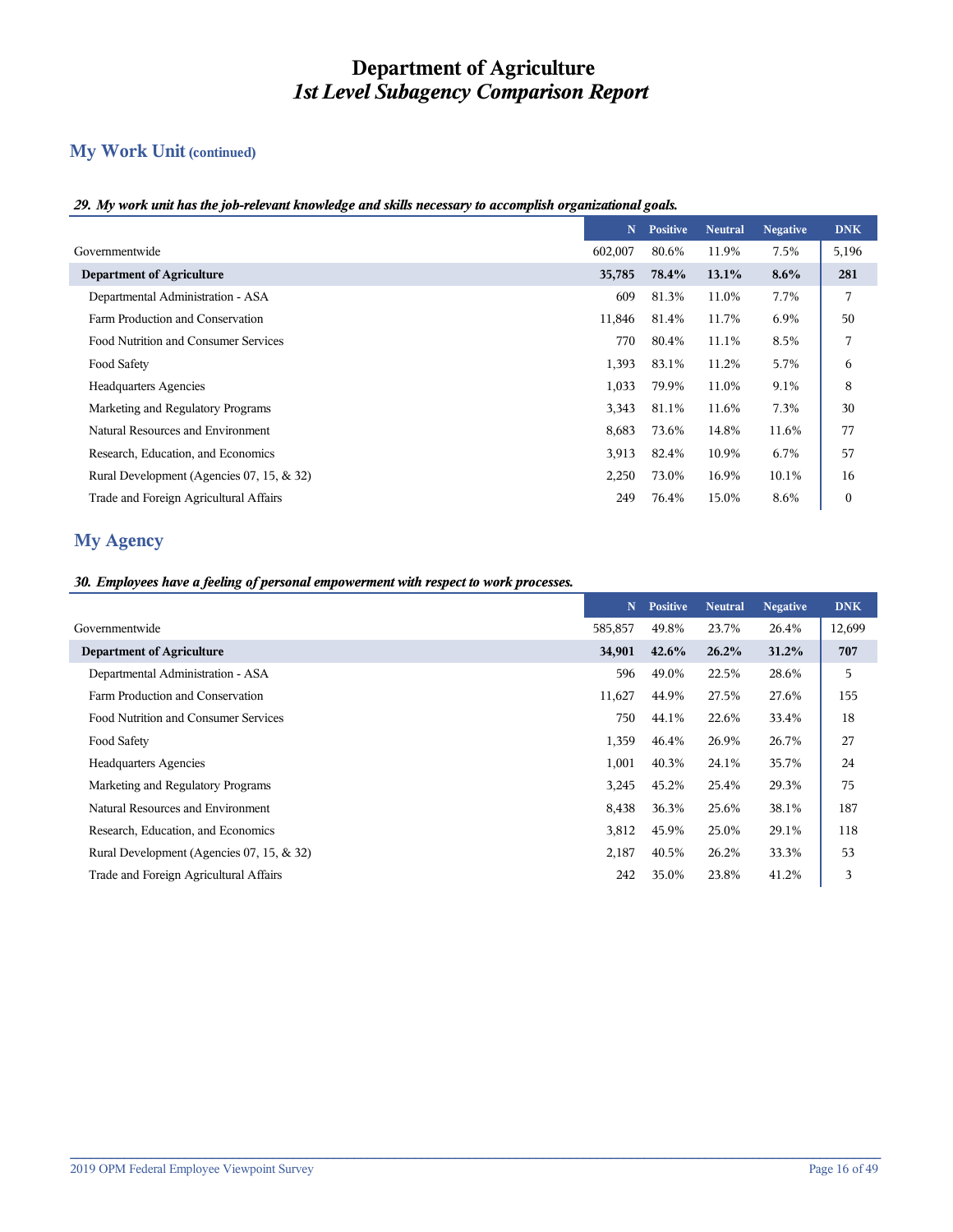# Department of Agriculture
## *1st Level Subagency Comparison Report*

## My Work Unit (continued)

***29. My work unit has the job-relevant knowledge and skills necessary to accomplish organizational goals.***

| | N | Positive | Neutral | Negative | DNK |
|---|---|---|---|---|---|
| Governmentwide | 602,007 | 80.6% | 11.9% | 7.5% | 5,196 |
| **Department of Agriculture** | **35,785** | **78.4%** | **13.1%** | **8.6%** | **281** |
| Departmental Administration - ASA | 609 | 81.3% | 11.0% | 7.7% | 7 |
| Farm Production and Conservation | 11,846 | 81.4% | 11.7% | 6.9% | 50 |
| Food Nutrition and Consumer Services | 770 | 80.4% | 11.1% | 8.5% | 7 |
| Food Safety | 1,393 | 83.1% | 11.2% | 5.7% | 6 |
| Headquarters Agencies | 1,033 | 79.9% | 11.0% | 9.1% | 8 |
| Marketing and Regulatory Programs | 3,343 | 81.1% | 11.6% | 7.3% | 30 |
| Natural Resources and Environment | 8,683 | 73.6% | 14.8% | 11.6% | 77 |
| Research, Education, and Economics | 3,913 | 82.4% | 10.9% | 6.7% | 57 |
| Rural Development (Agencies 07, 15, & 32) | 2,250 | 73.0% | 16.9% | 10.1% | 16 |
| Trade and Foreign Agricultural Affairs | 249 | 76.4% | 15.0% | 8.6% | 0 |

## My Agency

***30. Employees have a feeling of personal empowerment with respect to work processes.***

| | N | Positive | Neutral | Negative | DNK |
|---|---|---|---|---|---|
| Governmentwide | 585,857 | 49.8% | 23.7% | 26.4% | 12,699 |
| **Department of Agriculture** | **34,901** | **42.6%** | **26.2%** | **31.2%** | **707** |
| Departmental Administration - ASA | 596 | 49.0% | 22.5% | 28.6% | 5 |
| Farm Production and Conservation | 11,627 | 44.9% | 27.5% | 27.6% | 155 |
| Food Nutrition and Consumer Services | 750 | 44.1% | 22.6% | 33.4% | 18 |
| Food Safety | 1,359 | 46.4% | 26.9% | 26.7% | 27 |
| Headquarters Agencies | 1,001 | 40.3% | 24.1% | 35.7% | 24 |
| Marketing and Regulatory Programs | 3,245 | 45.2% | 25.4% | 29.3% | 75 |
| Natural Resources and Environment | 8,438 | 36.3% | 25.6% | 38.1% | 187 |
| Research, Education, and Economics | 3,812 | 45.9% | 25.0% | 29.1% | 118 |
| Rural Development (Agencies 07, 15, & 32) | 2,187 | 40.5% | 26.2% | 33.3% | 53 |
| Trade and Foreign Agricultural Affairs | 242 | 35.0% | 23.8% | 41.2% | 3 |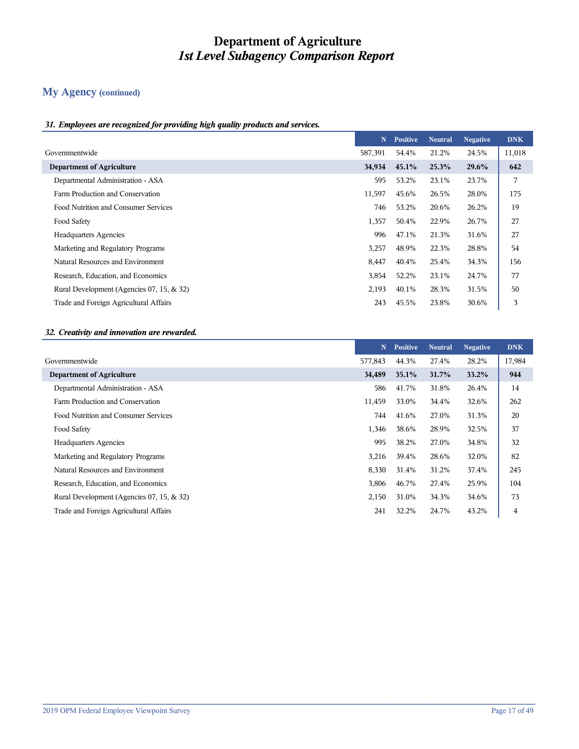# Department of Agriculture
## *1st Level Subagency Comparison Report*

## My Agency (continued)

### *31. Employees are recognized for providing high quality products and services.*

| | N | Positive | Neutral | Negative | DNK |
|---|---|---|---|---|---|
| Governmentwide | 587,391 | 54.4% | 21.2% | 24.5% | 11,018 |
| **Department of Agriculture** | **34,934** | **45.1%** | **25.3%** | **29.6%** | **642** |
| Departmental Administration - ASA | 595 | 53.2% | 23.1% | 23.7% | 7 |
| Farm Production and Conservation | 11,597 | 45.6% | 26.5% | 28.0% | 175 |
| Food Nutrition and Consumer Services | 746 | 53.2% | 20.6% | 26.2% | 19 |
| Food Safety | 1,357 | 50.4% | 22.9% | 26.7% | 27 |
| Headquarters Agencies | 996 | 47.1% | 21.3% | 31.6% | 27 |
| Marketing and Regulatory Programs | 3,257 | 48.9% | 22.3% | 28.8% | 54 |
| Natural Resources and Environment | 8,447 | 40.4% | 25.4% | 34.3% | 156 |
| Research, Education, and Economics | 3,854 | 52.2% | 23.1% | 24.7% | 77 |
| Rural Development (Agencies 07, 15, & 32) | 2,193 | 40.1% | 28.3% | 31.5% | 50 |
| Trade and Foreign Agricultural Affairs | 243 | 45.5% | 23.8% | 30.6% | 3 |

### *32. Creativity and innovation are rewarded.*

| | N | Positive | Neutral | Negative | DNK |
|---|---|---|---|---|---|
| Governmentwide | 577,843 | 44.3% | 27.4% | 28.2% | 17,984 |
| **Department of Agriculture** | **34,489** | **35.1%** | **31.7%** | **33.2%** | **944** |
| Departmental Administration - ASA | 586 | 41.7% | 31.8% | 26.4% | 14 |
| Farm Production and Conservation | 11,459 | 33.0% | 34.4% | 32.6% | 262 |
| Food Nutrition and Consumer Services | 744 | 41.6% | 27.0% | 31.3% | 20 |
| Food Safety | 1,346 | 38.6% | 28.9% | 32.5% | 37 |
| Headquarters Agencies | 995 | 38.2% | 27.0% | 34.8% | 32 |
| Marketing and Regulatory Programs | 3,216 | 39.4% | 28.6% | 32.0% | 82 |
| Natural Resources and Environment | 8,330 | 31.4% | 31.2% | 37.4% | 245 |
| Research, Education, and Economics | 3,806 | 46.7% | 27.4% | 25.9% | 104 |
| Rural Development (Agencies 07, 15, & 32) | 2,150 | 31.0% | 34.3% | 34.6% | 73 |
| Trade and Foreign Agricultural Affairs | 241 | 32.2% | 24.7% | 43.2% | 4 |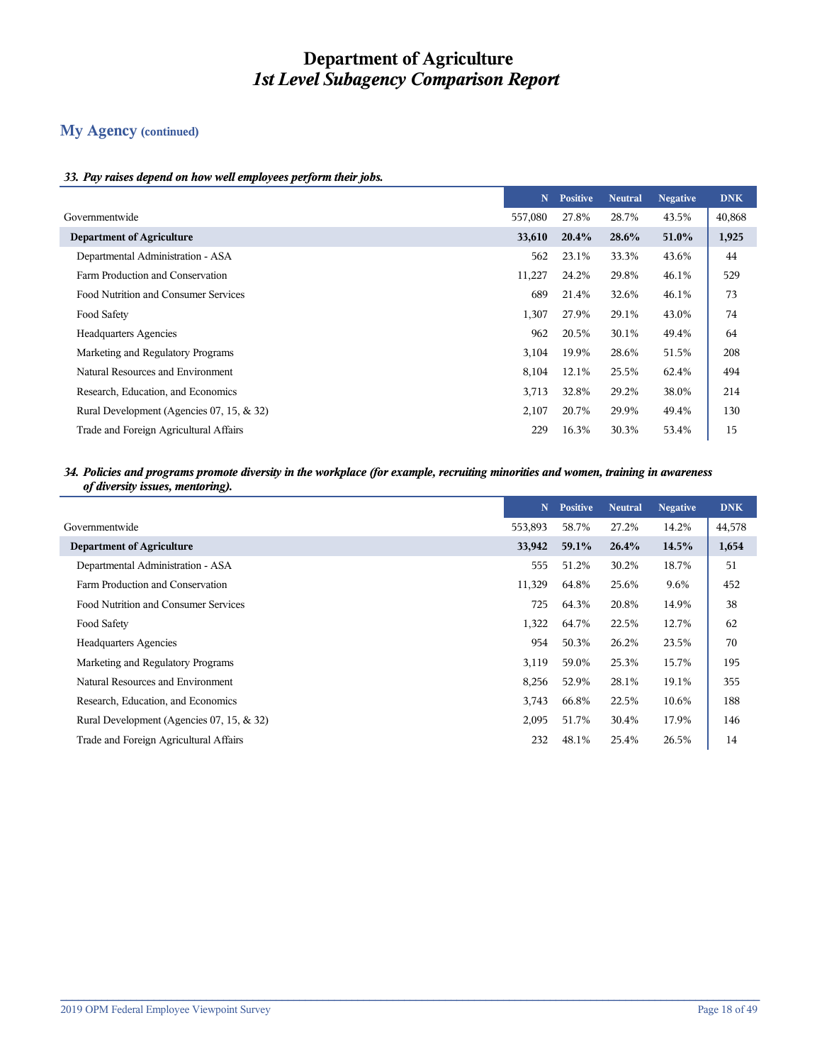# Department of Agriculture
## *1st Level Subagency Comparison Report*

## My Agency (continued)

### *33. Pay raises depend on how well employees perform their jobs.*

| | N | Positive | Neutral | Negative | DNK |
|---|---|---|---|---|---|
| Governmentwide | 557,080 | 27.8% | 28.7% | 43.5% | 40,868 |
| **Department of Agriculture** | **33,610** | **20.4%** | **28.6%** | **51.0%** | **1,925** |
| Departmental Administration - ASA | 562 | 23.1% | 33.3% | 43.6% | 44 |
| Farm Production and Conservation | 11,227 | 24.2% | 29.8% | 46.1% | 529 |
| Food Nutrition and Consumer Services | 689 | 21.4% | 32.6% | 46.1% | 73 |
| Food Safety | 1,307 | 27.9% | 29.1% | 43.0% | 74 |
| Headquarters Agencies | 962 | 20.5% | 30.1% | 49.4% | 64 |
| Marketing and Regulatory Programs | 3,104 | 19.9% | 28.6% | 51.5% | 208 |
| Natural Resources and Environment | 8,104 | 12.1% | 25.5% | 62.4% | 494 |
| Research, Education, and Economics | 3,713 | 32.8% | 29.2% | 38.0% | 214 |
| Rural Development (Agencies 07, 15, & 32) | 2,107 | 20.7% | 29.9% | 49.4% | 130 |
| Trade and Foreign Agricultural Affairs | 229 | 16.3% | 30.3% | 53.4% | 15 |

### *34. Policies and programs promote diversity in the workplace (for example, recruiting minorities and women, training in awareness of diversity issues, mentoring).*

| | N | Positive | Neutral | Negative | DNK |
|---|---|---|---|---|---|
| Governmentwide | 553,893 | 58.7% | 27.2% | 14.2% | 44,578 |
| **Department of Agriculture** | **33,942** | **59.1%** | **26.4%** | **14.5%** | **1,654** |
| Departmental Administration - ASA | 555 | 51.2% | 30.2% | 18.7% | 51 |
| Farm Production and Conservation | 11,329 | 64.8% | 25.6% | 9.6% | 452 |
| Food Nutrition and Consumer Services | 725 | 64.3% | 20.8% | 14.9% | 38 |
| Food Safety | 1,322 | 64.7% | 22.5% | 12.7% | 62 |
| Headquarters Agencies | 954 | 50.3% | 26.2% | 23.5% | 70 |
| Marketing and Regulatory Programs | 3,119 | 59.0% | 25.3% | 15.7% | 195 |
| Natural Resources and Environment | 8,256 | 52.9% | 28.1% | 19.1% | 355 |
| Research, Education, and Economics | 3,743 | 66.8% | 22.5% | 10.6% | 188 |
| Rural Development (Agencies 07, 15, & 32) | 2,095 | 51.7% | 30.4% | 17.9% | 146 |
| Trade and Foreign Agricultural Affairs | 232 | 48.1% | 25.4% | 26.5% | 14 |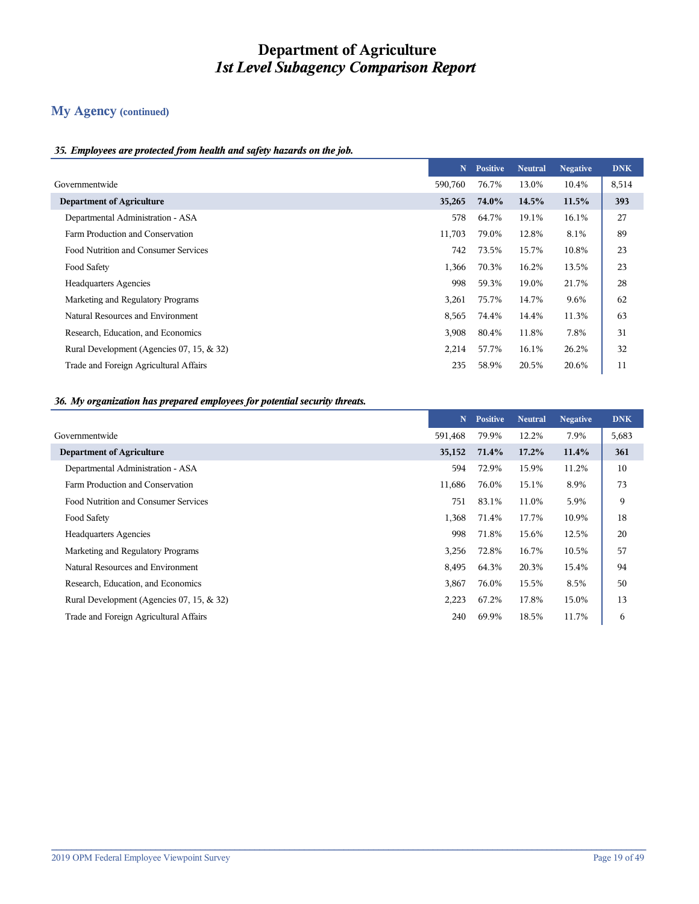# Department of Agriculture
## *1st Level Subagency Comparison Report*

### My Agency (continued)

#### *35. Employees are protected from health and safety hazards on the job.*

| | N | Positive | Neutral | Negative | DNK |
|---|---|---|---|---|---|
| Governmentwide | 590,760 | 76.7% | 13.0% | 10.4% | 8,514 |
| **Department of Agriculture** | **35,265** | **74.0%** | **14.5%** | **11.5%** | **393** |
| Departmental Administration - ASA | 578 | 64.7% | 19.1% | 16.1% | 27 |
| Farm Production and Conservation | 11,703 | 79.0% | 12.8% | 8.1% | 89 |
| Food Nutrition and Consumer Services | 742 | 73.5% | 15.7% | 10.8% | 23 |
| Food Safety | 1,366 | 70.3% | 16.2% | 13.5% | 23 |
| Headquarters Agencies | 998 | 59.3% | 19.0% | 21.7% | 28 |
| Marketing and Regulatory Programs | 3,261 | 75.7% | 14.7% | 9.6% | 62 |
| Natural Resources and Environment | 8,565 | 74.4% | 14.4% | 11.3% | 63 |
| Research, Education, and Economics | 3,908 | 80.4% | 11.8% | 7.8% | 31 |
| Rural Development (Agencies 07, 15, & 32) | 2,214 | 57.7% | 16.1% | 26.2% | 32 |
| Trade and Foreign Agricultural Affairs | 235 | 58.9% | 20.5% | 20.6% | 11 |

#### *36. My organization has prepared employees for potential security threats.*

| | N | Positive | Neutral | Negative | DNK |
|---|---|---|---|---|---|
| Governmentwide | 591,468 | 79.9% | 12.2% | 7.9% | 5,683 |
| **Department of Agriculture** | **35,152** | **71.4%** | **17.2%** | **11.4%** | **361** |
| Departmental Administration - ASA | 594 | 72.9% | 15.9% | 11.2% | 10 |
| Farm Production and Conservation | 11,686 | 76.0% | 15.1% | 8.9% | 73 |
| Food Nutrition and Consumer Services | 751 | 83.1% | 11.0% | 5.9% | 9 |
| Food Safety | 1,368 | 71.4% | 17.7% | 10.9% | 18 |
| Headquarters Agencies | 998 | 71.8% | 15.6% | 12.5% | 20 |
| Marketing and Regulatory Programs | 3,256 | 72.8% | 16.7% | 10.5% | 57 |
| Natural Resources and Environment | 8,495 | 64.3% | 20.3% | 15.4% | 94 |
| Research, Education, and Economics | 3,867 | 76.0% | 15.5% | 8.5% | 50 |
| Rural Development (Agencies 07, 15, & 32) | 2,223 | 67.2% | 17.8% | 15.0% | 13 |
| Trade and Foreign Agricultural Affairs | 240 | 69.9% | 18.5% | 11.7% | 6 |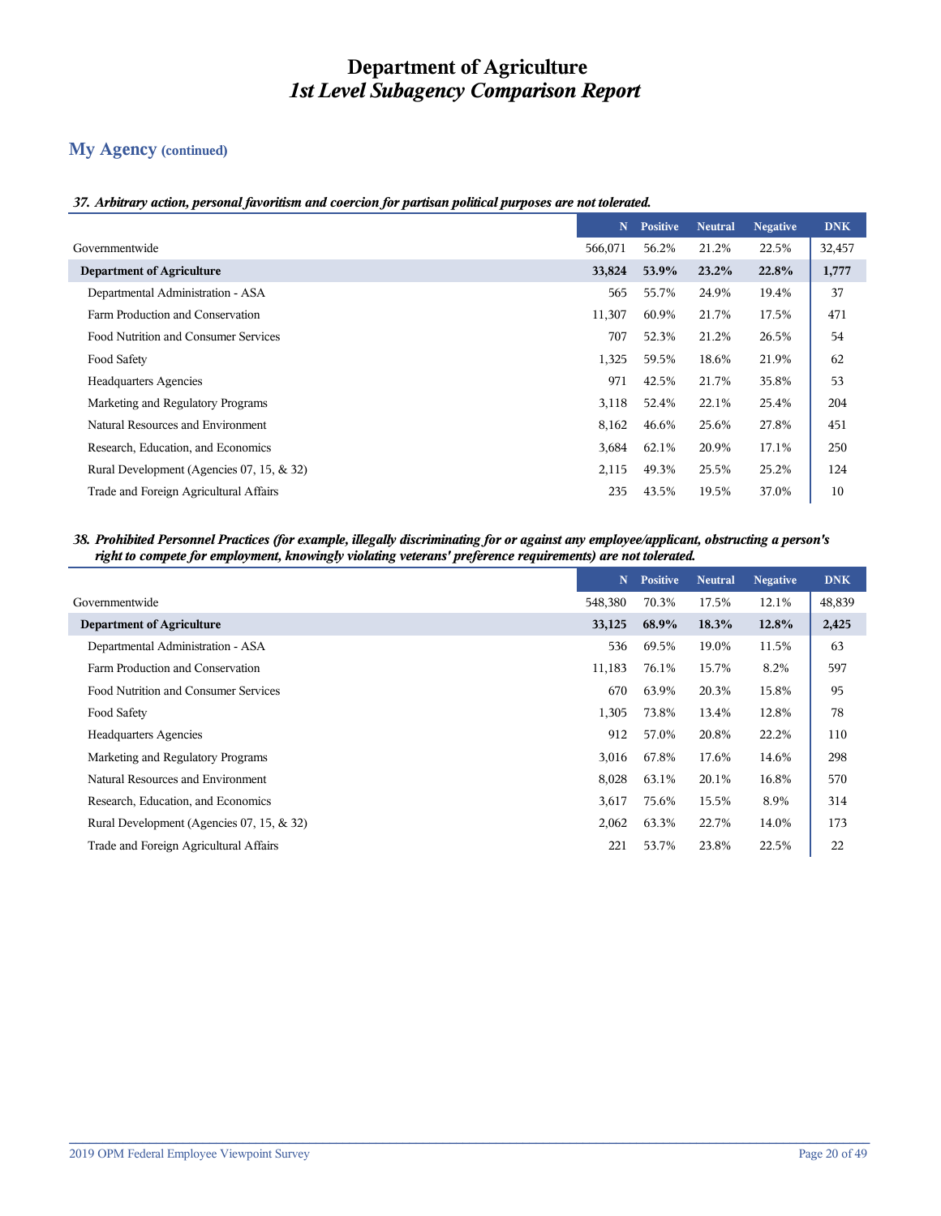# Department of Agriculture
## *1st Level Subagency Comparison Report*

## My Agency (continued)

***37. Arbitrary action, personal favoritism and coercion for partisan political purposes are not tolerated.***

| | N | Positive | Neutral | Negative | DNK |
|---|---|---|---|---|---|
| Governmentwide | 566,071 | 56.2% | 21.2% | 22.5% | 32,457 |
| **Department of Agriculture** | **33,824** | **53.9%** | **23.2%** | **22.8%** | **1,777** |
| Departmental Administration - ASA | 565 | 55.7% | 24.9% | 19.4% | 37 |
| Farm Production and Conservation | 11,307 | 60.9% | 21.7% | 17.5% | 471 |
| Food Nutrition and Consumer Services | 707 | 52.3% | 21.2% | 26.5% | 54 |
| Food Safety | 1,325 | 59.5% | 18.6% | 21.9% | 62 |
| Headquarters Agencies | 971 | 42.5% | 21.7% | 35.8% | 53 |
| Marketing and Regulatory Programs | 3,118 | 52.4% | 22.1% | 25.4% | 204 |
| Natural Resources and Environment | 8,162 | 46.6% | 25.6% | 27.8% | 451 |
| Research, Education, and Economics | 3,684 | 62.1% | 20.9% | 17.1% | 250 |
| Rural Development (Agencies 07, 15, & 32) | 2,115 | 49.3% | 25.5% | 25.2% | 124 |
| Trade and Foreign Agricultural Affairs | 235 | 43.5% | 19.5% | 37.0% | 10 |

***38. Prohibited Personnel Practices (for example, illegally discriminating for or against any employee/applicant, obstructing a person's right to compete for employment, knowingly violating veterans' preference requirements) are not tolerated.***

| | N | Positive | Neutral | Negative | DNK |
|---|---|---|---|---|---|
| Governmentwide | 548,380 | 70.3% | 17.5% | 12.1% | 48,839 |
| **Department of Agriculture** | **33,125** | **68.9%** | **18.3%** | **12.8%** | **2,425** |
| Departmental Administration - ASA | 536 | 69.5% | 19.0% | 11.5% | 63 |
| Farm Production and Conservation | 11,183 | 76.1% | 15.7% | 8.2% | 597 |
| Food Nutrition and Consumer Services | 670 | 63.9% | 20.3% | 15.8% | 95 |
| Food Safety | 1,305 | 73.8% | 13.4% | 12.8% | 78 |
| Headquarters Agencies | 912 | 57.0% | 20.8% | 22.2% | 110 |
| Marketing and Regulatory Programs | 3,016 | 67.8% | 17.6% | 14.6% | 298 |
| Natural Resources and Environment | 8,028 | 63.1% | 20.1% | 16.8% | 570 |
| Research, Education, and Economics | 3,617 | 75.6% | 15.5% | 8.9% | 314 |
| Rural Development (Agencies 07, 15, & 32) | 2,062 | 63.3% | 22.7% | 14.0% | 173 |
| Trade and Foreign Agricultural Affairs | 221 | 53.7% | 23.8% | 22.5% | 22 |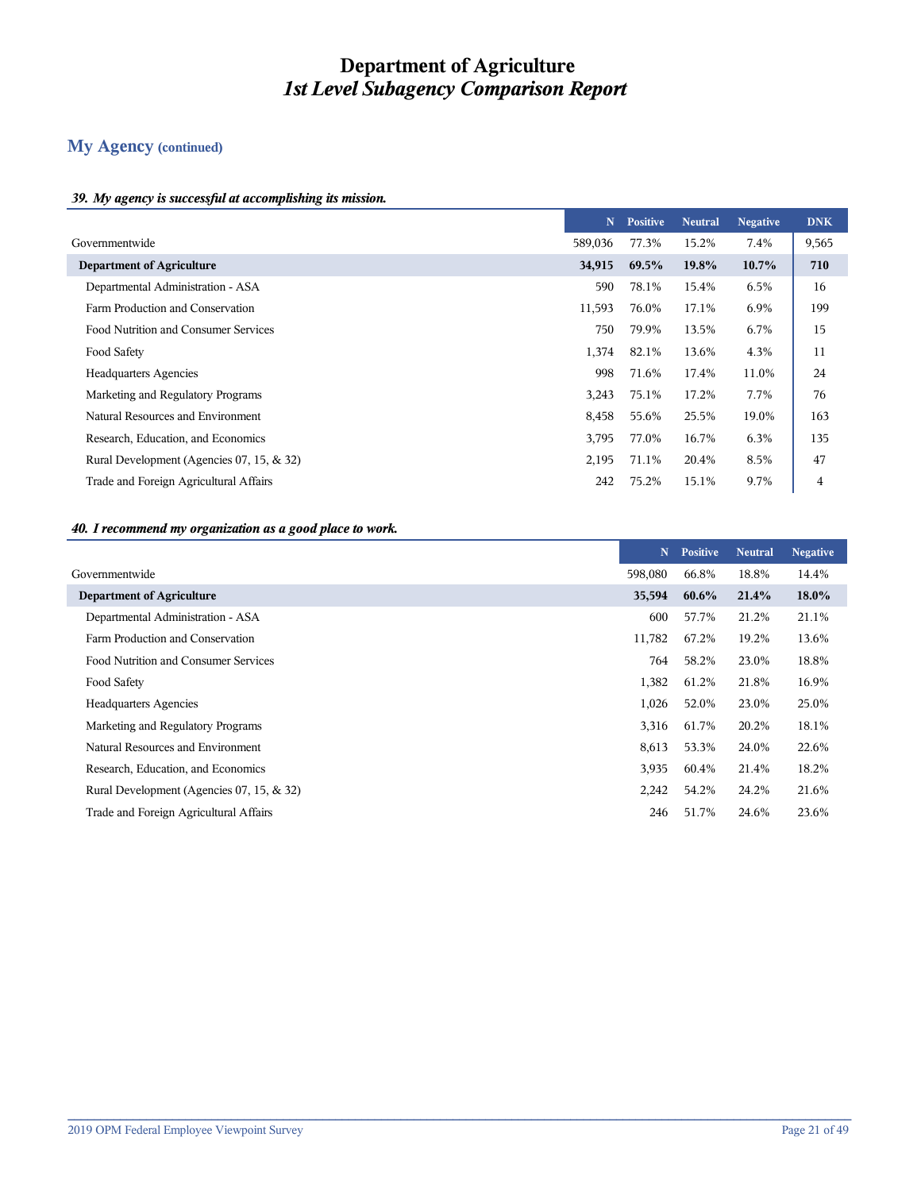# Department of Agriculture
## *1st Level Subagency Comparison Report*

## My Agency (continued)

### *39. My agency is successful at accomplishing its mission.*

| | N | Positive | Neutral | Negative | DNK |
|---|---|---|---|---|---|
| Governmentwide | 589,036 | 77.3% | 15.2% | 7.4% | 9,565 |
| **Department of Agriculture** | **34,915** | **69.5%** | **19.8%** | **10.7%** | **710** |
| Departmental Administration - ASA | 590 | 78.1% | 15.4% | 6.5% | 16 |
| Farm Production and Conservation | 11,593 | 76.0% | 17.1% | 6.9% | 199 |
| Food Nutrition and Consumer Services | 750 | 79.9% | 13.5% | 6.7% | 15 |
| Food Safety | 1,374 | 82.1% | 13.6% | 4.3% | 11 |
| Headquarters Agencies | 998 | 71.6% | 17.4% | 11.0% | 24 |
| Marketing and Regulatory Programs | 3,243 | 75.1% | 17.2% | 7.7% | 76 |
| Natural Resources and Environment | 8,458 | 55.6% | 25.5% | 19.0% | 163 |
| Research, Education, and Economics | 3,795 | 77.0% | 16.7% | 6.3% | 135 |
| Rural Development (Agencies 07, 15, & 32) | 2,195 | 71.1% | 20.4% | 8.5% | 47 |
| Trade and Foreign Agricultural Affairs | 242 | 75.2% | 15.1% | 9.7% | 4 |

### *40. I recommend my organization as a good place to work.*

| | N | Positive | Neutral | Negative |
|---|---|---|---|---|
| Governmentwide | 598,080 | 66.8% | 18.8% | 14.4% |
| **Department of Agriculture** | **35,594** | **60.6%** | **21.4%** | **18.0%** |
| Departmental Administration - ASA | 600 | 57.7% | 21.2% | 21.1% |
| Farm Production and Conservation | 11,782 | 67.2% | 19.2% | 13.6% |
| Food Nutrition and Consumer Services | 764 | 58.2% | 23.0% | 18.8% |
| Food Safety | 1,382 | 61.2% | 21.8% | 16.9% |
| Headquarters Agencies | 1,026 | 52.0% | 23.0% | 25.0% |
| Marketing and Regulatory Programs | 3,316 | 61.7% | 20.2% | 18.1% |
| Natural Resources and Environment | 8,613 | 53.3% | 24.0% | 22.6% |
| Research, Education, and Economics | 3,935 | 60.4% | 21.4% | 18.2% |
| Rural Development (Agencies 07, 15, & 32) | 2,242 | 54.2% | 24.2% | 21.6% |
| Trade and Foreign Agricultural Affairs | 246 | 51.7% | 24.6% | 23.6% |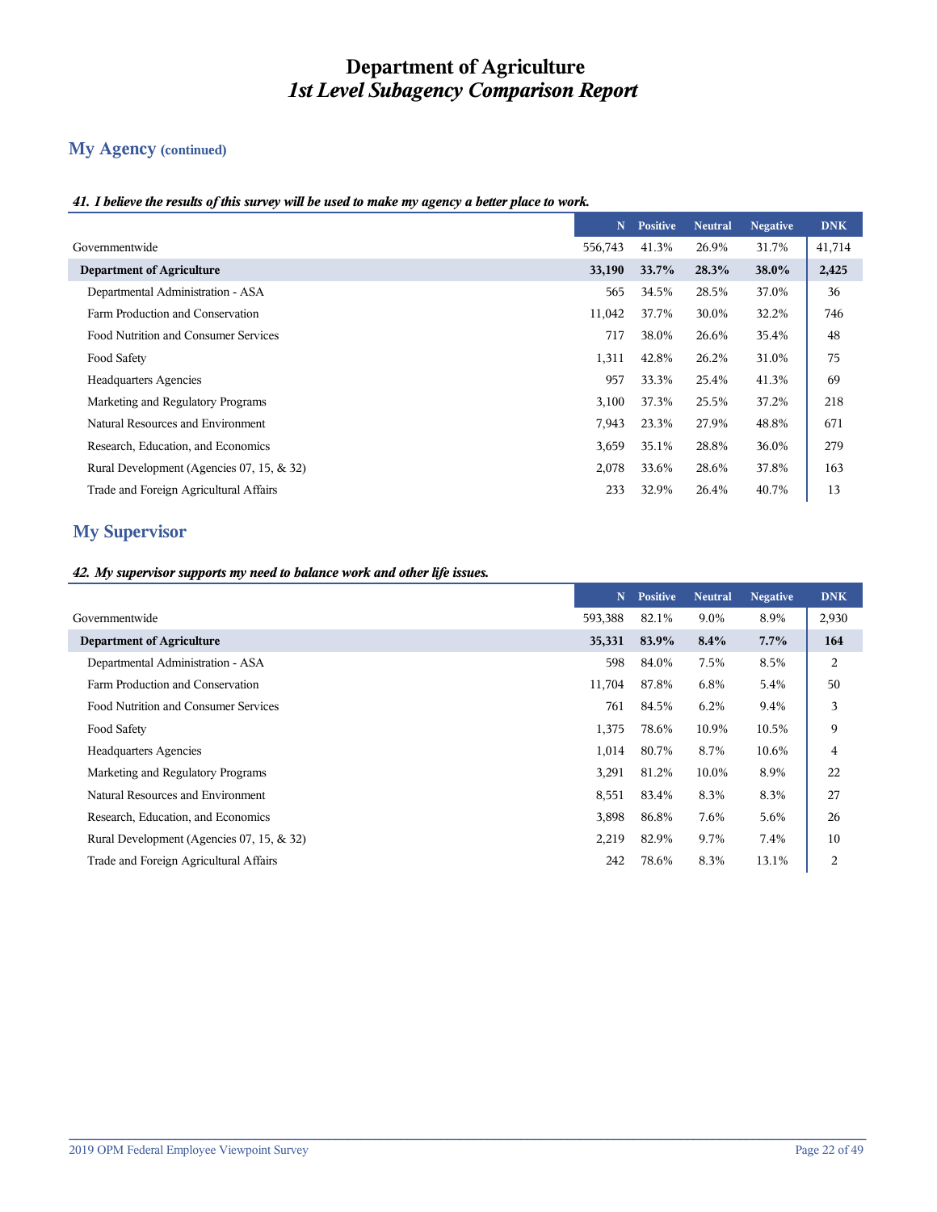# Department of Agriculture
# *1st Level Subagency Comparison Report*

## My Agency (continued)

***41. I believe the results of this survey will be used to make my agency a better place to work.***

| | N | Positive | Neutral | Negative | DNK |
|---|---|---|---|---|---|
| Governmentwide | 556,743 | 41.3% | 26.9% | 31.7% | 41,714 |
| **Department of Agriculture** | **33,190** | **33.7%** | **28.3%** | **38.0%** | **2,425** |
| Departmental Administration - ASA | 565 | 34.5% | 28.5% | 37.0% | 36 |
| Farm Production and Conservation | 11,042 | 37.7% | 30.0% | 32.2% | 746 |
| Food Nutrition and Consumer Services | 717 | 38.0% | 26.6% | 35.4% | 48 |
| Food Safety | 1,311 | 42.8% | 26.2% | 31.0% | 75 |
| Headquarters Agencies | 957 | 33.3% | 25.4% | 41.3% | 69 |
| Marketing and Regulatory Programs | 3,100 | 37.3% | 25.5% | 37.2% | 218 |
| Natural Resources and Environment | 7,943 | 23.3% | 27.9% | 48.8% | 671 |
| Research, Education, and Economics | 3,659 | 35.1% | 28.8% | 36.0% | 279 |
| Rural Development (Agencies 07, 15, & 32) | 2,078 | 33.6% | 28.6% | 37.8% | 163 |
| Trade and Foreign Agricultural Affairs | 233 | 32.9% | 26.4% | 40.7% | 13 |

## My Supervisor

***42. My supervisor supports my need to balance work and other life issues.***

| | N | Positive | Neutral | Negative | DNK |
|---|---|---|---|---|---|
| Governmentwide | 593,388 | 82.1% | 9.0% | 8.9% | 2,930 |
| **Department of Agriculture** | **35,331** | **83.9%** | **8.4%** | **7.7%** | **164** |
| Departmental Administration - ASA | 598 | 84.0% | 7.5% | 8.5% | 2 |
| Farm Production and Conservation | 11,704 | 87.8% | 6.8% | 5.4% | 50 |
| Food Nutrition and Consumer Services | 761 | 84.5% | 6.2% | 9.4% | 3 |
| Food Safety | 1,375 | 78.6% | 10.9% | 10.5% | 9 |
| Headquarters Agencies | 1,014 | 80.7% | 8.7% | 10.6% | 4 |
| Marketing and Regulatory Programs | 3,291 | 81.2% | 10.0% | 8.9% | 22 |
| Natural Resources and Environment | 8,551 | 83.4% | 8.3% | 8.3% | 27 |
| Research, Education, and Economics | 3,898 | 86.8% | 7.6% | 5.6% | 26 |
| Rural Development (Agencies 07, 15, & 32) | 2,219 | 82.9% | 9.7% | 7.4% | 10 |
| Trade and Foreign Agricultural Affairs | 242 | 78.6% | 8.3% | 13.1% | 2 |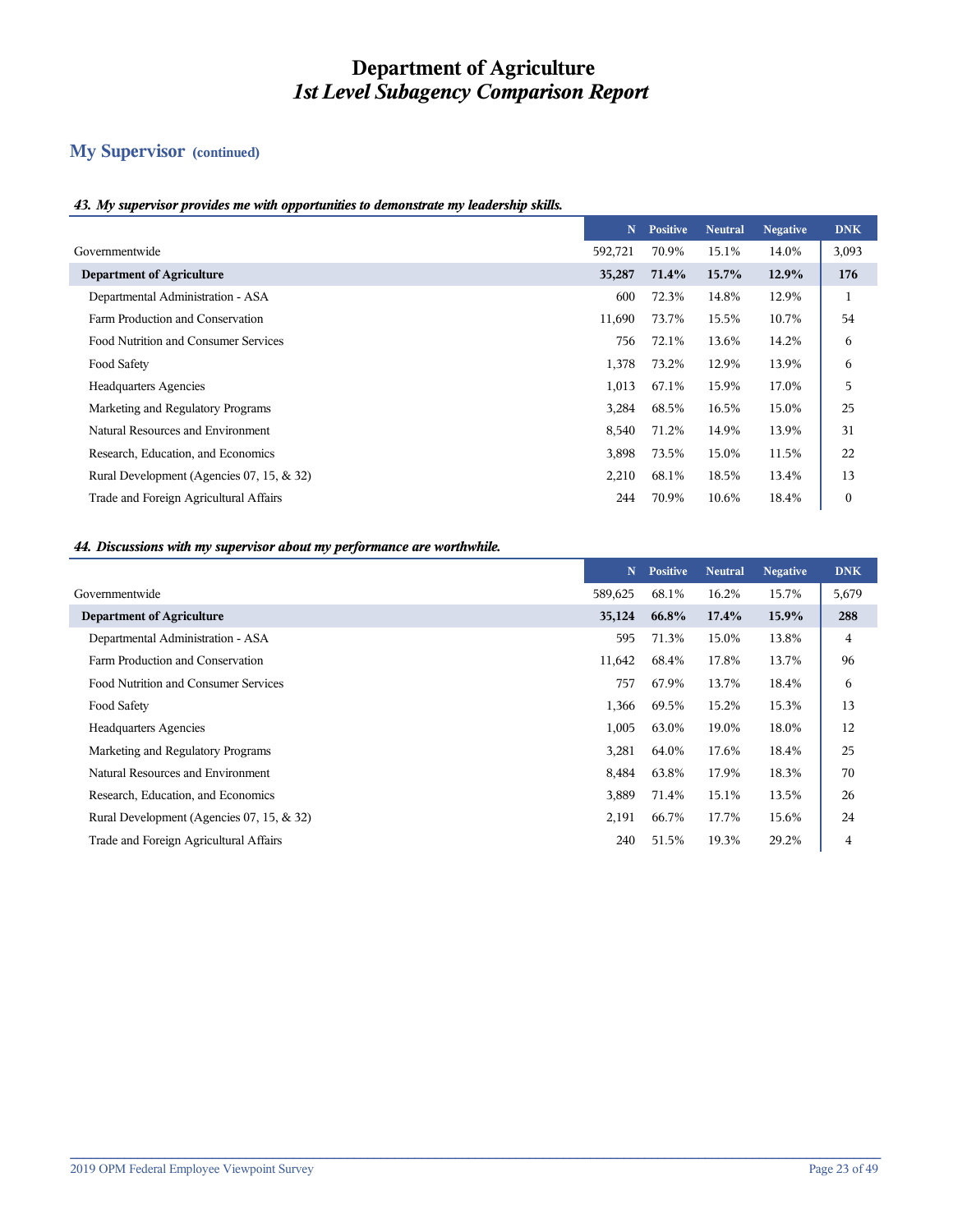# Department of Agriculture
## *1st Level Subagency Comparison Report*

## My Supervisor (continued)

### *43. My supervisor provides me with opportunities to demonstrate my leadership skills.*

| | N | Positive | Neutral | Negative | DNK |
|---|---|---|---|---|---|
| Governmentwide | 592,721 | 70.9% | 15.1% | 14.0% | 3,093 |
| **Department of Agriculture** | **35,287** | **71.4%** | **15.7%** | **12.9%** | **176** |
| Departmental Administration - ASA | 600 | 72.3% | 14.8% | 12.9% | 1 |
| Farm Production and Conservation | 11,690 | 73.7% | 15.5% | 10.7% | 54 |
| Food Nutrition and Consumer Services | 756 | 72.1% | 13.6% | 14.2% | 6 |
| Food Safety | 1,378 | 73.2% | 12.9% | 13.9% | 6 |
| Headquarters Agencies | 1,013 | 67.1% | 15.9% | 17.0% | 5 |
| Marketing and Regulatory Programs | 3,284 | 68.5% | 16.5% | 15.0% | 25 |
| Natural Resources and Environment | 8,540 | 71.2% | 14.9% | 13.9% | 31 |
| Research, Education, and Economics | 3,898 | 73.5% | 15.0% | 11.5% | 22 |
| Rural Development (Agencies 07, 15, & 32) | 2,210 | 68.1% | 18.5% | 13.4% | 13 |
| Trade and Foreign Agricultural Affairs | 244 | 70.9% | 10.6% | 18.4% | 0 |

### *44. Discussions with my supervisor about my performance are worthwhile.*

| | N | Positive | Neutral | Negative | DNK |
|---|---|---|---|---|---|
| Governmentwide | 589,625 | 68.1% | 16.2% | 15.7% | 5,679 |
| **Department of Agriculture** | **35,124** | **66.8%** | **17.4%** | **15.9%** | **288** |
| Departmental Administration - ASA | 595 | 71.3% | 15.0% | 13.8% | 4 |
| Farm Production and Conservation | 11,642 | 68.4% | 17.8% | 13.7% | 96 |
| Food Nutrition and Consumer Services | 757 | 67.9% | 13.7% | 18.4% | 6 |
| Food Safety | 1,366 | 69.5% | 15.2% | 15.3% | 13 |
| Headquarters Agencies | 1,005 | 63.0% | 19.0% | 18.0% | 12 |
| Marketing and Regulatory Programs | 3,281 | 64.0% | 17.6% | 18.4% | 25 |
| Natural Resources and Environment | 8,484 | 63.8% | 17.9% | 18.3% | 70 |
| Research, Education, and Economics | 3,889 | 71.4% | 15.1% | 13.5% | 26 |
| Rural Development (Agencies 07, 15, & 32) | 2,191 | 66.7% | 17.7% | 15.6% | 24 |
| Trade and Foreign Agricultural Affairs | 240 | 51.5% | 19.3% | 29.2% | 4 |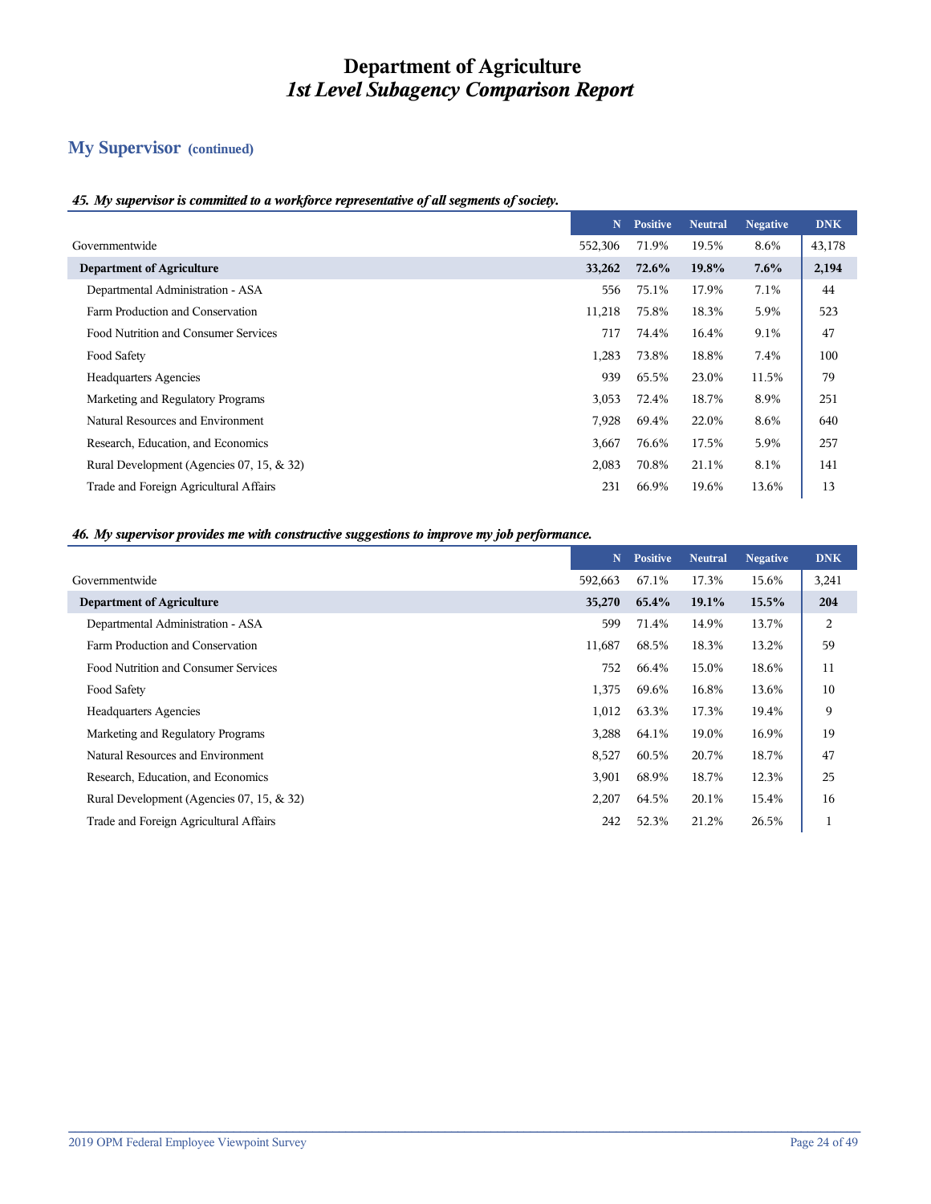# Department of Agriculture
## *1st Level Subagency Comparison Report*

## My Supervisor (continued)

### *45. My supervisor is committed to a workforce representative of all segments of society.*

| | N | Positive | Neutral | Negative | DNK |
|---|---|---|---|---|---|
| Governmentwide | 552,306 | 71.9% | 19.5% | 8.6% | 43,178 |
| **Department of Agriculture** | **33,262** | **72.6%** | **19.8%** | **7.6%** | **2,194** |
| Departmental Administration - ASA | 556 | 75.1% | 17.9% | 7.1% | 44 |
| Farm Production and Conservation | 11,218 | 75.8% | 18.3% | 5.9% | 523 |
| Food Nutrition and Consumer Services | 717 | 74.4% | 16.4% | 9.1% | 47 |
| Food Safety | 1,283 | 73.8% | 18.8% | 7.4% | 100 |
| Headquarters Agencies | 939 | 65.5% | 23.0% | 11.5% | 79 |
| Marketing and Regulatory Programs | 3,053 | 72.4% | 18.7% | 8.9% | 251 |
| Natural Resources and Environment | 7,928 | 69.4% | 22.0% | 8.6% | 640 |
| Research, Education, and Economics | 3,667 | 76.6% | 17.5% | 5.9% | 257 |
| Rural Development (Agencies 07, 15, & 32) | 2,083 | 70.8% | 21.1% | 8.1% | 141 |
| Trade and Foreign Agricultural Affairs | 231 | 66.9% | 19.6% | 13.6% | 13 |

### *46. My supervisor provides me with constructive suggestions to improve my job performance.*

| | N | Positive | Neutral | Negative | DNK |
|---|---|---|---|---|---|
| Governmentwide | 592,663 | 67.1% | 17.3% | 15.6% | 3,241 |
| **Department of Agriculture** | **35,270** | **65.4%** | **19.1%** | **15.5%** | **204** |
| Departmental Administration - ASA | 599 | 71.4% | 14.9% | 13.7% | 2 |
| Farm Production and Conservation | 11,687 | 68.5% | 18.3% | 13.2% | 59 |
| Food Nutrition and Consumer Services | 752 | 66.4% | 15.0% | 18.6% | 11 |
| Food Safety | 1,375 | 69.6% | 16.8% | 13.6% | 10 |
| Headquarters Agencies | 1,012 | 63.3% | 17.3% | 19.4% | 9 |
| Marketing and Regulatory Programs | 3,288 | 64.1% | 19.0% | 16.9% | 19 |
| Natural Resources and Environment | 8,527 | 60.5% | 20.7% | 18.7% | 47 |
| Research, Education, and Economics | 3,901 | 68.9% | 18.7% | 12.3% | 25 |
| Rural Development (Agencies 07, 15, & 32) | 2,207 | 64.5% | 20.1% | 15.4% | 16 |
| Trade and Foreign Agricultural Affairs | 242 | 52.3% | 21.2% | 26.5% | 1 |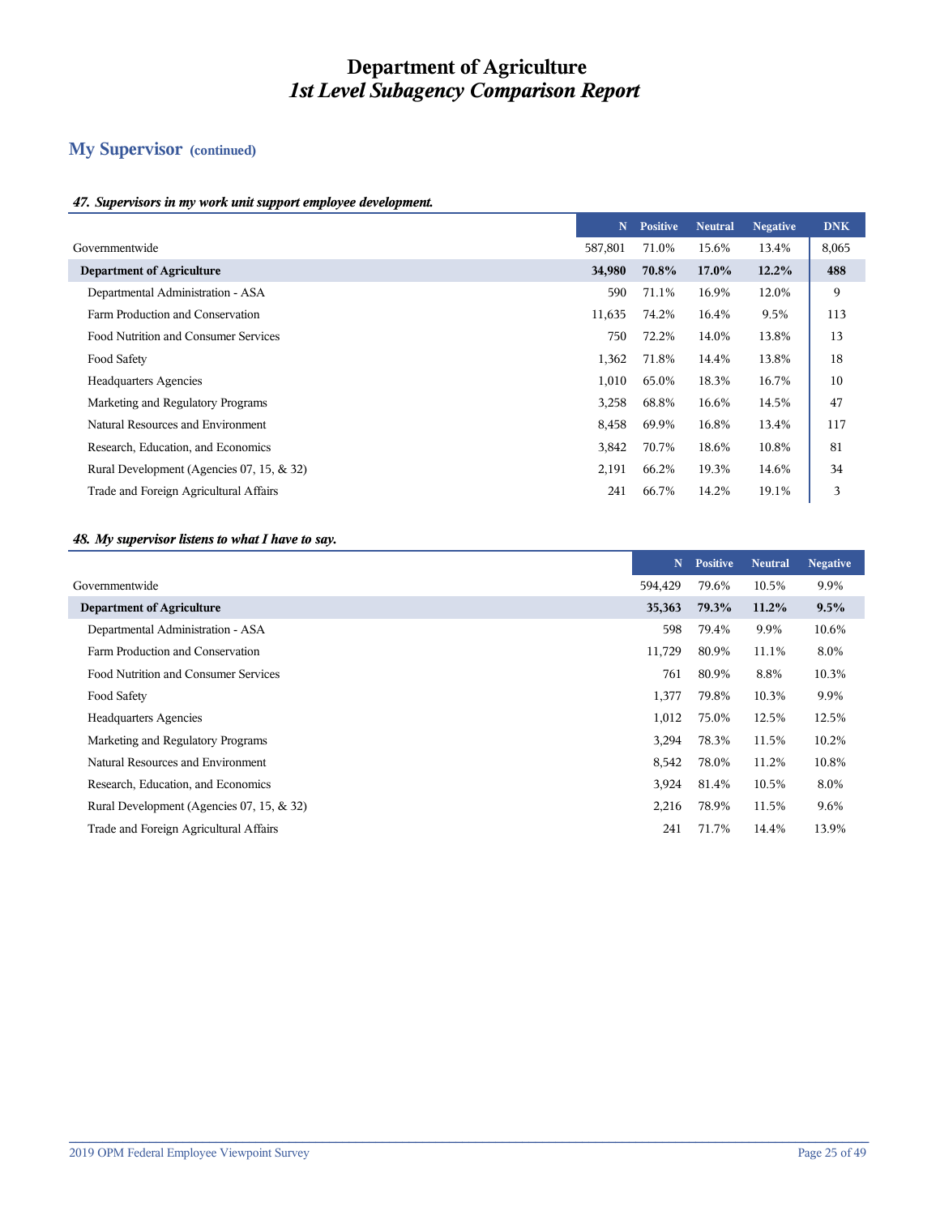# Department of Agriculture
## *1st Level Subagency Comparison Report*

## My Supervisor (continued)

### *47. Supervisors in my work unit support employee development.*

| | N | Positive | Neutral | Negative | DNK |
|---|---|---|---|---|---|
| Governmentwide | 587,801 | 71.0% | 15.6% | 13.4% | 8,065 |
| **Department of Agriculture** | **34,980** | **70.8%** | **17.0%** | **12.2%** | **488** |
| Departmental Administration - ASA | 590 | 71.1% | 16.9% | 12.0% | 9 |
| Farm Production and Conservation | 11,635 | 74.2% | 16.4% | 9.5% | 113 |
| Food Nutrition and Consumer Services | 750 | 72.2% | 14.0% | 13.8% | 13 |
| Food Safety | 1,362 | 71.8% | 14.4% | 13.8% | 18 |
| Headquarters Agencies | 1,010 | 65.0% | 18.3% | 16.7% | 10 |
| Marketing and Regulatory Programs | 3,258 | 68.8% | 16.6% | 14.5% | 47 |
| Natural Resources and Environment | 8,458 | 69.9% | 16.8% | 13.4% | 117 |
| Research, Education, and Economics | 3,842 | 70.7% | 18.6% | 10.8% | 81 |
| Rural Development (Agencies 07, 15, & 32) | 2,191 | 66.2% | 19.3% | 14.6% | 34 |
| Trade and Foreign Agricultural Affairs | 241 | 66.7% | 14.2% | 19.1% | 3 |

### *48. My supervisor listens to what I have to say.*

| | N | Positive | Neutral | Negative |
|---|---|---|---|---|
| Governmentwide | 594,429 | 79.6% | 10.5% | 9.9% |
| **Department of Agriculture** | **35,363** | **79.3%** | **11.2%** | **9.5%** |
| Departmental Administration - ASA | 598 | 79.4% | 9.9% | 10.6% |
| Farm Production and Conservation | 11,729 | 80.9% | 11.1% | 8.0% |
| Food Nutrition and Consumer Services | 761 | 80.9% | 8.8% | 10.3% |
| Food Safety | 1,377 | 79.8% | 10.3% | 9.9% |
| Headquarters Agencies | 1,012 | 75.0% | 12.5% | 12.5% |
| Marketing and Regulatory Programs | 3,294 | 78.3% | 11.5% | 10.2% |
| Natural Resources and Environment | 8,542 | 78.0% | 11.2% | 10.8% |
| Research, Education, and Economics | 3,924 | 81.4% | 10.5% | 8.0% |
| Rural Development (Agencies 07, 15, & 32) | 2,216 | 78.9% | 11.5% | 9.6% |
| Trade and Foreign Agricultural Affairs | 241 | 71.7% | 14.4% | 13.9% |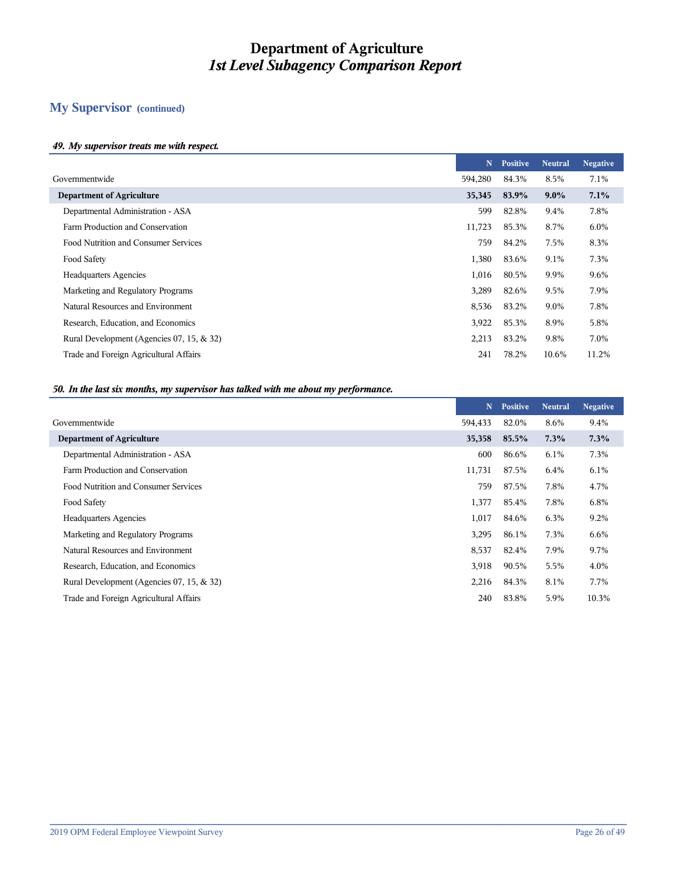# Department of Agriculture
## *1st Level Subagency Comparison Report*

## My Supervisor (continued)

### *49. My supervisor treats me with respect.*

| | N | Positive | Neutral | Negative |
|---|---|---|---|---|
| Governmentwide | 594,280 | 84.3% | 8.5% | 7.1% |
| **Department of Agriculture** | **35,345** | **83.9%** | **9.0%** | **7.1%** |
| Departmental Administration - ASA | 599 | 82.8% | 9.4% | 7.8% |
| Farm Production and Conservation | 11,723 | 85.3% | 8.7% | 6.0% |
| Food Nutrition and Consumer Services | 759 | 84.2% | 7.5% | 8.3% |
| Food Safety | 1,380 | 83.6% | 9.1% | 7.3% |
| Headquarters Agencies | 1,016 | 80.5% | 9.9% | 9.6% |
| Marketing and Regulatory Programs | 3,289 | 82.6% | 9.5% | 7.9% |
| Natural Resources and Environment | 8,536 | 83.2% | 9.0% | 7.8% |
| Research, Education, and Economics | 3,922 | 85.3% | 8.9% | 5.8% |
| Rural Development (Agencies 07, 15, & 32) | 2,213 | 83.2% | 9.8% | 7.0% |
| Trade and Foreign Agricultural Affairs | 241 | 78.2% | 10.6% | 11.2% |

### *50. In the last six months, my supervisor has talked with me about my performance.*

| | N | Positive | Neutral | Negative |
|---|---|---|---|---|
| Governmentwide | 594,433 | 82.0% | 8.6% | 9.4% |
| **Department of Agriculture** | **35,358** | **85.5%** | **7.3%** | **7.3%** |
| Departmental Administration - ASA | 600 | 86.6% | 6.1% | 7.3% |
| Farm Production and Conservation | 11,731 | 87.5% | 6.4% | 6.1% |
| Food Nutrition and Consumer Services | 759 | 87.5% | 7.8% | 4.7% |
| Food Safety | 1,377 | 85.4% | 7.8% | 6.8% |
| Headquarters Agencies | 1,017 | 84.6% | 6.3% | 9.2% |
| Marketing and Regulatory Programs | 3,295 | 86.1% | 7.3% | 6.6% |
| Natural Resources and Environment | 8,537 | 82.4% | 7.9% | 9.7% |
| Research, Education, and Economics | 3,918 | 90.5% | 5.5% | 4.0% |
| Rural Development (Agencies 07, 15, & 32) | 2,216 | 84.3% | 8.1% | 7.7% |
| Trade and Foreign Agricultural Affairs | 240 | 83.8% | 5.9% | 10.3% |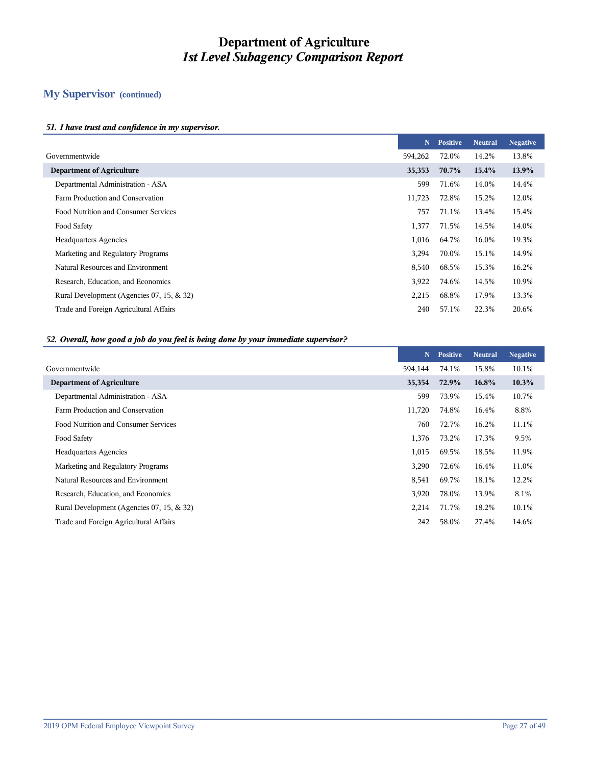# Department of Agriculture
## *1st Level Subagency Comparison Report*

## My Supervisor (continued)

### *51. I have trust and confidence in my supervisor.*

| | N | Positive | Neutral | Negative |
|---|---|---|---|---|
| Governmentwide | 594,262 | 72.0% | 14.2% | 13.8% |
| **Department of Agriculture** | **35,353** | **70.7%** | **15.4%** | **13.9%** |
| Departmental Administration - ASA | 599 | 71.6% | 14.0% | 14.4% |
| Farm Production and Conservation | 11,723 | 72.8% | 15.2% | 12.0% |
| Food Nutrition and Consumer Services | 757 | 71.1% | 13.4% | 15.4% |
| Food Safety | 1,377 | 71.5% | 14.5% | 14.0% |
| Headquarters Agencies | 1,016 | 64.7% | 16.0% | 19.3% |
| Marketing and Regulatory Programs | 3,294 | 70.0% | 15.1% | 14.9% |
| Natural Resources and Environment | 8,540 | 68.5% | 15.3% | 16.2% |
| Research, Education, and Economics | 3,922 | 74.6% | 14.5% | 10.9% |
| Rural Development (Agencies 07, 15, & 32) | 2,215 | 68.8% | 17.9% | 13.3% |
| Trade and Foreign Agricultural Affairs | 240 | 57.1% | 22.3% | 20.6% |

### *52. Overall, how good a job do you feel is being done by your immediate supervisor?*

| | N | Positive | Neutral | Negative |
|---|---|---|---|---|
| Governmentwide | 594,144 | 74.1% | 15.8% | 10.1% |
| **Department of Agriculture** | **35,354** | **72.9%** | **16.8%** | **10.3%** |
| Departmental Administration - ASA | 599 | 73.9% | 15.4% | 10.7% |
| Farm Production and Conservation | 11,720 | 74.8% | 16.4% | 8.8% |
| Food Nutrition and Consumer Services | 760 | 72.7% | 16.2% | 11.1% |
| Food Safety | 1,376 | 73.2% | 17.3% | 9.5% |
| Headquarters Agencies | 1,015 | 69.5% | 18.5% | 11.9% |
| Marketing and Regulatory Programs | 3,290 | 72.6% | 16.4% | 11.0% |
| Natural Resources and Environment | 8,541 | 69.7% | 18.1% | 12.2% |
| Research, Education, and Economics | 3,920 | 78.0% | 13.9% | 8.1% |
| Rural Development (Agencies 07, 15, & 32) | 2,214 | 71.7% | 18.2% | 10.1% |
| Trade and Foreign Agricultural Affairs | 242 | 58.0% | 27.4% | 14.6% |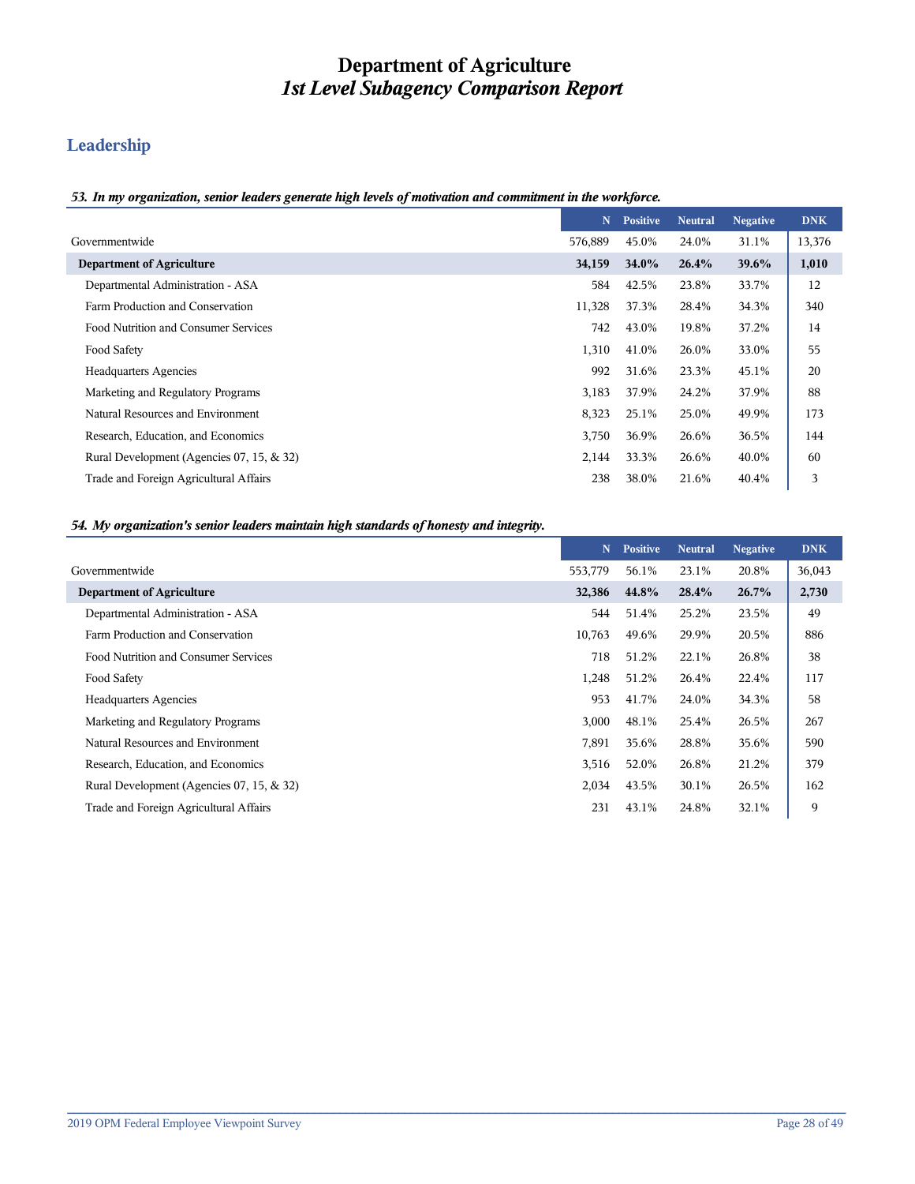# Department of Agriculture
## *1st Level Subagency Comparison Report*

## Leadership

***53. In my organization, senior leaders generate high levels of motivation and commitment in the workforce.***

| | N | Positive | Neutral | Negative | DNK |
|---|---|---|---|---|---|
| Governmentwide | 576,889 | 45.0% | 24.0% | 31.1% | 13,376 |
| **Department of Agriculture** | **34,159** | **34.0%** | **26.4%** | **39.6%** | **1,010** |
| Departmental Administration - ASA | 584 | 42.5% | 23.8% | 33.7% | 12 |
| Farm Production and Conservation | 11,328 | 37.3% | 28.4% | 34.3% | 340 |
| Food Nutrition and Consumer Services | 742 | 43.0% | 19.8% | 37.2% | 14 |
| Food Safety | 1,310 | 41.0% | 26.0% | 33.0% | 55 |
| Headquarters Agencies | 992 | 31.6% | 23.3% | 45.1% | 20 |
| Marketing and Regulatory Programs | 3,183 | 37.9% | 24.2% | 37.9% | 88 |
| Natural Resources and Environment | 8,323 | 25.1% | 25.0% | 49.9% | 173 |
| Research, Education, and Economics | 3,750 | 36.9% | 26.6% | 36.5% | 144 |
| Rural Development (Agencies 07, 15, & 32) | 2,144 | 33.3% | 26.6% | 40.0% | 60 |
| Trade and Foreign Agricultural Affairs | 238 | 38.0% | 21.6% | 40.4% | 3 |

***54. My organization's senior leaders maintain high standards of honesty and integrity.***

| | N | Positive | Neutral | Negative | DNK |
|---|---|---|---|---|---|
| Governmentwide | 553,779 | 56.1% | 23.1% | 20.8% | 36,043 |
| **Department of Agriculture** | **32,386** | **44.8%** | **28.4%** | **26.7%** | **2,730** |
| Departmental Administration - ASA | 544 | 51.4% | 25.2% | 23.5% | 49 |
| Farm Production and Conservation | 10,763 | 49.6% | 29.9% | 20.5% | 886 |
| Food Nutrition and Consumer Services | 718 | 51.2% | 22.1% | 26.8% | 38 |
| Food Safety | 1,248 | 51.2% | 26.4% | 22.4% | 117 |
| Headquarters Agencies | 953 | 41.7% | 24.0% | 34.3% | 58 |
| Marketing and Regulatory Programs | 3,000 | 48.1% | 25.4% | 26.5% | 267 |
| Natural Resources and Environment | 7,891 | 35.6% | 28.8% | 35.6% | 590 |
| Research, Education, and Economics | 3,516 | 52.0% | 26.8% | 21.2% | 379 |
| Rural Development (Agencies 07, 15, & 32) | 2,034 | 43.5% | 30.1% | 26.5% | 162 |
| Trade and Foreign Agricultural Affairs | 231 | 43.1% | 24.8% | 32.1% | 9 |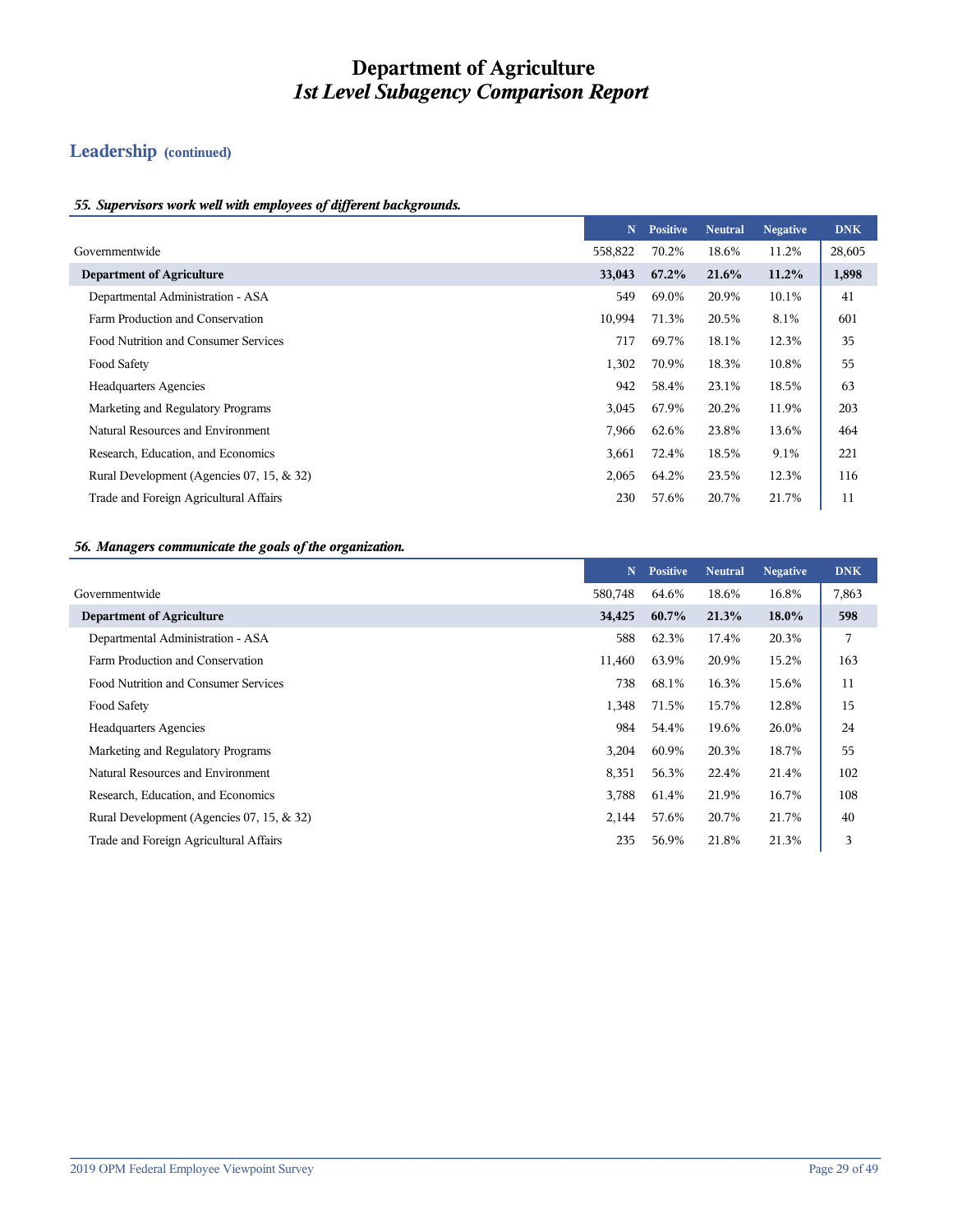# Department of Agriculture
## *1st Level Subagency Comparison Report*

## Leadership (continued)

### *55. Supervisors work well with employees of different backgrounds.*

| | N | Positive | Neutral | Negative | DNK |
|---|---|---|---|---|---|
| Governmentwide | 558,822 | 70.2% | 18.6% | 11.2% | 28,605 |
| **Department of Agriculture** | **33,043** | **67.2%** | **21.6%** | **11.2%** | **1,898** |
| Departmental Administration - ASA | 549 | 69.0% | 20.9% | 10.1% | 41 |
| Farm Production and Conservation | 10,994 | 71.3% | 20.5% | 8.1% | 601 |
| Food Nutrition and Consumer Services | 717 | 69.7% | 18.1% | 12.3% | 35 |
| Food Safety | 1,302 | 70.9% | 18.3% | 10.8% | 55 |
| Headquarters Agencies | 942 | 58.4% | 23.1% | 18.5% | 63 |
| Marketing and Regulatory Programs | 3,045 | 67.9% | 20.2% | 11.9% | 203 |
| Natural Resources and Environment | 7,966 | 62.6% | 23.8% | 13.6% | 464 |
| Research, Education, and Economics | 3,661 | 72.4% | 18.5% | 9.1% | 221 |
| Rural Development (Agencies 07, 15, & 32) | 2,065 | 64.2% | 23.5% | 12.3% | 116 |
| Trade and Foreign Agricultural Affairs | 230 | 57.6% | 20.7% | 21.7% | 11 |

### *56. Managers communicate the goals of the organization.*

| | N | Positive | Neutral | Negative | DNK |
|---|---|---|---|---|---|
| Governmentwide | 580,748 | 64.6% | 18.6% | 16.8% | 7,863 |
| **Department of Agriculture** | **34,425** | **60.7%** | **21.3%** | **18.0%** | **598** |
| Departmental Administration - ASA | 588 | 62.3% | 17.4% | 20.3% | 7 |
| Farm Production and Conservation | 11,460 | 63.9% | 20.9% | 15.2% | 163 |
| Food Nutrition and Consumer Services | 738 | 68.1% | 16.3% | 15.6% | 11 |
| Food Safety | 1,348 | 71.5% | 15.7% | 12.8% | 15 |
| Headquarters Agencies | 984 | 54.4% | 19.6% | 26.0% | 24 |
| Marketing and Regulatory Programs | 3,204 | 60.9% | 20.3% | 18.7% | 55 |
| Natural Resources and Environment | 8,351 | 56.3% | 22.4% | 21.4% | 102 |
| Research, Education, and Economics | 3,788 | 61.4% | 21.9% | 16.7% | 108 |
| Rural Development (Agencies 07, 15, & 32) | 2,144 | 57.6% | 20.7% | 21.7% | 40 |
| Trade and Foreign Agricultural Affairs | 235 | 56.9% | 21.8% | 21.3% | 3 |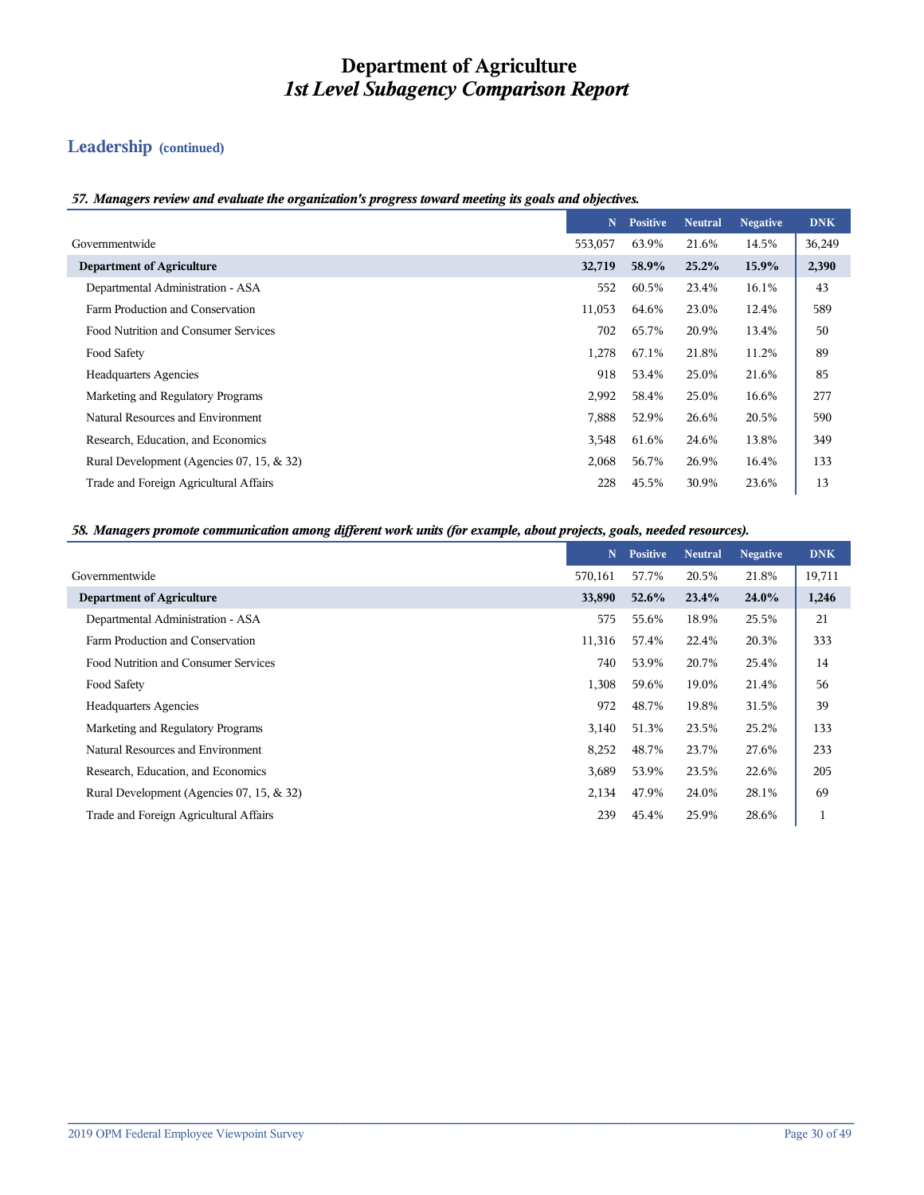# Department of Agriculture
## *1st Level Subagency Comparison Report*

### Leadership (continued)

***57. Managers review and evaluate the organization's progress toward meeting its goals and objectives.***

| | N | Positive | Neutral | Negative | DNK |
|---|---|---|---|---|---|
| Governmentwide | 553,057 | 63.9% | 21.6% | 14.5% | 36,249 |
| **Department of Agriculture** | **32,719** | **58.9%** | **25.2%** | **15.9%** | **2,390** |
| Departmental Administration - ASA | 552 | 60.5% | 23.4% | 16.1% | 43 |
| Farm Production and Conservation | 11,053 | 64.6% | 23.0% | 12.4% | 589 |
| Food Nutrition and Consumer Services | 702 | 65.7% | 20.9% | 13.4% | 50 |
| Food Safety | 1,278 | 67.1% | 21.8% | 11.2% | 89 |
| Headquarters Agencies | 918 | 53.4% | 25.0% | 21.6% | 85 |
| Marketing and Regulatory Programs | 2,992 | 58.4% | 25.0% | 16.6% | 277 |
| Natural Resources and Environment | 7,888 | 52.9% | 26.6% | 20.5% | 590 |
| Research, Education, and Economics | 3,548 | 61.6% | 24.6% | 13.8% | 349 |
| Rural Development (Agencies 07, 15, & 32) | 2,068 | 56.7% | 26.9% | 16.4% | 133 |
| Trade and Foreign Agricultural Affairs | 228 | 45.5% | 30.9% | 23.6% | 13 |

***58. Managers promote communication among different work units (for example, about projects, goals, needed resources).***

| | N | Positive | Neutral | Negative | DNK |
|---|---|---|---|---|---|
| Governmentwide | 570,161 | 57.7% | 20.5% | 21.8% | 19,711 |
| **Department of Agriculture** | **33,890** | **52.6%** | **23.4%** | **24.0%** | **1,246** |
| Departmental Administration - ASA | 575 | 55.6% | 18.9% | 25.5% | 21 |
| Farm Production and Conservation | 11,316 | 57.4% | 22.4% | 20.3% | 333 |
| Food Nutrition and Consumer Services | 740 | 53.9% | 20.7% | 25.4% | 14 |
| Food Safety | 1,308 | 59.6% | 19.0% | 21.4% | 56 |
| Headquarters Agencies | 972 | 48.7% | 19.8% | 31.5% | 39 |
| Marketing and Regulatory Programs | 3,140 | 51.3% | 23.5% | 25.2% | 133 |
| Natural Resources and Environment | 8,252 | 48.7% | 23.7% | 27.6% | 233 |
| Research, Education, and Economics | 3,689 | 53.9% | 23.5% | 22.6% | 205 |
| Rural Development (Agencies 07, 15, & 32) | 2,134 | 47.9% | 24.0% | 28.1% | 69 |
| Trade and Foreign Agricultural Affairs | 239 | 45.4% | 25.9% | 28.6% | 1 |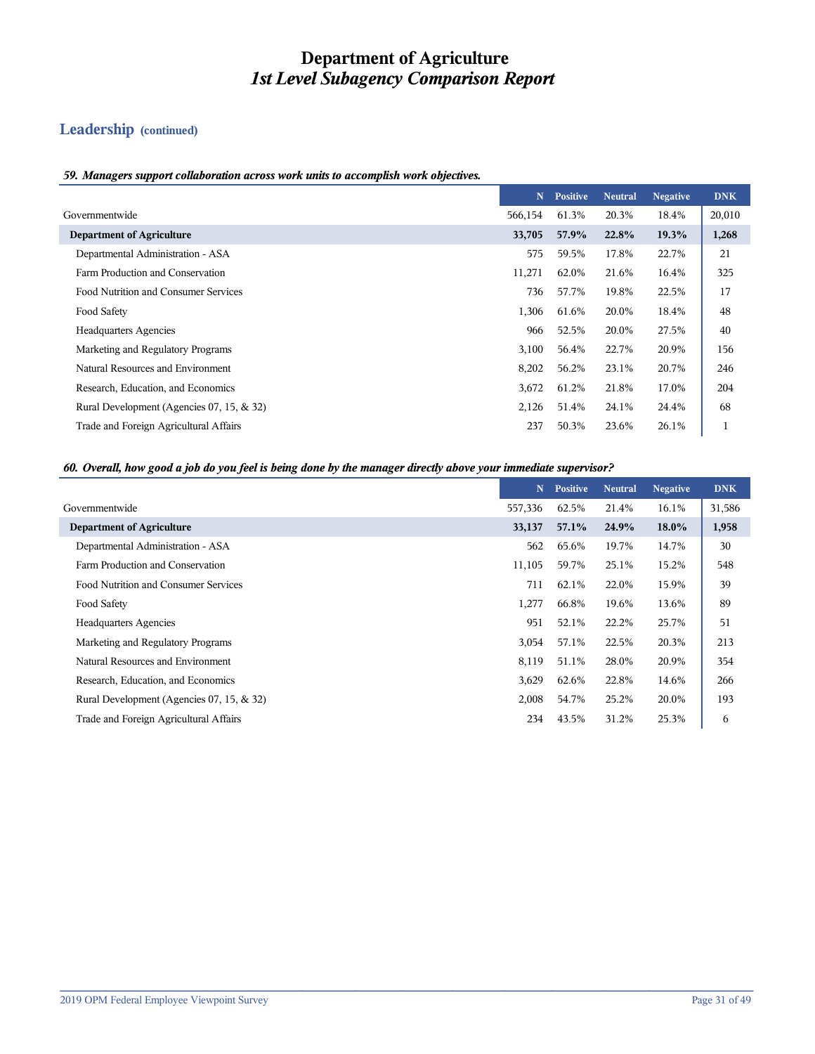# Department of Agriculture
## *1st Level Subagency Comparison Report*

## Leadership (continued)

### *59. Managers support collaboration across work units to accomplish work objectives.*

| | N | Positive | Neutral | Negative | DNK |
|---|---|---|---|---|---|
| Governmentwide | 566,154 | 61.3% | 20.3% | 18.4% | 20,010 |
| **Department of Agriculture** | **33,705** | **57.9%** | **22.8%** | **19.3%** | **1,268** |
| Departmental Administration - ASA | 575 | 59.5% | 17.8% | 22.7% | 21 |
| Farm Production and Conservation | 11,271 | 62.0% | 21.6% | 16.4% | 325 |
| Food Nutrition and Consumer Services | 736 | 57.7% | 19.8% | 22.5% | 17 |
| Food Safety | 1,306 | 61.6% | 20.0% | 18.4% | 48 |
| Headquarters Agencies | 966 | 52.5% | 20.0% | 27.5% | 40 |
| Marketing and Regulatory Programs | 3,100 | 56.4% | 22.7% | 20.9% | 156 |
| Natural Resources and Environment | 8,202 | 56.2% | 23.1% | 20.7% | 246 |
| Research, Education, and Economics | 3,672 | 61.2% | 21.8% | 17.0% | 204 |
| Rural Development (Agencies 07, 15, & 32) | 2,126 | 51.4% | 24.1% | 24.4% | 68 |
| Trade and Foreign Agricultural Affairs | 237 | 50.3% | 23.6% | 26.1% | 1 |

### *60. Overall, how good a job do you feel is being done by the manager directly above your immediate supervisor?*

| | N | Positive | Neutral | Negative | DNK |
|---|---|---|---|---|---|
| Governmentwide | 557,336 | 62.5% | 21.4% | 16.1% | 31,586 |
| **Department of Agriculture** | **33,137** | **57.1%** | **24.9%** | **18.0%** | **1,958** |
| Departmental Administration - ASA | 562 | 65.6% | 19.7% | 14.7% | 30 |
| Farm Production and Conservation | 11,105 | 59.7% | 25.1% | 15.2% | 548 |
| Food Nutrition and Consumer Services | 711 | 62.1% | 22.0% | 15.9% | 39 |
| Food Safety | 1,277 | 66.8% | 19.6% | 13.6% | 89 |
| Headquarters Agencies | 951 | 52.1% | 22.2% | 25.7% | 51 |
| Marketing and Regulatory Programs | 3,054 | 57.1% | 22.5% | 20.3% | 213 |
| Natural Resources and Environment | 8,119 | 51.1% | 28.0% | 20.9% | 354 |
| Research, Education, and Economics | 3,629 | 62.6% | 22.8% | 14.6% | 266 |
| Rural Development (Agencies 07, 15, & 32) | 2,008 | 54.7% | 25.2% | 20.0% | 193 |
| Trade and Foreign Agricultural Affairs | 234 | 43.5% | 31.2% | 25.3% | 6 |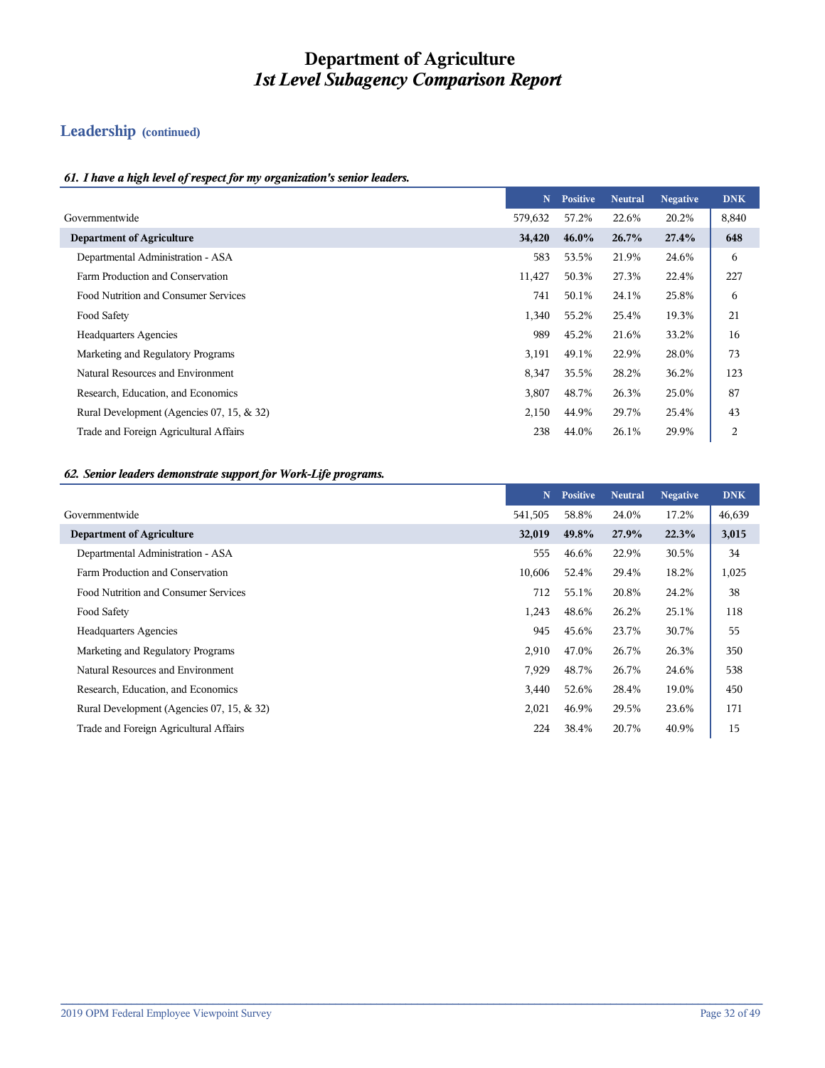# Department of Agriculture
## *1st Level Subagency Comparison Report*

## Leadership (continued)

### *61. I have a high level of respect for my organization's senior leaders.*

| | N | Positive | Neutral | Negative | DNK |
|---|---|---|---|---|---|
| Governmentwide | 579,632 | 57.2% | 22.6% | 20.2% | 8,840 |
| **Department of Agriculture** | **34,420** | **46.0%** | **26.7%** | **27.4%** | **648** |
| Departmental Administration - ASA | 583 | 53.5% | 21.9% | 24.6% | 6 |
| Farm Production and Conservation | 11,427 | 50.3% | 27.3% | 22.4% | 227 |
| Food Nutrition and Consumer Services | 741 | 50.1% | 24.1% | 25.8% | 6 |
| Food Safety | 1,340 | 55.2% | 25.4% | 19.3% | 21 |
| Headquarters Agencies | 989 | 45.2% | 21.6% | 33.2% | 16 |
| Marketing and Regulatory Programs | 3,191 | 49.1% | 22.9% | 28.0% | 73 |
| Natural Resources and Environment | 8,347 | 35.5% | 28.2% | 36.2% | 123 |
| Research, Education, and Economics | 3,807 | 48.7% | 26.3% | 25.0% | 87 |
| Rural Development (Agencies 07, 15, & 32) | 2,150 | 44.9% | 29.7% | 25.4% | 43 |
| Trade and Foreign Agricultural Affairs | 238 | 44.0% | 26.1% | 29.9% | 2 |

### *62. Senior leaders demonstrate support for Work-Life programs.*

| | N | Positive | Neutral | Negative | DNK |
|---|---|---|---|---|---|
| Governmentwide | 541,505 | 58.8% | 24.0% | 17.2% | 46,639 |
| **Department of Agriculture** | **32,019** | **49.8%** | **27.9%** | **22.3%** | **3,015** |
| Departmental Administration - ASA | 555 | 46.6% | 22.9% | 30.5% | 34 |
| Farm Production and Conservation | 10,606 | 52.4% | 29.4% | 18.2% | 1,025 |
| Food Nutrition and Consumer Services | 712 | 55.1% | 20.8% | 24.2% | 38 |
| Food Safety | 1,243 | 48.6% | 26.2% | 25.1% | 118 |
| Headquarters Agencies | 945 | 45.6% | 23.7% | 30.7% | 55 |
| Marketing and Regulatory Programs | 2,910 | 47.0% | 26.7% | 26.3% | 350 |
| Natural Resources and Environment | 7,929 | 48.7% | 26.7% | 24.6% | 538 |
| Research, Education, and Economics | 3,440 | 52.6% | 28.4% | 19.0% | 450 |
| Rural Development (Agencies 07, 15, & 32) | 2,021 | 46.9% | 29.5% | 23.6% | 171 |
| Trade and Foreign Agricultural Affairs | 224 | 38.4% | 20.7% | 40.9% | 15 |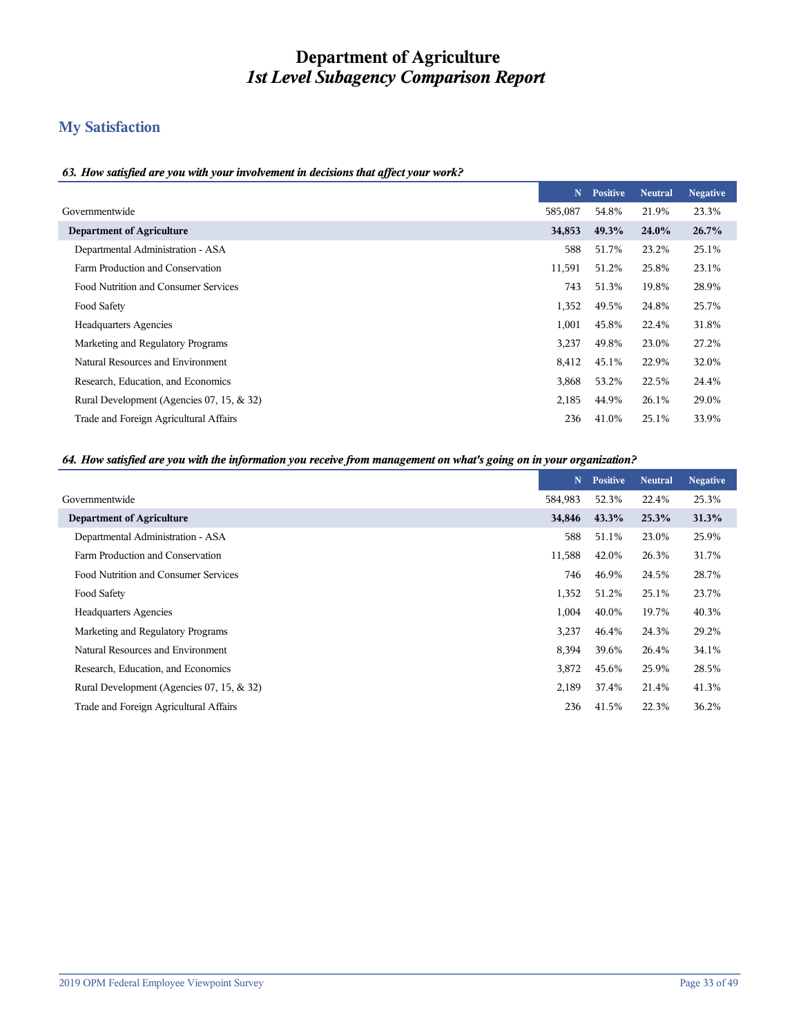# Department of Agriculture
## *1st Level Subagency Comparison Report*

## My Satisfaction

***63. How satisfied are you with your involvement in decisions that affect your work?***

| | N | Positive | Neutral | Negative |
|---|---|---|---|---|
| Governmentwide | 585,087 | 54.8% | 21.9% | 23.3% |
| **Department of Agriculture** | **34,853** | **49.3%** | **24.0%** | **26.7%** |
| Departmental Administration - ASA | 588 | 51.7% | 23.2% | 25.1% |
| Farm Production and Conservation | 11,591 | 51.2% | 25.8% | 23.1% |
| Food Nutrition and Consumer Services | 743 | 51.3% | 19.8% | 28.9% |
| Food Safety | 1,352 | 49.5% | 24.8% | 25.7% |
| Headquarters Agencies | 1,001 | 45.8% | 22.4% | 31.8% |
| Marketing and Regulatory Programs | 3,237 | 49.8% | 23.0% | 27.2% |
| Natural Resources and Environment | 8,412 | 45.1% | 22.9% | 32.0% |
| Research, Education, and Economics | 3,868 | 53.2% | 22.5% | 24.4% |
| Rural Development (Agencies 07, 15, & 32) | 2,185 | 44.9% | 26.1% | 29.0% |
| Trade and Foreign Agricultural Affairs | 236 | 41.0% | 25.1% | 33.9% |

***64. How satisfied are you with the information you receive from management on what's going on in your organization?***

| | N | Positive | Neutral | Negative |
|---|---|---|---|---|
| Governmentwide | 584,983 | 52.3% | 22.4% | 25.3% |
| **Department of Agriculture** | **34,846** | **43.3%** | **25.3%** | **31.3%** |
| Departmental Administration - ASA | 588 | 51.1% | 23.0% | 25.9% |
| Farm Production and Conservation | 11,588 | 42.0% | 26.3% | 31.7% |
| Food Nutrition and Consumer Services | 746 | 46.9% | 24.5% | 28.7% |
| Food Safety | 1,352 | 51.2% | 25.1% | 23.7% |
| Headquarters Agencies | 1,004 | 40.0% | 19.7% | 40.3% |
| Marketing and Regulatory Programs | 3,237 | 46.4% | 24.3% | 29.2% |
| Natural Resources and Environment | 8,394 | 39.6% | 26.4% | 34.1% |
| Research, Education, and Economics | 3,872 | 45.6% | 25.9% | 28.5% |
| Rural Development (Agencies 07, 15, & 32) | 2,189 | 37.4% | 21.4% | 41.3% |
| Trade and Foreign Agricultural Affairs | 236 | 41.5% | 22.3% | 36.2% |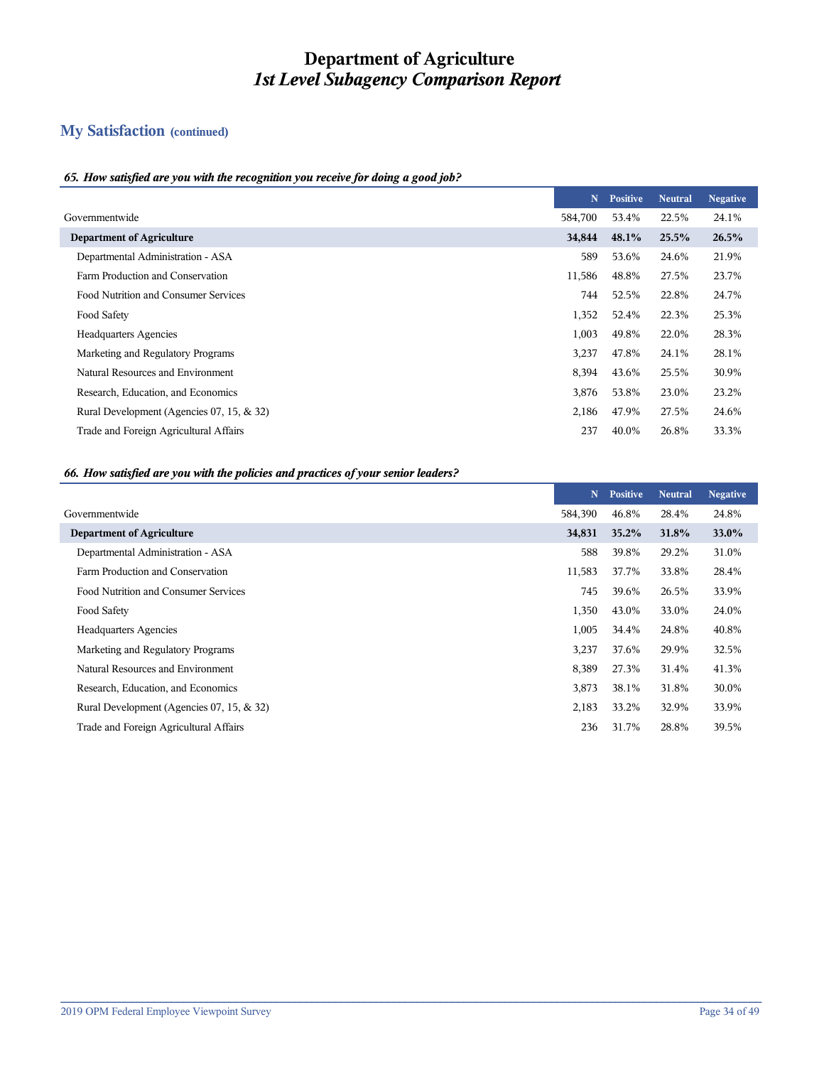# Department of Agriculture
## *1st Level Subagency Comparison Report*

## My Satisfaction (continued)

### *65. How satisfied are you with the recognition you receive for doing a good job?*

| | N | Positive | Neutral | Negative |
|---|---|---|---|---|
| Governmentwide | 584,700 | 53.4% | 22.5% | 24.1% |
| **Department of Agriculture** | **34,844** | **48.1%** | **25.5%** | **26.5%** |
| Departmental Administration - ASA | 589 | 53.6% | 24.6% | 21.9% |
| Farm Production and Conservation | 11,586 | 48.8% | 27.5% | 23.7% |
| Food Nutrition and Consumer Services | 744 | 52.5% | 22.8% | 24.7% |
| Food Safety | 1,352 | 52.4% | 22.3% | 25.3% |
| Headquarters Agencies | 1,003 | 49.8% | 22.0% | 28.3% |
| Marketing and Regulatory Programs | 3,237 | 47.8% | 24.1% | 28.1% |
| Natural Resources and Environment | 8,394 | 43.6% | 25.5% | 30.9% |
| Research, Education, and Economics | 3,876 | 53.8% | 23.0% | 23.2% |
| Rural Development (Agencies 07, 15, & 32) | 2,186 | 47.9% | 27.5% | 24.6% |
| Trade and Foreign Agricultural Affairs | 237 | 40.0% | 26.8% | 33.3% |

### *66. How satisfied are you with the policies and practices of your senior leaders?*

| | N | Positive | Neutral | Negative |
|---|---|---|---|---|
| Governmentwide | 584,390 | 46.8% | 28.4% | 24.8% |
| **Department of Agriculture** | **34,831** | **35.2%** | **31.8%** | **33.0%** |
| Departmental Administration - ASA | 588 | 39.8% | 29.2% | 31.0% |
| Farm Production and Conservation | 11,583 | 37.7% | 33.8% | 28.4% |
| Food Nutrition and Consumer Services | 745 | 39.6% | 26.5% | 33.9% |
| Food Safety | 1,350 | 43.0% | 33.0% | 24.0% |
| Headquarters Agencies | 1,005 | 34.4% | 24.8% | 40.8% |
| Marketing and Regulatory Programs | 3,237 | 37.6% | 29.9% | 32.5% |
| Natural Resources and Environment | 8,389 | 27.3% | 31.4% | 41.3% |
| Research, Education, and Economics | 3,873 | 38.1% | 31.8% | 30.0% |
| Rural Development (Agencies 07, 15, & 32) | 2,183 | 33.2% | 32.9% | 33.9% |
| Trade and Foreign Agricultural Affairs | 236 | 31.7% | 28.8% | 39.5% |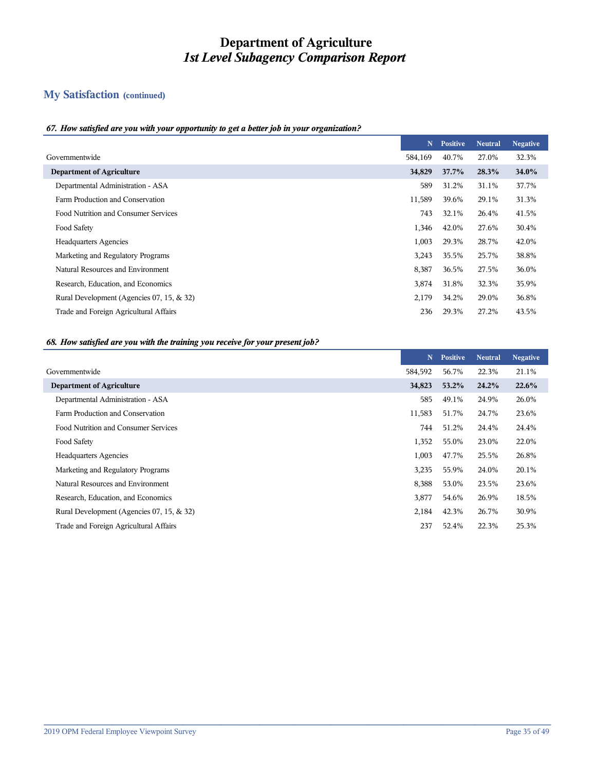# Department of Agriculture
# *1st Level Subagency Comparison Report*

## My Satisfaction (continued)

### *67. How satisfied are you with your opportunity to get a better job in your organization?*

| | N | Positive | Neutral | Negative |
|---|---|---|---|---|
| Governmentwide | 584,169 | 40.7% | 27.0% | 32.3% |
| **Department of Agriculture** | **34,829** | **37.7%** | **28.3%** | **34.0%** |
| Departmental Administration - ASA | 589 | 31.2% | 31.1% | 37.7% |
| Farm Production and Conservation | 11,589 | 39.6% | 29.1% | 31.3% |
| Food Nutrition and Consumer Services | 743 | 32.1% | 26.4% | 41.5% |
| Food Safety | 1,346 | 42.0% | 27.6% | 30.4% |
| Headquarters Agencies | 1,003 | 29.3% | 28.7% | 42.0% |
| Marketing and Regulatory Programs | 3,243 | 35.5% | 25.7% | 38.8% |
| Natural Resources and Environment | 8,387 | 36.5% | 27.5% | 36.0% |
| Research, Education, and Economics | 3,874 | 31.8% | 32.3% | 35.9% |
| Rural Development (Agencies 07, 15, & 32) | 2,179 | 34.2% | 29.0% | 36.8% |
| Trade and Foreign Agricultural Affairs | 236 | 29.3% | 27.2% | 43.5% |

### *68. How satisfied are you with the training you receive for your present job?*

| | N | Positive | Neutral | Negative |
|---|---|---|---|---|
| Governmentwide | 584,592 | 56.7% | 22.3% | 21.1% |
| **Department of Agriculture** | **34,823** | **53.2%** | **24.2%** | **22.6%** |
| Departmental Administration - ASA | 585 | 49.1% | 24.9% | 26.0% |
| Farm Production and Conservation | 11,583 | 51.7% | 24.7% | 23.6% |
| Food Nutrition and Consumer Services | 744 | 51.2% | 24.4% | 24.4% |
| Food Safety | 1,352 | 55.0% | 23.0% | 22.0% |
| Headquarters Agencies | 1,003 | 47.7% | 25.5% | 26.8% |
| Marketing and Regulatory Programs | 3,235 | 55.9% | 24.0% | 20.1% |
| Natural Resources and Environment | 8,388 | 53.0% | 23.5% | 23.6% |
| Research, Education, and Economics | 3,877 | 54.6% | 26.9% | 18.5% |
| Rural Development (Agencies 07, 15, & 32) | 2,184 | 42.3% | 26.7% | 30.9% |
| Trade and Foreign Agricultural Affairs | 237 | 52.4% | 22.3% | 25.3% |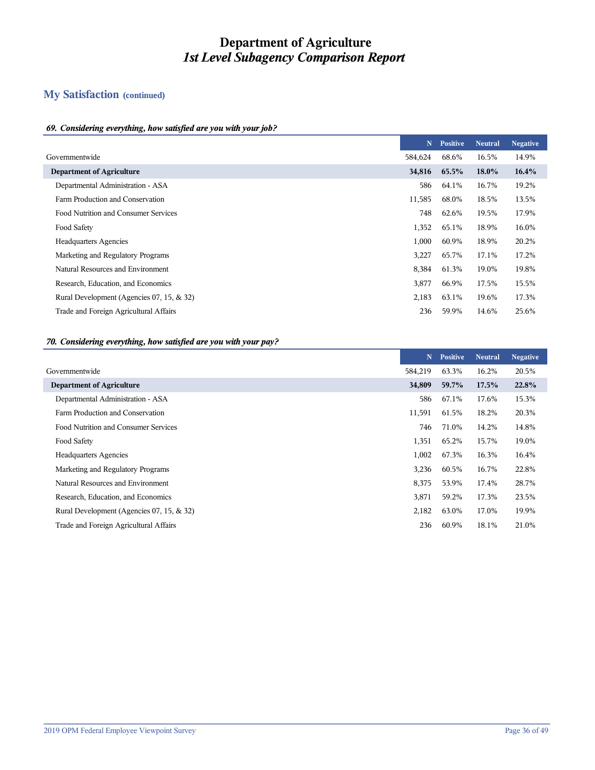# Department of Agriculture
## *1st Level Subagency Comparison Report*

## My Satisfaction (continued)

### *69. Considering everything, how satisfied are you with your job?*

| | N | Positive | Neutral | Negative |
|---|---|---|---|---|
| Governmentwide | 584,624 | 68.6% | 16.5% | 14.9% |
| **Department of Agriculture** | **34,816** | **65.5%** | **18.0%** | **16.4%** |
| Departmental Administration - ASA | 586 | 64.1% | 16.7% | 19.2% |
| Farm Production and Conservation | 11,585 | 68.0% | 18.5% | 13.5% |
| Food Nutrition and Consumer Services | 748 | 62.6% | 19.5% | 17.9% |
| Food Safety | 1,352 | 65.1% | 18.9% | 16.0% |
| Headquarters Agencies | 1,000 | 60.9% | 18.9% | 20.2% |
| Marketing and Regulatory Programs | 3,227 | 65.7% | 17.1% | 17.2% |
| Natural Resources and Environment | 8,384 | 61.3% | 19.0% | 19.8% |
| Research, Education, and Economics | 3,877 | 66.9% | 17.5% | 15.5% |
| Rural Development (Agencies 07, 15, & 32) | 2,183 | 63.1% | 19.6% | 17.3% |
| Trade and Foreign Agricultural Affairs | 236 | 59.9% | 14.6% | 25.6% |

### *70. Considering everything, how satisfied are you with your pay?*

| | N | Positive | Neutral | Negative |
|---|---|---|---|---|
| Governmentwide | 584,219 | 63.3% | 16.2% | 20.5% |
| **Department of Agriculture** | **34,809** | **59.7%** | **17.5%** | **22.8%** |
| Departmental Administration - ASA | 586 | 67.1% | 17.6% | 15.3% |
| Farm Production and Conservation | 11,591 | 61.5% | 18.2% | 20.3% |
| Food Nutrition and Consumer Services | 746 | 71.0% | 14.2% | 14.8% |
| Food Safety | 1,351 | 65.2% | 15.7% | 19.0% |
| Headquarters Agencies | 1,002 | 67.3% | 16.3% | 16.4% |
| Marketing and Regulatory Programs | 3,236 | 60.5% | 16.7% | 22.8% |
| Natural Resources and Environment | 8,375 | 53.9% | 17.4% | 28.7% |
| Research, Education, and Economics | 3,871 | 59.2% | 17.3% | 23.5% |
| Rural Development (Agencies 07, 15, & 32) | 2,182 | 63.0% | 17.0% | 19.9% |
| Trade and Foreign Agricultural Affairs | 236 | 60.9% | 18.1% | 21.0% |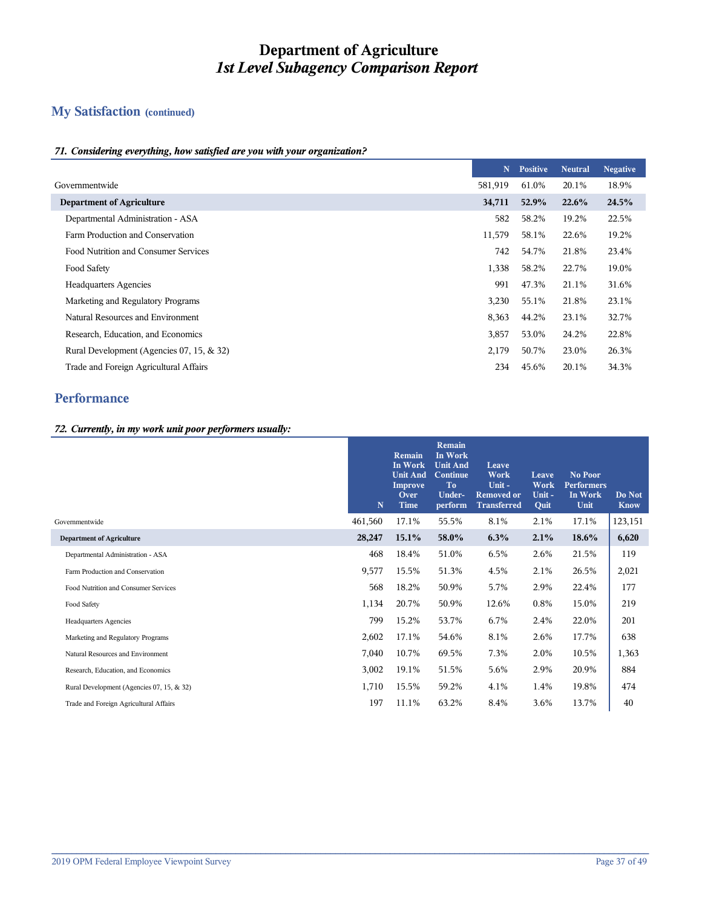# Department of Agriculture
## *1st Level Subagency Comparison Report*

## My Satisfaction (continued)

### *71. Considering everything, how satisfied are you with your organization?*

| | N | Positive | Neutral | Negative |
|---|---|---|---|---|
| Governmentwide | 581,919 | 61.0% | 20.1% | 18.9% |
| **Department of Agriculture** | **34,711** | **52.9%** | **22.6%** | **24.5%** |
| Departmental Administration - ASA | 582 | 58.2% | 19.2% | 22.5% |
| Farm Production and Conservation | 11,579 | 58.1% | 22.6% | 19.2% |
| Food Nutrition and Consumer Services | 742 | 54.7% | 21.8% | 23.4% |
| Food Safety | 1,338 | 58.2% | 22.7% | 19.0% |
| Headquarters Agencies | 991 | 47.3% | 21.1% | 31.6% |
| Marketing and Regulatory Programs | 3,230 | 55.1% | 21.8% | 23.1% |
| Natural Resources and Environment | 8,363 | 44.2% | 23.1% | 32.7% |
| Research, Education, and Economics | 3,857 | 53.0% | 24.2% | 22.8% |
| Rural Development (Agencies 07, 15, & 32) | 2,179 | 50.7% | 23.0% | 26.3% |
| Trade and Foreign Agricultural Affairs | 234 | 45.6% | 20.1% | 34.3% |

## Performance

### *72. Currently, in my work unit poor performers usually:*

| | N | Remain In Work Unit And Improve Over Time | Remain In Work Unit And Continue To Under-perform | Leave Work Unit - Removed or Transferred | Leave Work Unit - Quit | No Poor Performers In Work Unit | Do Not Know |
|---|---|---|---|---|---|---|---|
| Governmentwide | 461,560 | 17.1% | 55.5% | 8.1% | 2.1% | 17.1% | 123,151 |
| **Department of Agriculture** | **28,247** | **15.1%** | **58.0%** | **6.3%** | **2.1%** | **18.6%** | **6,620** |
| Departmental Administration - ASA | 468 | 18.4% | 51.0% | 6.5% | 2.6% | 21.5% | 119 |
| Farm Production and Conservation | 9,577 | 15.5% | 51.3% | 4.5% | 2.1% | 26.5% | 2,021 |
| Food Nutrition and Consumer Services | 568 | 18.2% | 50.9% | 5.7% | 2.9% | 22.4% | 177 |
| Food Safety | 1,134 | 20.7% | 50.9% | 12.6% | 0.8% | 15.0% | 219 |
| Headquarters Agencies | 799 | 15.2% | 53.7% | 6.7% | 2.4% | 22.0% | 201 |
| Marketing and Regulatory Programs | 2,602 | 17.1% | 54.6% | 8.1% | 2.6% | 17.7% | 638 |
| Natural Resources and Environment | 7,040 | 10.7% | 69.5% | 7.3% | 2.0% | 10.5% | 1,363 |
| Research, Education, and Economics | 3,002 | 19.1% | 51.5% | 5.6% | 2.9% | 20.9% | 884 |
| Rural Development (Agencies 07, 15, & 32) | 1,710 | 15.5% | 59.2% | 4.1% | 1.4% | 19.8% | 474 |
| Trade and Foreign Agricultural Affairs | 197 | 11.1% | 63.2% | 8.4% | 3.6% | 13.7% | 40 |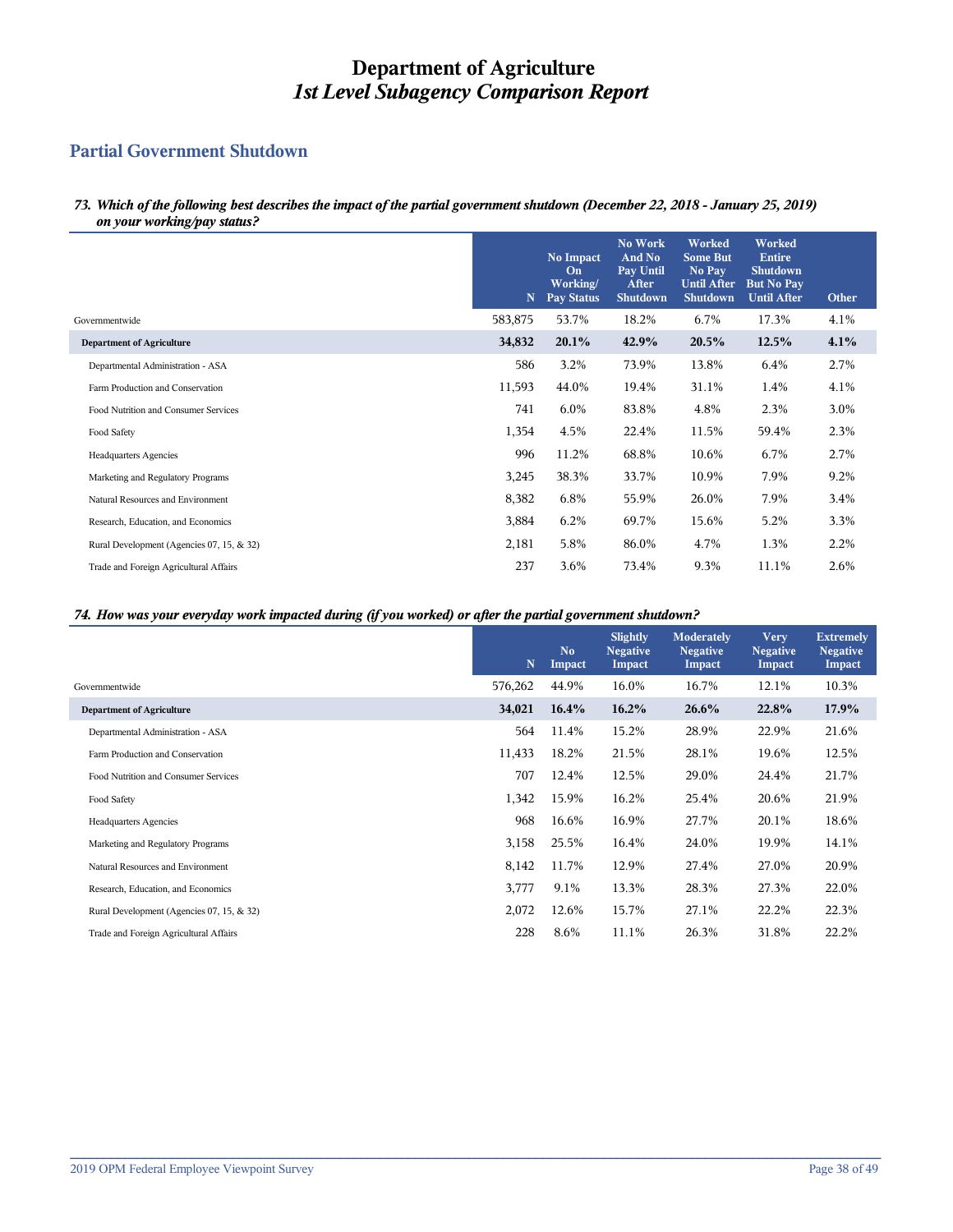# Department of Agriculture
# *1st Level Subagency Comparison Report*

## Partial Government Shutdown

### *73. Which of the following best describes the impact of the partial government shutdown (December 22, 2018 - January 25, 2019) on your working/pay status?*

| | N | No Impact On Working/ Pay Status | No Work And No Pay Until After Shutdown | Worked Some But No Pay Until After Shutdown | Worked Entire Shutdown But No Pay Until After | Other |
|---|---|---|---|---|---|---|
| Governmentwide | 583,875 | 53.7% | 18.2% | 6.7% | 17.3% | 4.1% |
| **Department of Agriculture** | **34,832** | **20.1%** | **42.9%** | **20.5%** | **12.5%** | **4.1%** |
| Departmental Administration - ASA | 586 | 3.2% | 73.9% | 13.8% | 6.4% | 2.7% |
| Farm Production and Conservation | 11,593 | 44.0% | 19.4% | 31.1% | 1.4% | 4.1% |
| Food Nutrition and Consumer Services | 741 | 6.0% | 83.8% | 4.8% | 2.3% | 3.0% |
| Food Safety | 1,354 | 4.5% | 22.4% | 11.5% | 59.4% | 2.3% |
| Headquarters Agencies | 996 | 11.2% | 68.8% | 10.6% | 6.7% | 2.7% |
| Marketing and Regulatory Programs | 3,245 | 38.3% | 33.7% | 10.9% | 7.9% | 9.2% |
| Natural Resources and Environment | 8,382 | 6.8% | 55.9% | 26.0% | 7.9% | 3.4% |
| Research, Education, and Economics | 3,884 | 6.2% | 69.7% | 15.6% | 5.2% | 3.3% |
| Rural Development (Agencies 07, 15, & 32) | 2,181 | 5.8% | 86.0% | 4.7% | 1.3% | 2.2% |
| Trade and Foreign Agricultural Affairs | 237 | 3.6% | 73.4% | 9.3% | 11.1% | 2.6% |

### *74. How was your everyday work impacted during (if you worked) or after the partial government shutdown?*

| | N | No Impact | Slightly Negative Impact | Moderately Negative Impact | Very Negative Impact | Extremely Negative Impact |
|---|---|---|---|---|---|---|
| Governmentwide | 576,262 | 44.9% | 16.0% | 16.7% | 12.1% | 10.3% |
| **Department of Agriculture** | **34,021** | **16.4%** | **16.2%** | **26.6%** | **22.8%** | **17.9%** |
| Departmental Administration - ASA | 564 | 11.4% | 15.2% | 28.9% | 22.9% | 21.6% |
| Farm Production and Conservation | 11,433 | 18.2% | 21.5% | 28.1% | 19.6% | 12.5% |
| Food Nutrition and Consumer Services | 707 | 12.4% | 12.5% | 29.0% | 24.4% | 21.7% |
| Food Safety | 1,342 | 15.9% | 16.2% | 25.4% | 20.6% | 21.9% |
| Headquarters Agencies | 968 | 16.6% | 16.9% | 27.7% | 20.1% | 18.6% |
| Marketing and Regulatory Programs | 3,158 | 25.5% | 16.4% | 24.0% | 19.9% | 14.1% |
| Natural Resources and Environment | 8,142 | 11.7% | 12.9% | 27.4% | 27.0% | 20.9% |
| Research, Education, and Economics | 3,777 | 9.1% | 13.3% | 28.3% | 27.3% | 22.0% |
| Rural Development (Agencies 07, 15, & 32) | 2,072 | 12.6% | 15.7% | 27.1% | 22.2% | 22.3% |
| Trade and Foreign Agricultural Affairs | 228 | 8.6% | 11.1% | 26.3% | 31.8% | 22.2% |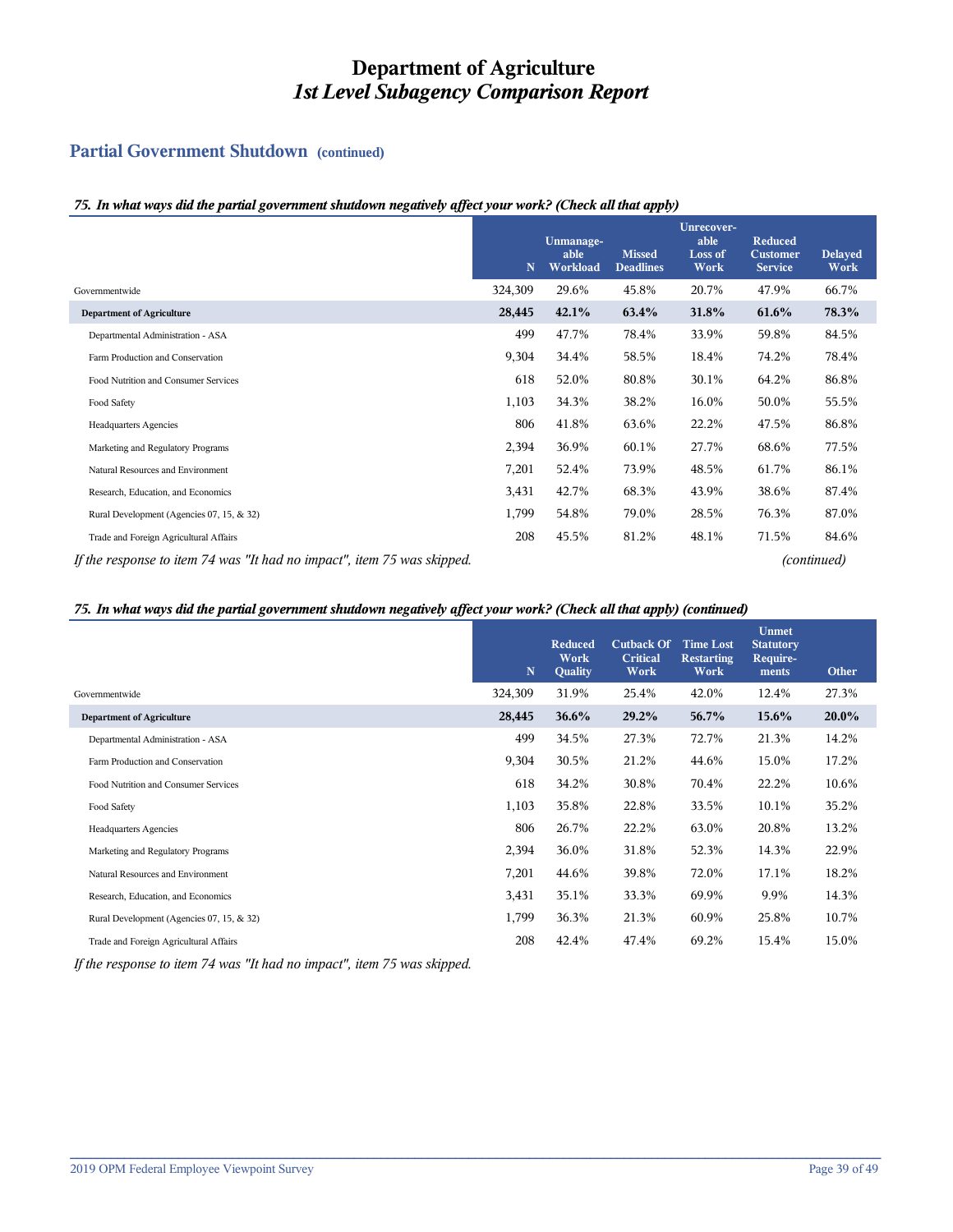# Department of Agriculture
## *1st Level Subagency Comparison Report*

## Partial Government Shutdown (continued)

***75. In what ways did the partial government shutdown negatively affect your work? (Check all that apply)***

| | N | Unmanageable Workload | Missed Deadlines | Unrecoverable Loss of Work | Reduced Customer Service | Delayed Work |
|---|---|---|---|---|---|---|
| Governmentwide | 324,309 | 29.6% | 45.8% | 20.7% | 47.9% | 66.7% |
| **Department of Agriculture** | **28,445** | **42.1%** | **63.4%** | **31.8%** | **61.6%** | **78.3%** |
| Departmental Administration - ASA | 499 | 47.7% | 78.4% | 33.9% | 59.8% | 84.5% |
| Farm Production and Conservation | 9,304 | 34.4% | 58.5% | 18.4% | 74.2% | 78.4% |
| Food Nutrition and Consumer Services | 618 | 52.0% | 80.8% | 30.1% | 64.2% | 86.8% |
| Food Safety | 1,103 | 34.3% | 38.2% | 16.0% | 50.0% | 55.5% |
| Headquarters Agencies | 806 | 41.8% | 63.6% | 22.2% | 47.5% | 86.8% |
| Marketing and Regulatory Programs | 2,394 | 36.9% | 60.1% | 27.7% | 68.6% | 77.5% |
| Natural Resources and Environment | 7,201 | 52.4% | 73.9% | 48.5% | 61.7% | 86.1% |
| Research, Education, and Economics | 3,431 | 42.7% | 68.3% | 43.9% | 38.6% | 87.4% |
| Rural Development (Agencies 07, 15, & 32) | 1,799 | 54.8% | 79.0% | 28.5% | 76.3% | 87.0% |
| Trade and Foreign Agricultural Affairs | 208 | 45.5% | 81.2% | 48.1% | 71.5% | 84.6% |

*If the response to item 74 was "It had no impact", item 75 was skipped.* *(continued)*

***75. In what ways did the partial government shutdown negatively affect your work? (Check all that apply) (continued)***

| | N | Reduced Work Quality | Cutback Of Critical Work | Time Lost Restarting Work | Unmet Statutory Requirements | Other |
|---|---|---|---|---|---|---|
| Governmentwide | 324,309 | 31.9% | 25.4% | 42.0% | 12.4% | 27.3% |
| **Department of Agriculture** | **28,445** | **36.6%** | **29.2%** | **56.7%** | **15.6%** | **20.0%** |
| Departmental Administration - ASA | 499 | 34.5% | 27.3% | 72.7% | 21.3% | 14.2% |
| Farm Production and Conservation | 9,304 | 30.5% | 21.2% | 44.6% | 15.0% | 17.2% |
| Food Nutrition and Consumer Services | 618 | 34.2% | 30.8% | 70.4% | 22.2% | 10.6% |
| Food Safety | 1,103 | 35.8% | 22.8% | 33.5% | 10.1% | 35.2% |
| Headquarters Agencies | 806 | 26.7% | 22.2% | 63.0% | 20.8% | 13.2% |
| Marketing and Regulatory Programs | 2,394 | 36.0% | 31.8% | 52.3% | 14.3% | 22.9% |
| Natural Resources and Environment | 7,201 | 44.6% | 39.8% | 72.0% | 17.1% | 18.2% |
| Research, Education, and Economics | 3,431 | 35.1% | 33.3% | 69.9% | 9.9% | 14.3% |
| Rural Development (Agencies 07, 15, & 32) | 1,799 | 36.3% | 21.3% | 60.9% | 25.8% | 10.7% |
| Trade and Foreign Agricultural Affairs | 208 | 42.4% | 47.4% | 69.2% | 15.4% | 15.0% |

*If the response to item 74 was "It had no impact", item 75 was skipped.*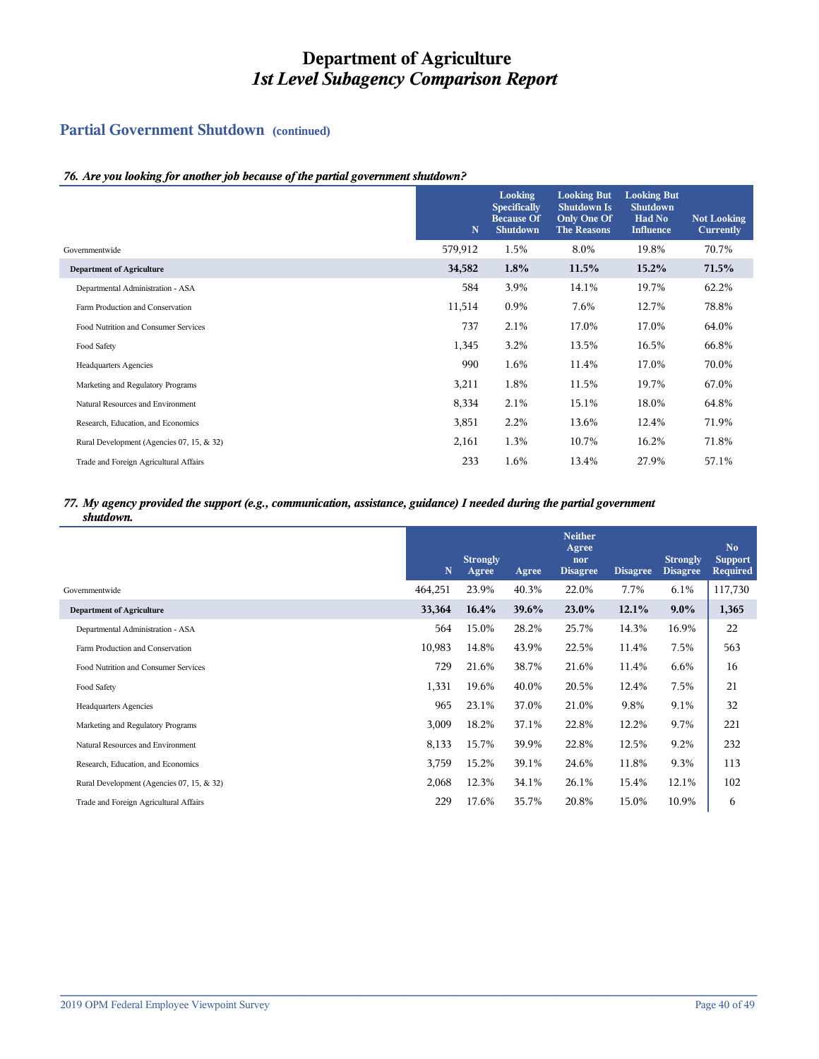# Department of Agriculture
## *1st Level Subagency Comparison Report*

## Partial Government Shutdown (continued)

***76. Are you looking for another job because of the partial government shutdown?***

| | N | Looking Specifically Because Of Shutdown | Looking But Shutdown Is Only One Of The Reasons | Looking But Shutdown Had No Influence | Not Looking Currently |
|---|---|---|---|---|---|
| Governmentwide | 579,912 | 1.5% | 8.0% | 19.8% | 70.7% |
| **Department of Agriculture** | **34,582** | **1.8%** | **11.5%** | **15.2%** | **71.5%** |
| Departmental Administration - ASA | 584 | 3.9% | 14.1% | 19.7% | 62.2% |
| Farm Production and Conservation | 11,514 | 0.9% | 7.6% | 12.7% | 78.8% |
| Food Nutrition and Consumer Services | 737 | 2.1% | 17.0% | 17.0% | 64.0% |
| Food Safety | 1,345 | 3.2% | 13.5% | 16.5% | 66.8% |
| Headquarters Agencies | 990 | 1.6% | 11.4% | 17.0% | 70.0% |
| Marketing and Regulatory Programs | 3,211 | 1.8% | 11.5% | 19.7% | 67.0% |
| Natural Resources and Environment | 8,334 | 2.1% | 15.1% | 18.0% | 64.8% |
| Research, Education, and Economics | 3,851 | 2.2% | 13.6% | 12.4% | 71.9% |
| Rural Development (Agencies 07, 15, & 32) | 2,161 | 1.3% | 10.7% | 16.2% | 71.8% |
| Trade and Foreign Agricultural Affairs | 233 | 1.6% | 13.4% | 27.9% | 57.1% |

***77. My agency provided the support (e.g., communication, assistance, guidance) I needed during the partial government shutdown.***

| | N | Strongly Agree | Agree | Neither Agree nor Disagree | Disagree | Strongly Disagree | No Support Required |
|---|---|---|---|---|---|---|---|
| Governmentwide | 464,251 | 23.9% | 40.3% | 22.0% | 7.7% | 6.1% | 117,730 |
| **Department of Agriculture** | **33,364** | **16.4%** | **39.6%** | **23.0%** | **12.1%** | **9.0%** | **1,365** |
| Departmental Administration - ASA | 564 | 15.0% | 28.2% | 25.7% | 14.3% | 16.9% | 22 |
| Farm Production and Conservation | 10,983 | 14.8% | 43.9% | 22.5% | 11.4% | 7.5% | 563 |
| Food Nutrition and Consumer Services | 729 | 21.6% | 38.7% | 21.6% | 11.4% | 6.6% | 16 |
| Food Safety | 1,331 | 19.6% | 40.0% | 20.5% | 12.4% | 7.5% | 21 |
| Headquarters Agencies | 965 | 23.1% | 37.0% | 21.0% | 9.8% | 9.1% | 32 |
| Marketing and Regulatory Programs | 3,009 | 18.2% | 37.1% | 22.8% | 12.2% | 9.7% | 221 |
| Natural Resources and Environment | 8,133 | 15.7% | 39.9% | 22.8% | 12.5% | 9.2% | 232 |
| Research, Education, and Economics | 3,759 | 15.2% | 39.1% | 24.6% | 11.8% | 9.3% | 113 |
| Rural Development (Agencies 07, 15, & 32) | 2,068 | 12.3% | 34.1% | 26.1% | 15.4% | 12.1% | 102 |
| Trade and Foreign Agricultural Affairs | 229 | 17.6% | 35.7% | 20.8% | 15.0% | 10.9% | 6 |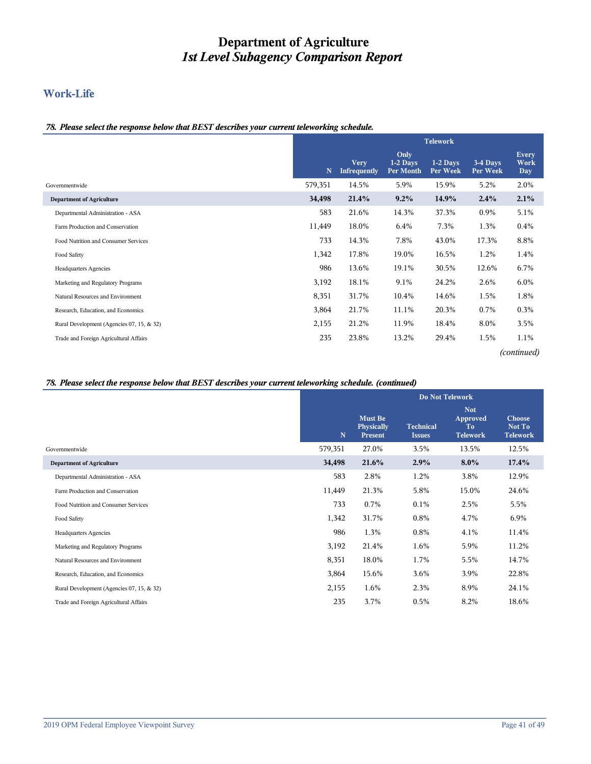# Department of Agriculture
## *1st Level Subagency Comparison Report*

## Work-Life

***78. Please select the response below that BEST describes your current teleworking schedule.***

| | | Telework | | | | |
|---|---|---|---|---|---|---|
| | N | Very Infrequently | Only 1-2 Days Per Month | 1-2 Days Per Week | 3-4 Days Per Week | Every Work Day |
| Governmentwide | 579,351 | 14.5% | 5.9% | 15.9% | 5.2% | 2.0% |
| **Department of Agriculture** | **34,498** | **21.4%** | **9.2%** | **14.9%** | **2.4%** | **2.1%** |
| Departmental Administration - ASA | 583 | 21.6% | 14.3% | 37.3% | 0.9% | 5.1% |
| Farm Production and Conservation | 11,449 | 18.0% | 6.4% | 7.3% | 1.3% | 0.4% |
| Food Nutrition and Consumer Services | 733 | 14.3% | 7.8% | 43.0% | 17.3% | 8.8% |
| Food Safety | 1,342 | 17.8% | 19.0% | 16.5% | 1.2% | 1.4% |
| Headquarters Agencies | 986 | 13.6% | 19.1% | 30.5% | 12.6% | 6.7% |
| Marketing and Regulatory Programs | 3,192 | 18.1% | 9.1% | 24.2% | 2.6% | 6.0% |
| Natural Resources and Environment | 8,351 | 31.7% | 10.4% | 14.6% | 1.5% | 1.8% |
| Research, Education, and Economics | 3,864 | 21.7% | 11.1% | 20.3% | 0.7% | 0.3% |
| Rural Development (Agencies 07, 15, & 32) | 2,155 | 21.2% | 11.9% | 18.4% | 8.0% | 3.5% |
| Trade and Foreign Agricultural Affairs | 235 | 23.8% | 13.2% | 29.4% | 1.5% | 1.1% |

*(continued)*

***78. Please select the response below that BEST describes your current teleworking schedule. (continued)***

| | | Do Not Telework | | | |
|---|---|---|---|---|---|
| | N | Must Be Physically Present | Technical Issues | Not Approved To Telework | Choose Not To Telework |
| Governmentwide | 579,351 | 27.0% | 3.5% | 13.5% | 12.5% |
| **Department of Agriculture** | **34,498** | **21.6%** | **2.9%** | **8.0%** | **17.4%** |
| Departmental Administration - ASA | 583 | 2.8% | 1.2% | 3.8% | 12.9% |
| Farm Production and Conservation | 11,449 | 21.3% | 5.8% | 15.0% | 24.6% |
| Food Nutrition and Consumer Services | 733 | 0.7% | 0.1% | 2.5% | 5.5% |
| Food Safety | 1,342 | 31.7% | 0.8% | 4.7% | 6.9% |
| Headquarters Agencies | 986 | 1.3% | 0.8% | 4.1% | 11.4% |
| Marketing and Regulatory Programs | 3,192 | 21.4% | 1.6% | 5.9% | 11.2% |
| Natural Resources and Environment | 8,351 | 18.0% | 1.7% | 5.5% | 14.7% |
| Research, Education, and Economics | 3,864 | 15.6% | 3.6% | 3.9% | 22.8% |
| Rural Development (Agencies 07, 15, & 32) | 2,155 | 1.6% | 2.3% | 8.9% | 24.1% |
| Trade and Foreign Agricultural Affairs | 235 | 3.7% | 0.5% | 8.2% | 18.6% |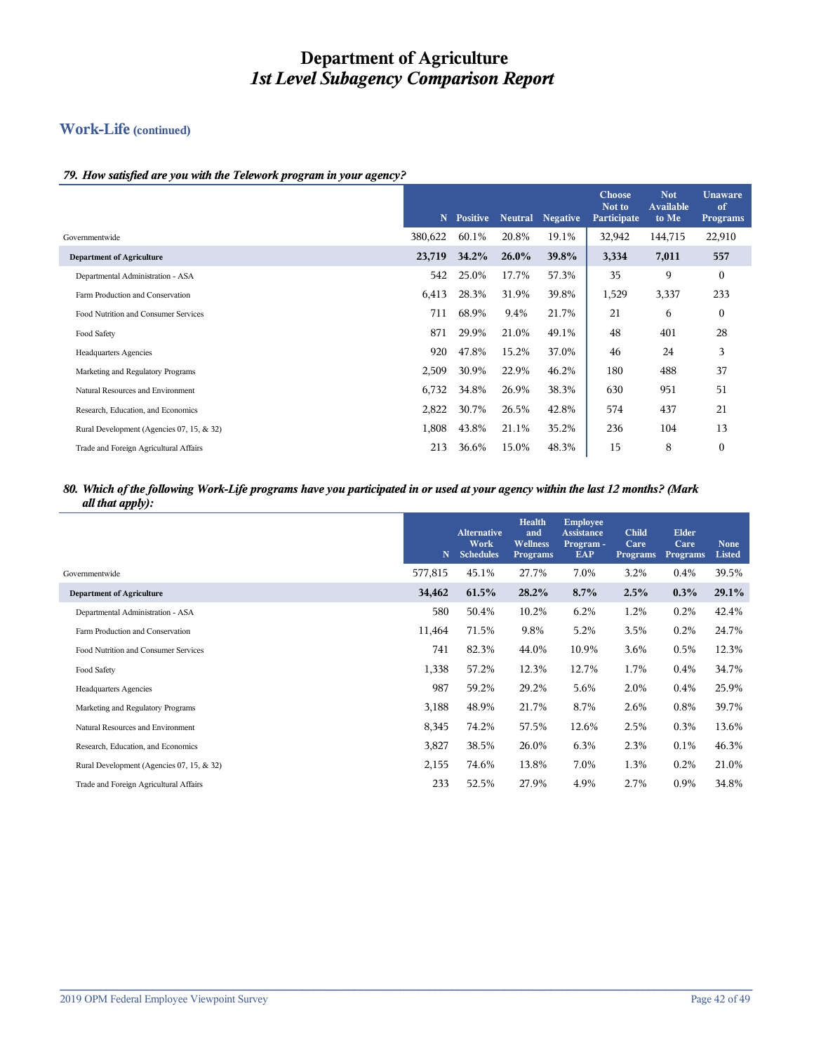# Department of Agriculture
## *1st Level Subagency Comparison Report*

## Work-Life (continued)

### *79. How satisfied are you with the Telework program in your agency?*

| | N | Positive | Neutral | Negative | Choose Not to Participate | Not Available to Me | Unaware of Programs |
|---|---|---|---|---|---|---|---|
| Governmentwide | 380,622 | 60.1% | 20.8% | 19.1% | 32,942 | 144,715 | 22,910 |
| **Department of Agriculture** | **23,719** | **34.2%** | **26.0%** | **39.8%** | **3,334** | **7,011** | **557** |
| Departmental Administration - ASA | 542 | 25.0% | 17.7% | 57.3% | 35 | 9 | 0 |
| Farm Production and Conservation | 6,413 | 28.3% | 31.9% | 39.8% | 1,529 | 3,337 | 233 |
| Food Nutrition and Consumer Services | 711 | 68.9% | 9.4% | 21.7% | 21 | 6 | 0 |
| Food Safety | 871 | 29.9% | 21.0% | 49.1% | 48 | 401 | 28 |
| Headquarters Agencies | 920 | 47.8% | 15.2% | 37.0% | 46 | 24 | 3 |
| Marketing and Regulatory Programs | 2,509 | 30.9% | 22.9% | 46.2% | 180 | 488 | 37 |
| Natural Resources and Environment | 6,732 | 34.8% | 26.9% | 38.3% | 630 | 951 | 51 |
| Research, Education, and Economics | 2,822 | 30.7% | 26.5% | 42.8% | 574 | 437 | 21 |
| Rural Development (Agencies 07, 15, & 32) | 1,808 | 43.8% | 21.1% | 35.2% | 236 | 104 | 13 |
| Trade and Foreign Agricultural Affairs | 213 | 36.6% | 15.0% | 48.3% | 15 | 8 | 0 |

### *80. Which of the following Work-Life programs have you participated in or used at your agency within the last 12 months? (Mark all that apply):*

| | N | Alternative Work Schedules | Health and Wellness Programs | Employee Assistance Program - EAP | Child Care Programs | Elder Care Programs | None Listed |
|---|---|---|---|---|---|---|---|
| Governmentwide | 577,815 | 45.1% | 27.7% | 7.0% | 3.2% | 0.4% | 39.5% |
| **Department of Agriculture** | **34,462** | **61.5%** | **28.2%** | **8.7%** | **2.5%** | **0.3%** | **29.1%** |
| Departmental Administration - ASA | 580 | 50.4% | 10.2% | 6.2% | 1.2% | 0.2% | 42.4% |
| Farm Production and Conservation | 11,464 | 71.5% | 9.8% | 5.2% | 3.5% | 0.2% | 24.7% |
| Food Nutrition and Consumer Services | 741 | 82.3% | 44.0% | 10.9% | 3.6% | 0.5% | 12.3% |
| Food Safety | 1,338 | 57.2% | 12.3% | 12.7% | 1.7% | 0.4% | 34.7% |
| Headquarters Agencies | 987 | 59.2% | 29.2% | 5.6% | 2.0% | 0.4% | 25.9% |
| Marketing and Regulatory Programs | 3,188 | 48.9% | 21.7% | 8.7% | 2.6% | 0.8% | 39.7% |
| Natural Resources and Environment | 8,345 | 74.2% | 57.5% | 12.6% | 2.5% | 0.3% | 13.6% |
| Research, Education, and Economics | 3,827 | 38.5% | 26.0% | 6.3% | 2.3% | 0.1% | 46.3% |
| Rural Development (Agencies 07, 15, & 32) | 2,155 | 74.6% | 13.8% | 7.0% | 1.3% | 0.2% | 21.0% |
| Trade and Foreign Agricultural Affairs | 233 | 52.5% | 27.9% | 4.9% | 2.7% | 0.9% | 34.8% |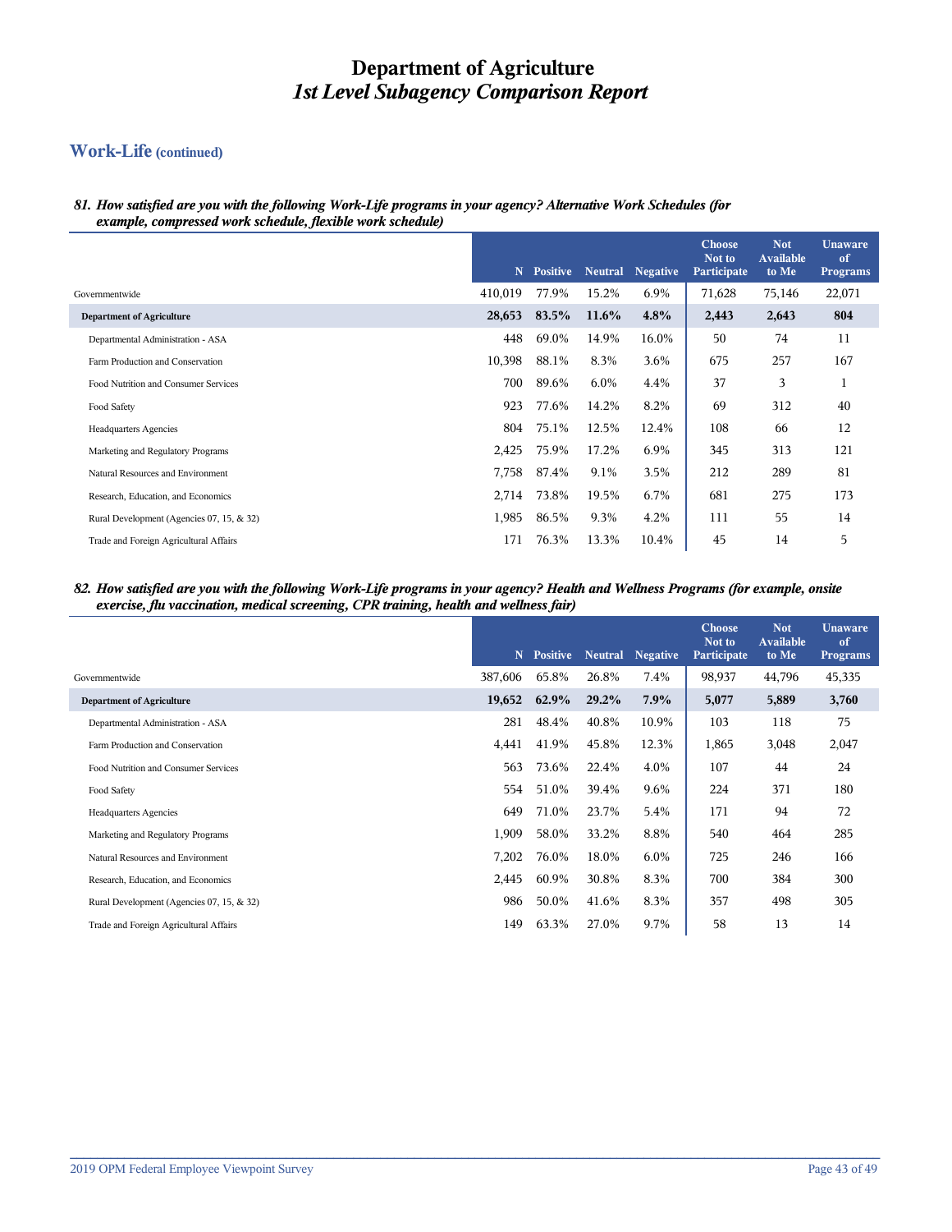# Department of Agriculture
## *1st Level Subagency Comparison Report*

## Work-Life (continued)

***81. How satisfied are you with the following Work-Life programs in your agency? Alternative Work Schedules (for example, compressed work schedule, flexible work schedule)***

| | N | Positive | Neutral | Negative | Choose Not to Participate | Not Available to Me | Unaware of Programs |
|---|---|---|---|---|---|---|---|
| Governmentwide | 410,019 | 77.9% | 15.2% | 6.9% | 71,628 | 75,146 | 22,071 |
| **Department of Agriculture** | **28,653** | **83.5%** | **11.6%** | **4.8%** | **2,443** | **2,643** | **804** |
| Departmental Administration - ASA | 448 | 69.0% | 14.9% | 16.0% | 50 | 74 | 11 |
| Farm Production and Conservation | 10,398 | 88.1% | 8.3% | 3.6% | 675 | 257 | 167 |
| Food Nutrition and Consumer Services | 700 | 89.6% | 6.0% | 4.4% | 37 | 3 | 1 |
| Food Safety | 923 | 77.6% | 14.2% | 8.2% | 69 | 312 | 40 |
| Headquarters Agencies | 804 | 75.1% | 12.5% | 12.4% | 108 | 66 | 12 |
| Marketing and Regulatory Programs | 2,425 | 75.9% | 17.2% | 6.9% | 345 | 313 | 121 |
| Natural Resources and Environment | 7,758 | 87.4% | 9.1% | 3.5% | 212 | 289 | 81 |
| Research, Education, and Economics | 2,714 | 73.8% | 19.5% | 6.7% | 681 | 275 | 173 |
| Rural Development (Agencies 07, 15, & 32) | 1,985 | 86.5% | 9.3% | 4.2% | 111 | 55 | 14 |
| Trade and Foreign Agricultural Affairs | 171 | 76.3% | 13.3% | 10.4% | 45 | 14 | 5 |

***82. How satisfied are you with the following Work-Life programs in your agency? Health and Wellness Programs (for example, onsite exercise, flu vaccination, medical screening, CPR training, health and wellness fair)***

| | N | Positive | Neutral | Negative | Choose Not to Participate | Not Available to Me | Unaware of Programs |
|---|---|---|---|---|---|---|---|
| Governmentwide | 387,606 | 65.8% | 26.8% | 7.4% | 98,937 | 44,796 | 45,335 |
| **Department of Agriculture** | **19,652** | **62.9%** | **29.2%** | **7.9%** | **5,077** | **5,889** | **3,760** |
| Departmental Administration - ASA | 281 | 48.4% | 40.8% | 10.9% | 103 | 118 | 75 |
| Farm Production and Conservation | 4,441 | 41.9% | 45.8% | 12.3% | 1,865 | 3,048 | 2,047 |
| Food Nutrition and Consumer Services | 563 | 73.6% | 22.4% | 4.0% | 107 | 44 | 24 |
| Food Safety | 554 | 51.0% | 39.4% | 9.6% | 224 | 371 | 180 |
| Headquarters Agencies | 649 | 71.0% | 23.7% | 5.4% | 171 | 94 | 72 |
| Marketing and Regulatory Programs | 1,909 | 58.0% | 33.2% | 8.8% | 540 | 464 | 285 |
| Natural Resources and Environment | 7,202 | 76.0% | 18.0% | 6.0% | 725 | 246 | 166 |
| Research, Education, and Economics | 2,445 | 60.9% | 30.8% | 8.3% | 700 | 384 | 300 |
| Rural Development (Agencies 07, 15, & 32) | 986 | 50.0% | 41.6% | 8.3% | 357 | 498 | 305 |
| Trade and Foreign Agricultural Affairs | 149 | 63.3% | 27.0% | 9.7% | 58 | 13 | 14 |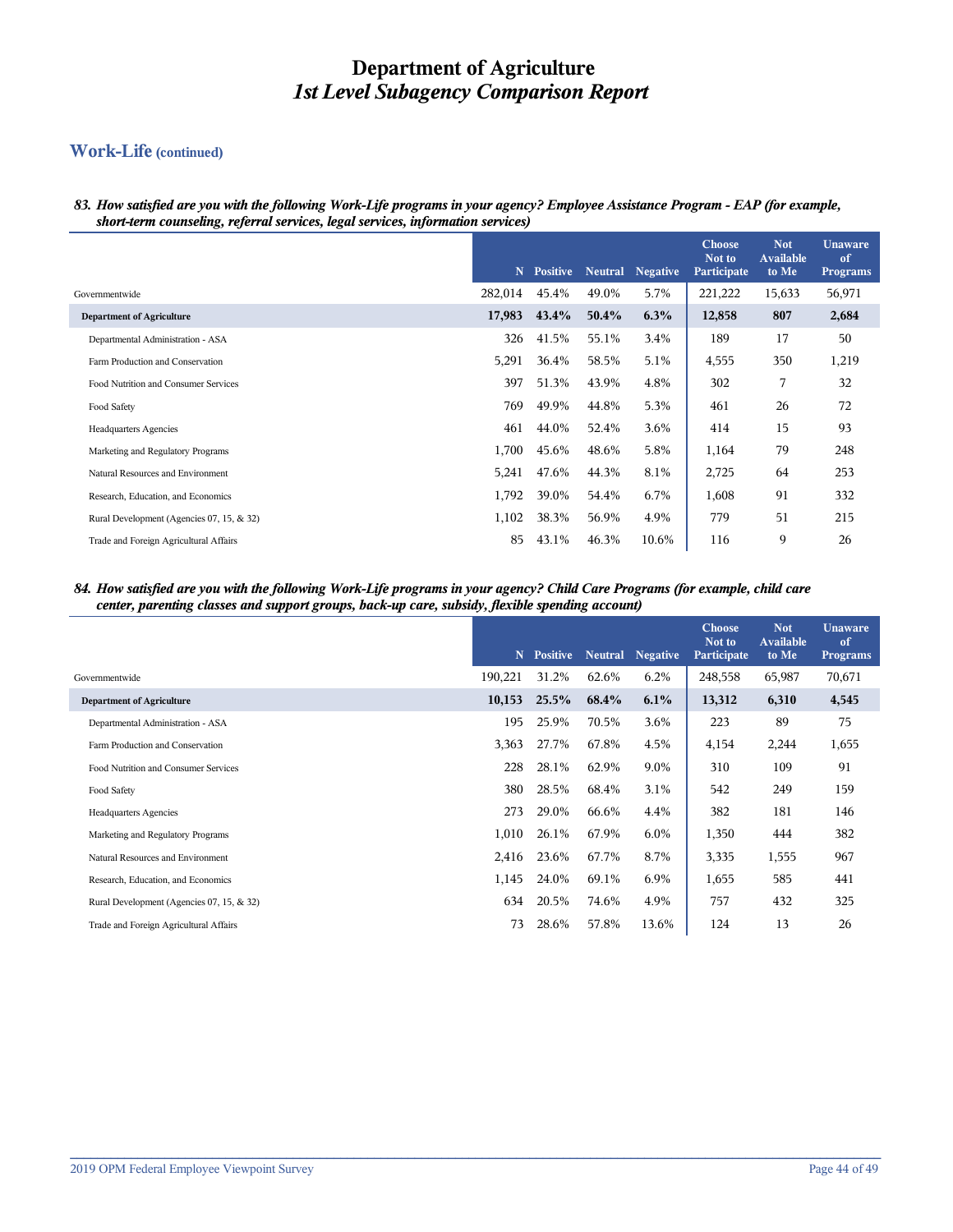# Department of Agriculture
# *1st Level Subagency Comparison Report*

## Work-Life (continued)

***83. How satisfied are you with the following Work-Life programs in your agency? Employee Assistance Program - EAP (for example, short-term counseling, referral services, legal services, information services)***

| | N | Positive | Neutral | Negative | Choose Not to Participate | Not Available to Me | Unaware of Programs |
|---|---|---|---|---|---|---|---|
| Governmentwide | 282,014 | 45.4% | 49.0% | 5.7% | 221,222 | 15,633 | 56,971 |
| **Department of Agriculture** | **17,983** | **43.4%** | **50.4%** | **6.3%** | **12,858** | **807** | **2,684** |
| Departmental Administration - ASA | 326 | 41.5% | 55.1% | 3.4% | 189 | 17 | 50 |
| Farm Production and Conservation | 5,291 | 36.4% | 58.5% | 5.1% | 4,555 | 350 | 1,219 |
| Food Nutrition and Consumer Services | 397 | 51.3% | 43.9% | 4.8% | 302 | 7 | 32 |
| Food Safety | 769 | 49.9% | 44.8% | 5.3% | 461 | 26 | 72 |
| Headquarters Agencies | 461 | 44.0% | 52.4% | 3.6% | 414 | 15 | 93 |
| Marketing and Regulatory Programs | 1,700 | 45.6% | 48.6% | 5.8% | 1,164 | 79 | 248 |
| Natural Resources and Environment | 5,241 | 47.6% | 44.3% | 8.1% | 2,725 | 64 | 253 |
| Research, Education, and Economics | 1,792 | 39.0% | 54.4% | 6.7% | 1,608 | 91 | 332 |
| Rural Development (Agencies 07, 15, & 32) | 1,102 | 38.3% | 56.9% | 4.9% | 779 | 51 | 215 |
| Trade and Foreign Agricultural Affairs | 85 | 43.1% | 46.3% | 10.6% | 116 | 9 | 26 |

***84. How satisfied are you with the following Work-Life programs in your agency? Child Care Programs (for example, child care center, parenting classes and support groups, back-up care, subsidy, flexible spending account)***

| | N | Positive | Neutral | Negative | Choose Not to Participate | Not Available to Me | Unaware of Programs |
|---|---|---|---|---|---|---|---|
| Governmentwide | 190,221 | 31.2% | 62.6% | 6.2% | 248,558 | 65,987 | 70,671 |
| **Department of Agriculture** | **10,153** | **25.5%** | **68.4%** | **6.1%** | **13,312** | **6,310** | **4,545** |
| Departmental Administration - ASA | 195 | 25.9% | 70.5% | 3.6% | 223 | 89 | 75 |
| Farm Production and Conservation | 3,363 | 27.7% | 67.8% | 4.5% | 4,154 | 2,244 | 1,655 |
| Food Nutrition and Consumer Services | 228 | 28.1% | 62.9% | 9.0% | 310 | 109 | 91 |
| Food Safety | 380 | 28.5% | 68.4% | 3.1% | 542 | 249 | 159 |
| Headquarters Agencies | 273 | 29.0% | 66.6% | 4.4% | 382 | 181 | 146 |
| Marketing and Regulatory Programs | 1,010 | 26.1% | 67.9% | 6.0% | 1,350 | 444 | 382 |
| Natural Resources and Environment | 2,416 | 23.6% | 67.7% | 8.7% | 3,335 | 1,555 | 967 |
| Research, Education, and Economics | 1,145 | 24.0% | 69.1% | 6.9% | 1,655 | 585 | 441 |
| Rural Development (Agencies 07, 15, & 32) | 634 | 20.5% | 74.6% | 4.9% | 757 | 432 | 325 |
| Trade and Foreign Agricultural Affairs | 73 | 28.6% | 57.8% | 13.6% | 124 | 13 | 26 |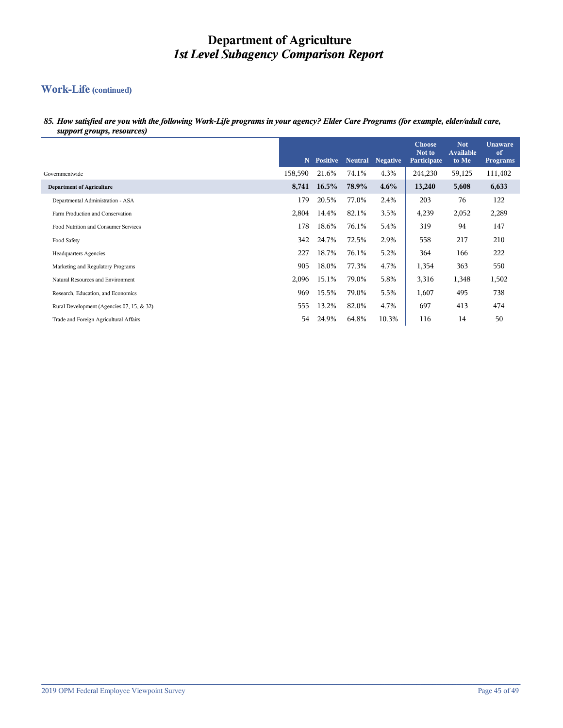# Department of Agriculture
# *1st Level Subagency Comparison Report*

## Work-Life (continued)

***85. How satisfied are you with the following Work-Life programs in your agency? Elder Care Programs (for example, elder/adult care, support groups, resources)***

| | N | Positive | Neutral | Negative | Choose Not to Participate | Not Available to Me | Unaware of Programs |
|---|---|---|---|---|---|---|---|
| Governmentwide | 158,590 | 21.6% | 74.1% | 4.3% | 244,230 | 59,125 | 111,402 |
| **Department of Agriculture** | **8,741** | **16.5%** | **78.9%** | **4.6%** | **13,240** | **5,608** | **6,633** |
| Departmental Administration - ASA | 179 | 20.5% | 77.0% | 2.4% | 203 | 76 | 122 |
| Farm Production and Conservation | 2,804 | 14.4% | 82.1% | 3.5% | 4,239 | 2,052 | 2,289 |
| Food Nutrition and Consumer Services | 178 | 18.6% | 76.1% | 5.4% | 319 | 94 | 147 |
| Food Safety | 342 | 24.7% | 72.5% | 2.9% | 558 | 217 | 210 |
| Headquarters Agencies | 227 | 18.7% | 76.1% | 5.2% | 364 | 166 | 222 |
| Marketing and Regulatory Programs | 905 | 18.0% | 77.3% | 4.7% | 1,354 | 363 | 550 |
| Natural Resources and Environment | 2,096 | 15.1% | 79.0% | 5.8% | 3,316 | 1,348 | 1,502 |
| Research, Education, and Economics | 969 | 15.5% | 79.0% | 5.5% | 1,607 | 495 | 738 |
| Rural Development (Agencies 07, 15, & 32) | 555 | 13.2% | 82.0% | 4.7% | 697 | 413 | 474 |
| Trade and Foreign Agricultural Affairs | 54 | 24.9% | 64.8% | 10.3% | 116 | 14 | 50 |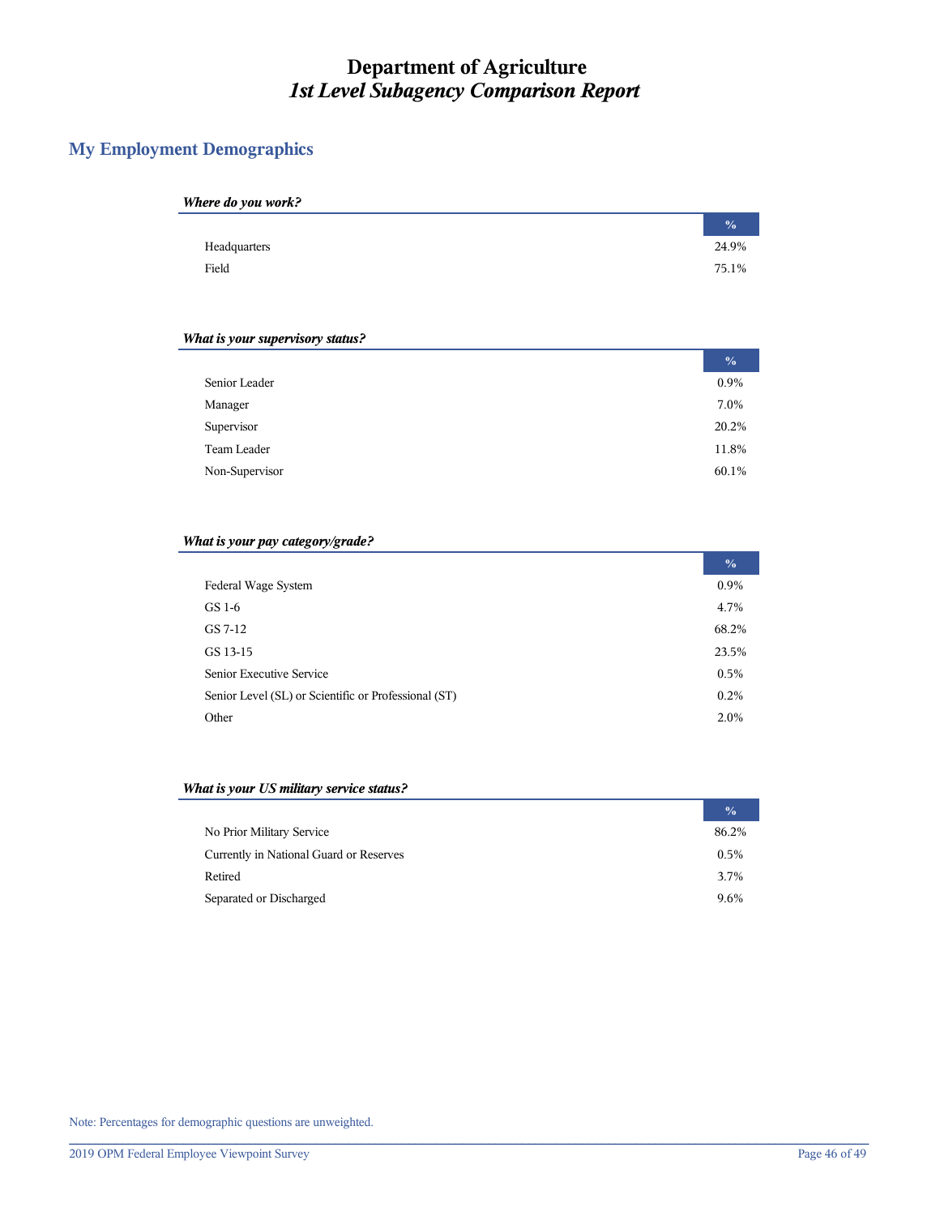# Department of Agriculture
## *1st Level Subagency Comparison Report*

## My Employment Demographics

***Where do you work?***

| | % |
|---|---|
| Headquarters | 24.9% |
| Field | 75.1% |

***What is your supervisory status?***

| | % |
|---|---|
| Senior Leader | 0.9% |
| Manager | 7.0% |
| Supervisor | 20.2% |
| Team Leader | 11.8% |
| Non-Supervisor | 60.1% |

***What is your pay category/grade?***

| | % |
|---|---|
| Federal Wage System | 0.9% |
| GS 1-6 | 4.7% |
| GS 7-12 | 68.2% |
| GS 13-15 | 23.5% |
| Senior Executive Service | 0.5% |
| Senior Level (SL) or Scientific or Professional (ST) | 0.2% |
| Other | 2.0% |

***What is your US military service status?***

| | % |
|---|---|
| No Prior Military Service | 86.2% |
| Currently in National Guard or Reserves | 0.5% |
| Retired | 3.7% |
| Separated or Discharged | 9.6% |

Note: Percentages for demographic questions are unweighted.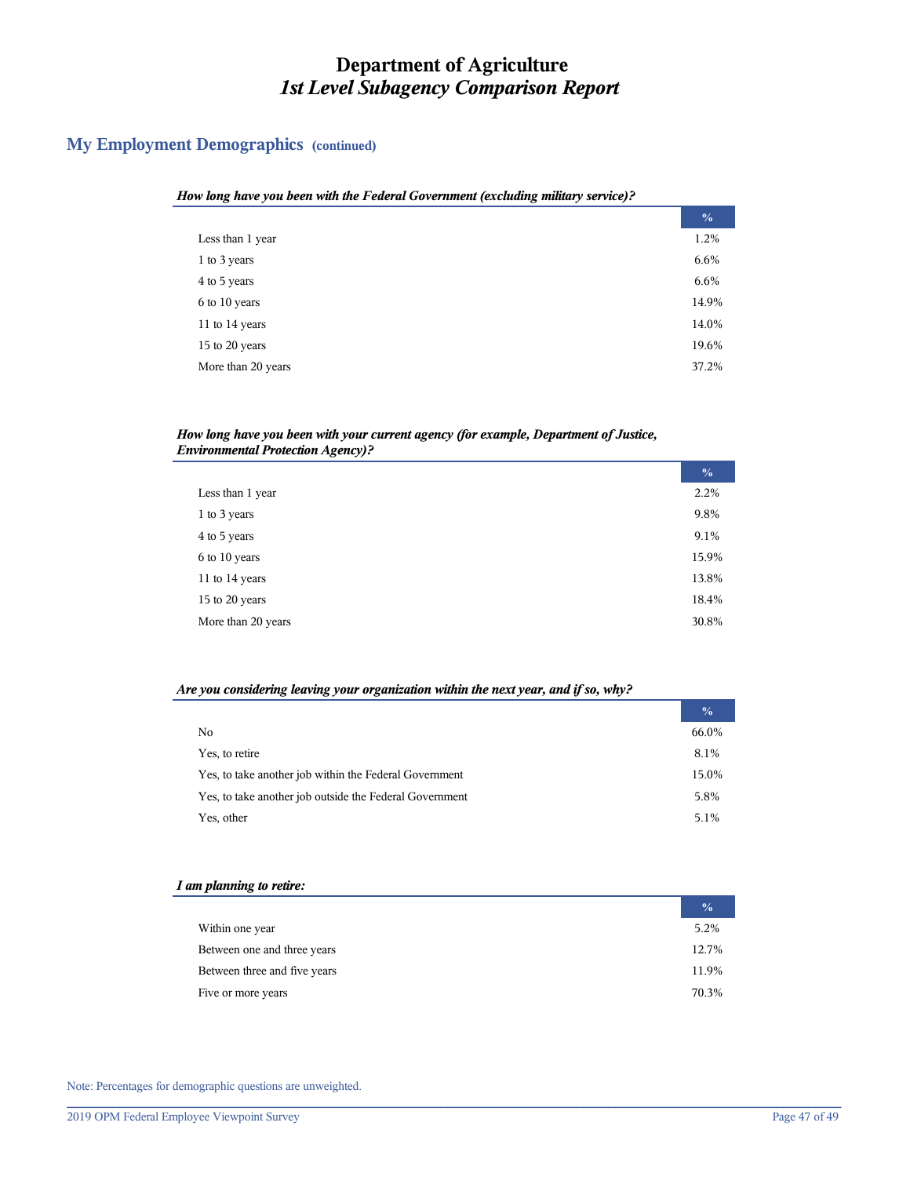# Department of Agriculture
## *1st Level Subagency Comparison Report*

## My Employment Demographics (continued)

***How long have you been with the Federal Government (excluding military service)?***

| | % |
|---|---|
| Less than 1 year | 1.2% |
| 1 to 3 years | 6.6% |
| 4 to 5 years | 6.6% |
| 6 to 10 years | 14.9% |
| 11 to 14 years | 14.0% |
| 15 to 20 years | 19.6% |
| More than 20 years | 37.2% |

***How long have you been with your current agency (for example, Department of Justice, Environmental Protection Agency)?***

| | % |
|---|---|
| Less than 1 year | 2.2% |
| 1 to 3 years | 9.8% |
| 4 to 5 years | 9.1% |
| 6 to 10 years | 15.9% |
| 11 to 14 years | 13.8% |
| 15 to 20 years | 18.4% |
| More than 20 years | 30.8% |

***Are you considering leaving your organization within the next year, and if so, why?***

| | % |
|---|---|
| No | 66.0% |
| Yes, to retire | 8.1% |
| Yes, to take another job within the Federal Government | 15.0% |
| Yes, to take another job outside the Federal Government | 5.8% |
| Yes, other | 5.1% |

***I am planning to retire:***

| | % |
|---|---|
| Within one year | 5.2% |
| Between one and three years | 12.7% |
| Between three and five years | 11.9% |
| Five or more years | 70.3% |

Note: Percentages for demographic questions are unweighted.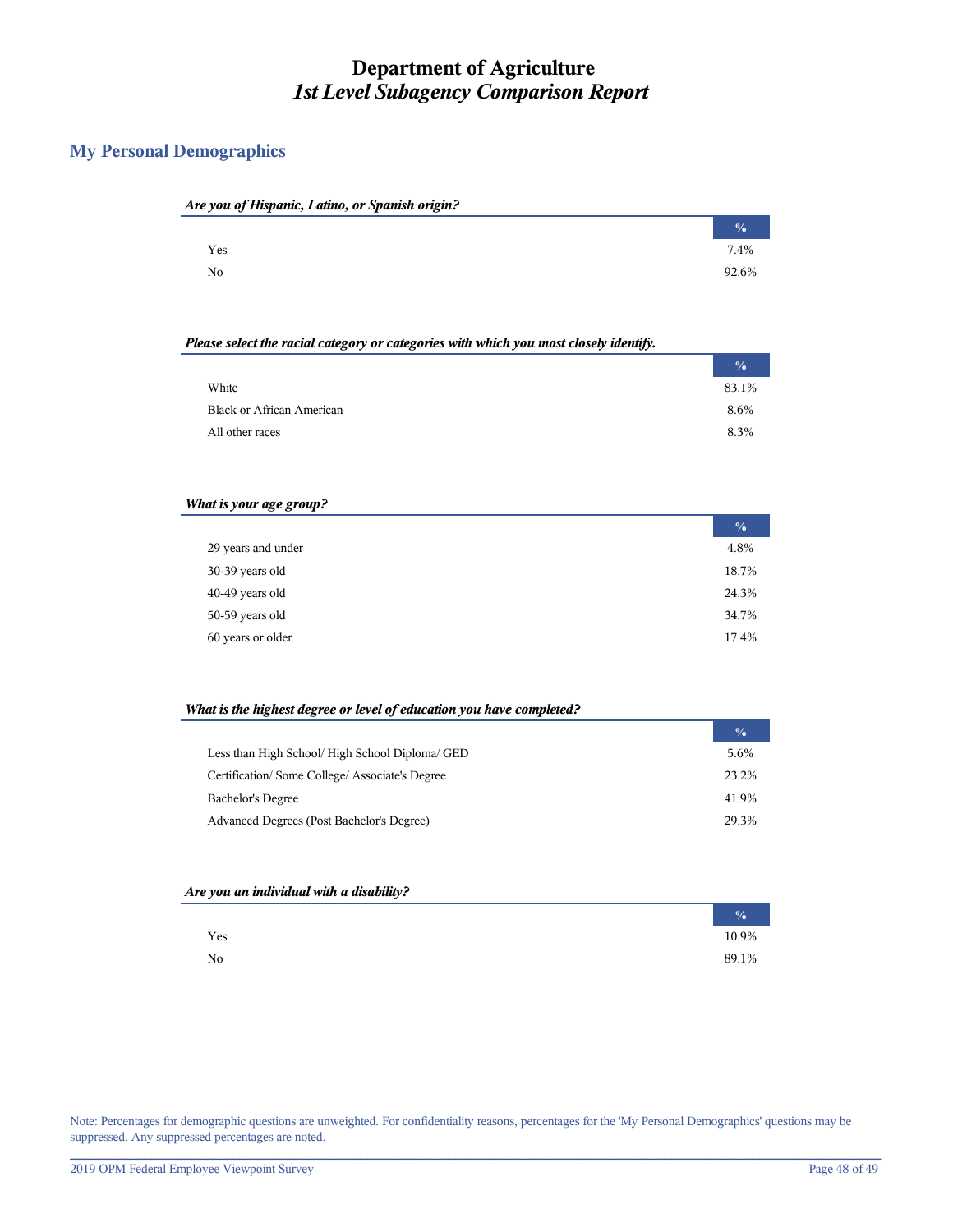# Department of Agriculture
## *1st Level Subagency Comparison Report*

## My Personal Demographics

***Are you of Hispanic, Latino, or Spanish origin?***

| | % |
|---|---|
| Yes | 7.4% |
| No | 92.6% |

***Please select the racial category or categories with which you most closely identify.***

| | % |
|---|---|
| White | 83.1% |
| Black or African American | 8.6% |
| All other races | 8.3% |

***What is your age group?***

| | % |
|---|---|
| 29 years and under | 4.8% |
| 30-39 years old | 18.7% |
| 40-49 years old | 24.3% |
| 50-59 years old | 34.7% |
| 60 years or older | 17.4% |

***What is the highest degree or level of education you have completed?***

| | % |
|---|---|
| Less than High School/ High School Diploma/ GED | 5.6% |
| Certification/ Some College/ Associate's Degree | 23.2% |
| Bachelor's Degree | 41.9% |
| Advanced Degrees (Post Bachelor's Degree) | 29.3% |

***Are you an individual with a disability?***

| | % |
|---|---|
| Yes | 10.9% |
| No | 89.1% |

Note: Percentages for demographic questions are unweighted. For confidentiality reasons, percentages for the 'My Personal Demographics' questions may be suppressed. Any suppressed percentages are noted.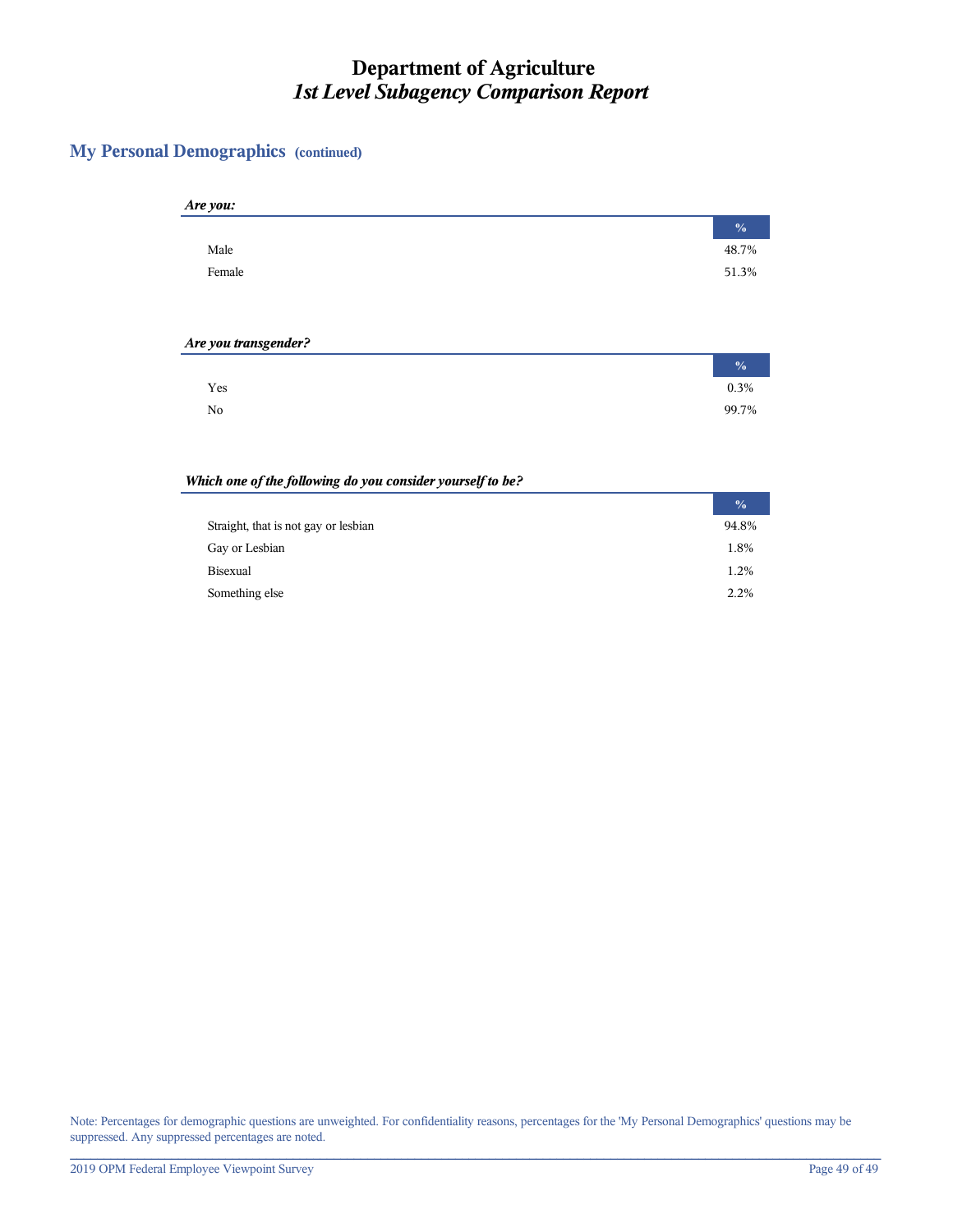# Department of Agriculture
# *1st Level Subagency Comparison Report*

## My Personal Demographics (continued)

***Are you:***

| | % |
|---|---|
| Male | 48.7% |
| Female | 51.3% |

***Are you transgender?***

| | % |
|---|---|
| Yes | 0.3% |
| No | 99.7% |

***Which one of the following do you consider yourself to be?***

| | % |
|---|---|
| Straight, that is not gay or lesbian | 94.8% |
| Gay or Lesbian | 1.8% |
| Bisexual | 1.2% |
| Something else | 2.2% |

Note: Percentages for demographic questions are unweighted. For confidentiality reasons, percentages for the 'My Personal Demographics' questions may be suppressed. Any suppressed percentages are noted.